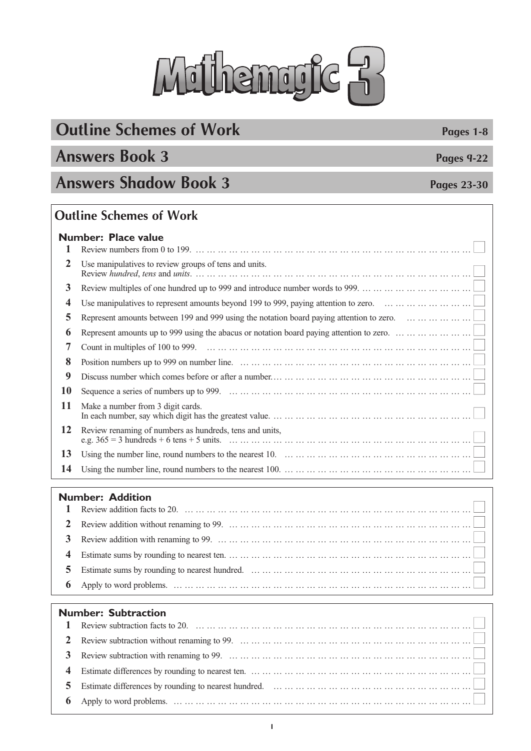# Mathemagic 3

## Outline Schemes of Work — Pages 1-8

## Answers Book 3 — Pages 9-22

## Answers Shadow Book 3 — Pages 23-30

## Outline Schemes of Work

### Number: Place value

1. Review numbers from 0 to 199.
2. Use manipulatives to review groups of tens and units. Review *hundred*, *tens* and *units*.
3. Review multiples of one hundred up to 999 and introduce number words to 999.
4. Use manipulatives to represent amounts beyond 199 to 999, paying attention to zero.
5. Represent amounts between 199 and 999 using the notation board paying attention to zero.
6. Represent amounts up to 999 using the abacus or notation board paying attention to zero.
7. Count in multiples of 100 to 999.
8. Position numbers up to 999 on number line.
9. Discuss number which comes before or after a number.
10. Sequence a series of numbers up to 999.
11. Make a number from 3 digit cards. In each number, say which digit has the greatest value.
12. Review renaming of numbers as hundreds, tens and units, e.g. 365 = 3 hundreds + 6 tens + 5 units.
13. Using the number line, round numbers to the nearest 10.
14. Using the number line, round numbers to the nearest 100.

### Number: Addition

1. Review addition facts to 20.
2. Review addition without renaming to 99.
3. Review addition with renaming to 99.
4. Estimate sums by rounding to nearest ten.
5. Estimate sums by rounding to nearest hundred.
6. Apply to word problems.

### Number: Subtraction

1. Review subtraction facts to 20.
2. Review subtraction without renaming to 99.
3. Review subtraction with renaming to 99.
4. Estimate differences by rounding to nearest ten.
5. Estimate differences by rounding to nearest hundred.
6. Apply to word problems.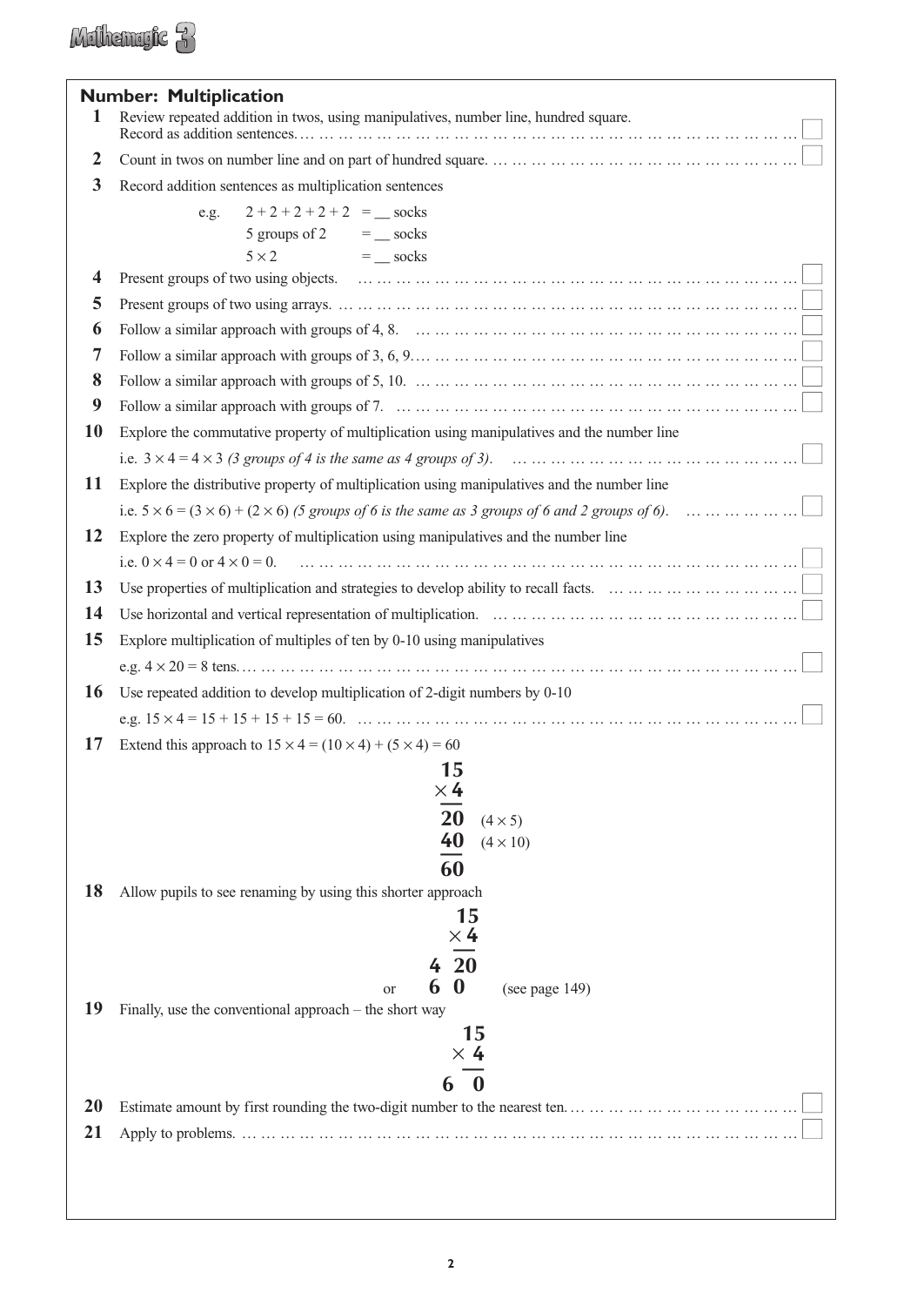## Number: Multiplication

**1** Review repeated addition in twos, using manipulatives, number line, hundred square. Record as addition sentences. ☐

**2** Count in twos on number line and on part of hundred square. ☐

**3** Record addition sentences as multiplication sentences

e.g.

$2 + 2 + 2 + 2 + 2$ = __ socks
5 groups of 2 = __ socks
$5 \times 2$ = __ socks

**4** Present groups of two using objects. ☐

**5** Present groups of two using arrays. ☐

**6** Follow a similar approach with groups of 4, 8. ☐

**7** Follow a similar approach with groups of 3, 6, 9. ☐

**8** Follow a similar approach with groups of 5, 10. ☐

**9** Follow a similar approach with groups of 7. ☐

**10** Explore the commutative property of multiplication using manipulatives and the number line i.e. $3 \times 4 = 4 \times 3$ *(3 groups of 4 is the same as 4 groups of 3)*. ☐

**11** Explore the distributive property of multiplication using manipulatives and the number line i.e. $5 \times 6 = (3 \times 6) + (2 \times 6)$ *(5 groups of 6 is the same as 3 groups of 6 and 2 groups of 6)*. ☐

**12** Explore the zero property of multiplication using manipulatives and the number line i.e. $0 \times 4 = 0$ or $4 \times 0 = 0$. ☐

**13** Use properties of multiplication and strategies to develop ability to recall facts. ☐

**14** Use horizontal and vertical representation of multiplication. ☐

**15** Explore multiplication of multiples of ten by 0-10 using manipulatives e.g. $4 \times 20$ = 8 tens. ☐

**16** Use repeated addition to develop multiplication of 2-digit numbers by 0-10 e.g. $15 \times 4 = 15 + 15 + 15 + 15 = 60$. ☐

**17** Extend this approach to $15 \times 4 = (10 \times 4) + (5 \times 4) = 60$

$$\begin{array}{r} 15 \\ \times\ 4 \\ \hline 20 \\ 40 \\ \hline 60 \end{array} \quad \begin{array}{l} \\ \\ (4 \times 5) \\ (4 \times 10) \\ \\ \end{array}$$

**18** Allow pupils to see renaming by using this shorter approach

$$\begin{array}{r} 15 \\ \times\ 4 \\ \hline 4\ \ 20 \end{array}$$

or $\ 6\ \ 0$ (see page 149)

**19** Finally, use the conventional approach – the short way

$$\begin{array}{r} 15 \\ \times\ 4 \\ \hline 6\ \ 0 \end{array}$$

**20** Estimate amount by first rounding the two-digit number to the nearest ten. ☐

**21** Apply to problems. ☐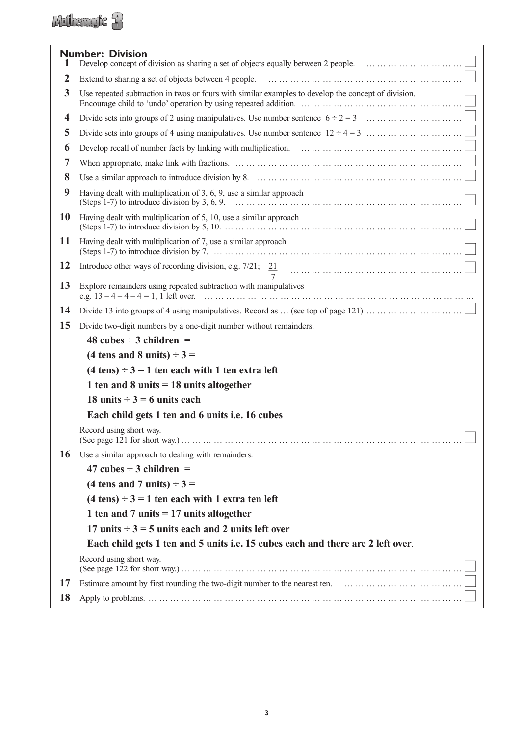## Number: Division

**1** Develop concept of division as sharing a set of objects equally between 2 people. … … … … … … … … … ☐

**2** Extend to sharing a set of objects between 4 people. … … … … … … … … … … … … … … … … … … ☐

**3** Use repeated subtraction in twos or fours with similar examples to develop the concept of division. Encourage child to 'undo' operation by using repeated addition. … … … … … … … … … … … … … … ☐

**4** Divide sets into groups of 2 using manipulatives. Use number sentence $6 \div 2 = 3$ … … … … … … … … ☐

**5** Divide sets into groups of 4 using manipulatives. Use number sentence $12 \div 4 = 3$ … … … … … … … … ☐

**6** Develop recall of number facts by linking with multiplication. … … … … … … … … … … … … … … ☐

**7** When appropriate, make link with fractions. … … … … … … … … … … … … … … … … … … … … … ☐

**8** Use a similar approach to introduce division by 8. … … … … … … … … … … … … … … … … … … ☐

**9** Having dealt with multiplication of 3, 6, 9, use a similar approach (Steps 1-7) to introduce division by 3, 6, 9. … … … … … … … … … … … … … … … … … … … … … ☐

**10** Having dealt with multiplication of 5, 10, use a similar approach (Steps 1-7) to introduce division by 5, 10. … … … … … … … … … … … … … … … … … … … … … ☐

**11** Having dealt with multiplication of 7, use a similar approach (Steps 1-7) to introduce division by 7. … … … … … … … … … … … … … … … … … … … … … … … ☐

**12** Introduce other ways of recording division, e.g. 7/21; $\frac{21}{7}$ … … … … … … … … … … … … … … … ☐

**13** Explore remainders using repeated subtraction with manipulatives e.g. $13 - 4 - 4 - 4 = 1$, 1 left over. … … … … … … … … … … … … … … … … … … … … … … … …

**14** Divide 13 into groups of 4 using manipulatives. Record as … (see top of page 121) … … … … … … … … ☐

**15** Divide two-digit numbers by a one-digit number without remainders.

**48 cubes ÷ 3 children =**

**(4 tens and 8 units) ÷ 3 =**

**(4 tens) ÷ 3 = 1 ten each with 1 ten extra left**

**1 ten and 8 units = 18 units altogether**

**18 units ÷ 3 = 6 units each**

**Each child gets 1 ten and 6 units i.e. 16 cubes**

Record using short way. (See page 121 for short way.) … … … … … … … … … … … … … … … … … … … … … … … ☐

**16** Use a similar approach to dealing with remainders.

**47 cubes ÷ 3 children =**

**(4 tens and 7 units) ÷ 3 =**

**(4 tens) ÷ 3 = 1 ten each with 1 extra ten left**

**1 ten and 7 units = 17 units altogether**

**17 units ÷ 3 = 5 units each and 2 units left over**

**Each child gets 1 ten and 5 units i.e. 15 cubes each and there are 2 left over**.

Record using short way. (See page 122 for short way.) … … … … … … … … … … … … … … … … … … … … … … … ☐

**17** Estimate amount by first rounding the two-digit number to the nearest ten. … … … … … … … … … … ☐

**18** Apply to problems. … … … … … … … … … … … … … … … … … … … … … … … … … … … … ☐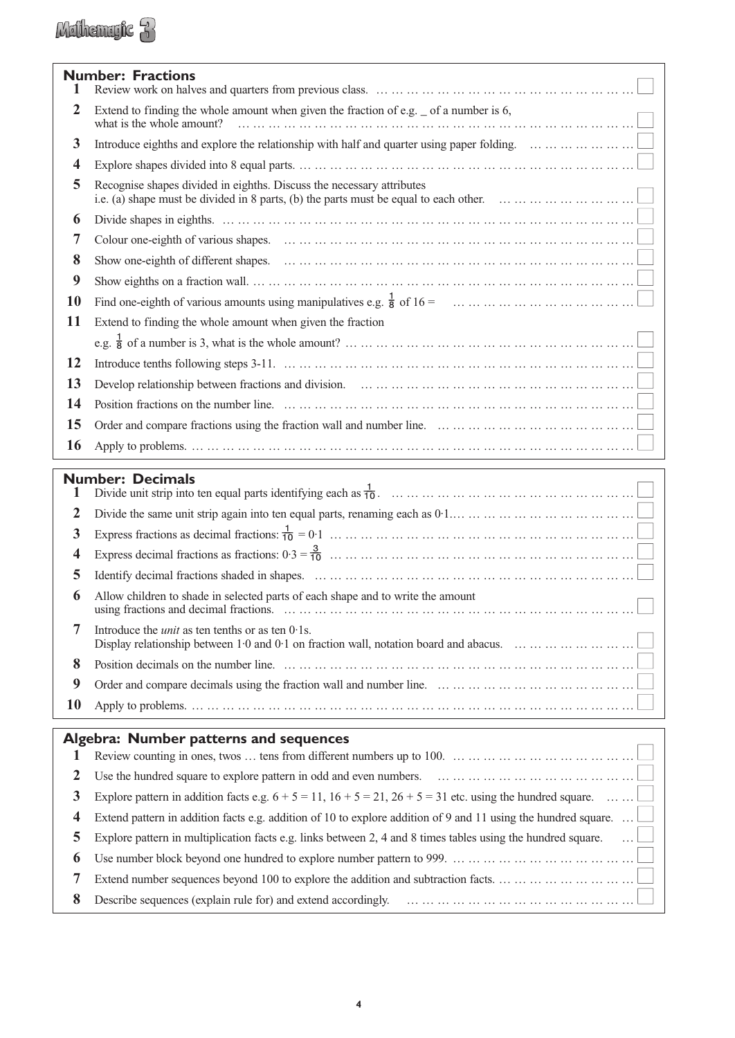## Number: Fractions

1. Review work on halves and quarters from previous class.
2. Extend to finding the whole amount when given the fraction of e.g. _ of a number is 6, what is the whole amount?
3. Introduce eighths and explore the relationship with half and quarter using paper folding.
4. Explore shapes divided into 8 equal parts.
5. Recognise shapes divided in eighths. Discuss the necessary attributes i.e. (a) shape must be divided in 8 parts, (b) the parts must be equal to each other.
6. Divide shapes in eighths.
7. Colour one-eighth of various shapes.
8. Show one-eighth of different shapes.
9. Show eighths on a fraction wall.
10. Find one-eighth of various amounts using manipulatives e.g. $\frac{1}{8}$ of 16 =
11. Extend to finding the whole amount when given the fraction e.g. $\frac{1}{8}$ of a number is 3, what is the whole amount?
12. Introduce tenths following steps 3-11.
13. Develop relationship between fractions and division.
14. Position fractions on the number line.
15. Order and compare fractions using the fraction wall and number line.
16. Apply to problems.

## Number: Decimals

1. Divide unit strip into ten equal parts identifying each as $\frac{1}{10}$.
2. Divide the same unit strip again into ten equal parts, renaming each as 0·1.
3. Express fractions as decimal fractions: $\frac{1}{10}$ = 0·1
4. Express decimal fractions as fractions: 0·3 = $\frac{3}{10}$
5. Identify decimal fractions shaded in shapes.
6. Allow children to shade in selected parts of each shape and to write the amount using fractions and decimal fractions.
7. Introduce the *unit* as ten tenths or as ten 0·1s. Display relationship between 1·0 and 0·1 on fraction wall, notation board and abacus.
8. Position decimals on the number line.
9. Order and compare decimals using the fraction wall and number line.
10. Apply to problems.

## Algebra: Number patterns and sequences

1. Review counting in ones, twos … tens from different numbers up to 100.
2. Use the hundred square to explore pattern in odd and even numbers.
3. Explore pattern in addition facts e.g. 6 + 5 = 11, 16 + 5 = 21, 26 + 5 = 31 etc. using the hundred square.
4. Extend pattern in addition facts e.g. addition of 10 to explore addition of 9 and 11 using the hundred square.
5. Explore pattern in multiplication facts e.g. links between 2, 4 and 8 times tables using the hundred square.
6. Use number block beyond one hundred to explore number pattern to 999.
7. Extend number sequences beyond 100 to explore the addition and subtraction facts.
8. Describe sequences (explain rule for) and extend accordingly.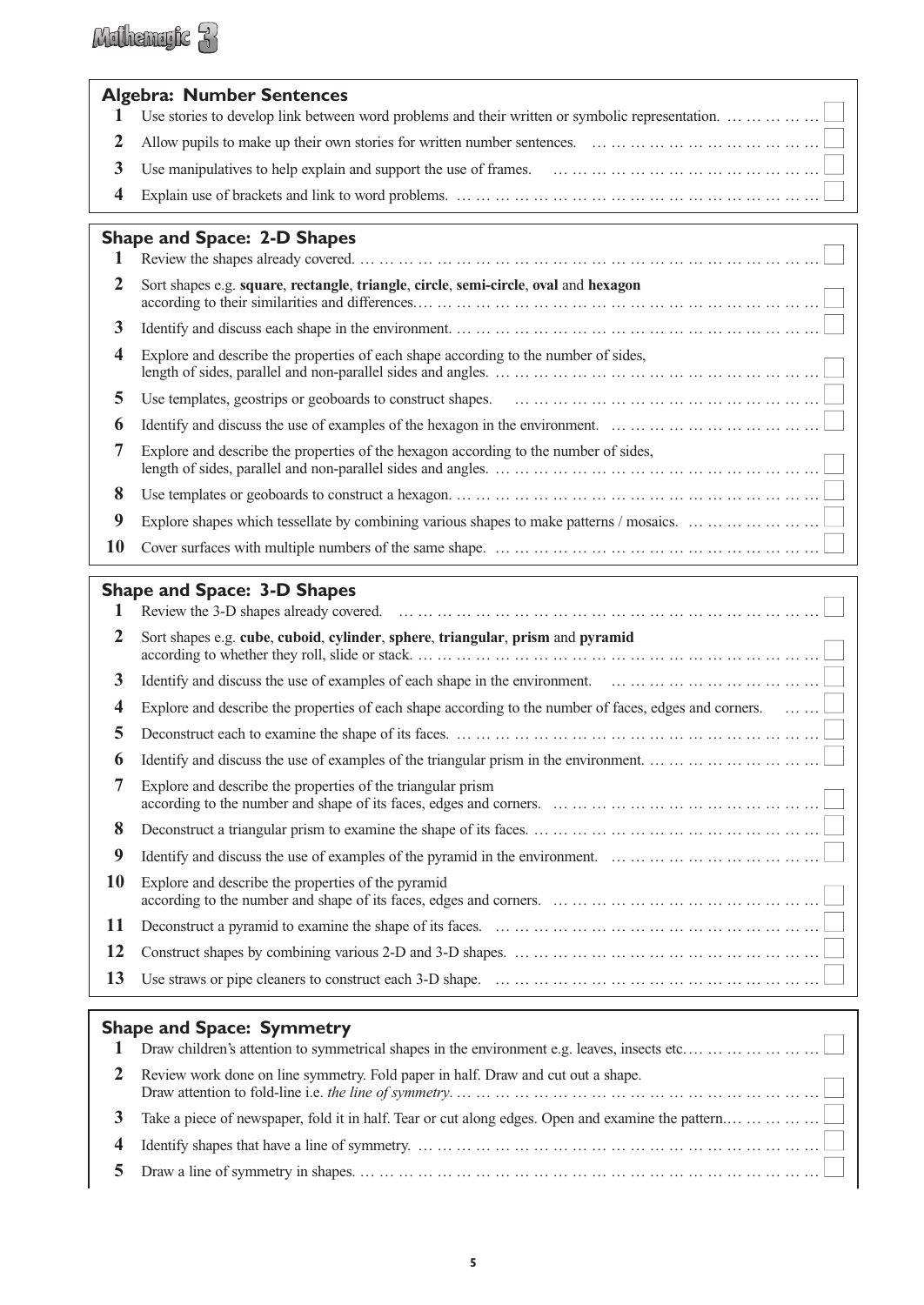## Algebra: Number Sentences

1. Use stories to develop link between word problems and their written or symbolic representation.
2. Allow pupils to make up their own stories for written number sentences.
3. Use manipulatives to help explain and support the use of frames.
4. Explain use of brackets and link to word problems.

## Shape and Space: 2-D Shapes

1. Review the shapes already covered.
2. Sort shapes e.g. **square**, **rectangle**, **triangle**, **circle**, **semi-circle**, **oval** and **hexagon** according to their similarities and differences.
3. Identify and discuss each shape in the environment.
4. Explore and describe the properties of each shape according to the number of sides, length of sides, parallel and non-parallel sides and angles.
5. Use templates, geostrips or geoboards to construct shapes.
6. Identify and discuss the use of examples of the hexagon in the environment.
7. Explore and describe the properties of the hexagon according to the number of sides, length of sides, parallel and non-parallel sides and angles.
8. Use templates or geoboards to construct a hexagon.
9. Explore shapes which tessellate by combining various shapes to make patterns / mosaics.
10. Cover surfaces with multiple numbers of the same shape.

## Shape and Space: 3-D Shapes

1. Review the 3-D shapes already covered.
2. Sort shapes e.g. **cube**, **cuboid**, **cylinder**, **sphere**, **triangular**, **prism** and **pyramid** according to whether they roll, slide or stack.
3. Identify and discuss the use of examples of each shape in the environment.
4. Explore and describe the properties of each shape according to the number of faces, edges and corners.
5. Deconstruct each to examine the shape of its faces.
6. Identify and discuss the use of examples of the triangular prism in the environment.
7. Explore and describe the properties of the triangular prism according to the number and shape of its faces, edges and corners.
8. Deconstruct a triangular prism to examine the shape of its faces.
9. Identify and discuss the use of examples of the pyramid in the environment.
10. Explore and describe the properties of the pyramid according to the number and shape of its faces, edges and corners.
11. Deconstruct a pyramid to examine the shape of its faces.
12. Construct shapes by combining various 2-D and 3-D shapes.
13. Use straws or pipe cleaners to construct each 3-D shape.

## Shape and Space: Symmetry

1. Draw children's attention to symmetrical shapes in the environment e.g. leaves, insects etc.
2. Review work done on line symmetry. Fold paper in half. Draw and cut out a shape. Draw attention to fold-line i.e. *the line of symmetry*.
3. Take a piece of newspaper, fold it in half. Tear or cut along edges. Open and examine the pattern.
4. Identify shapes that have a line of symmetry.
5. Draw a line of symmetry in shapes.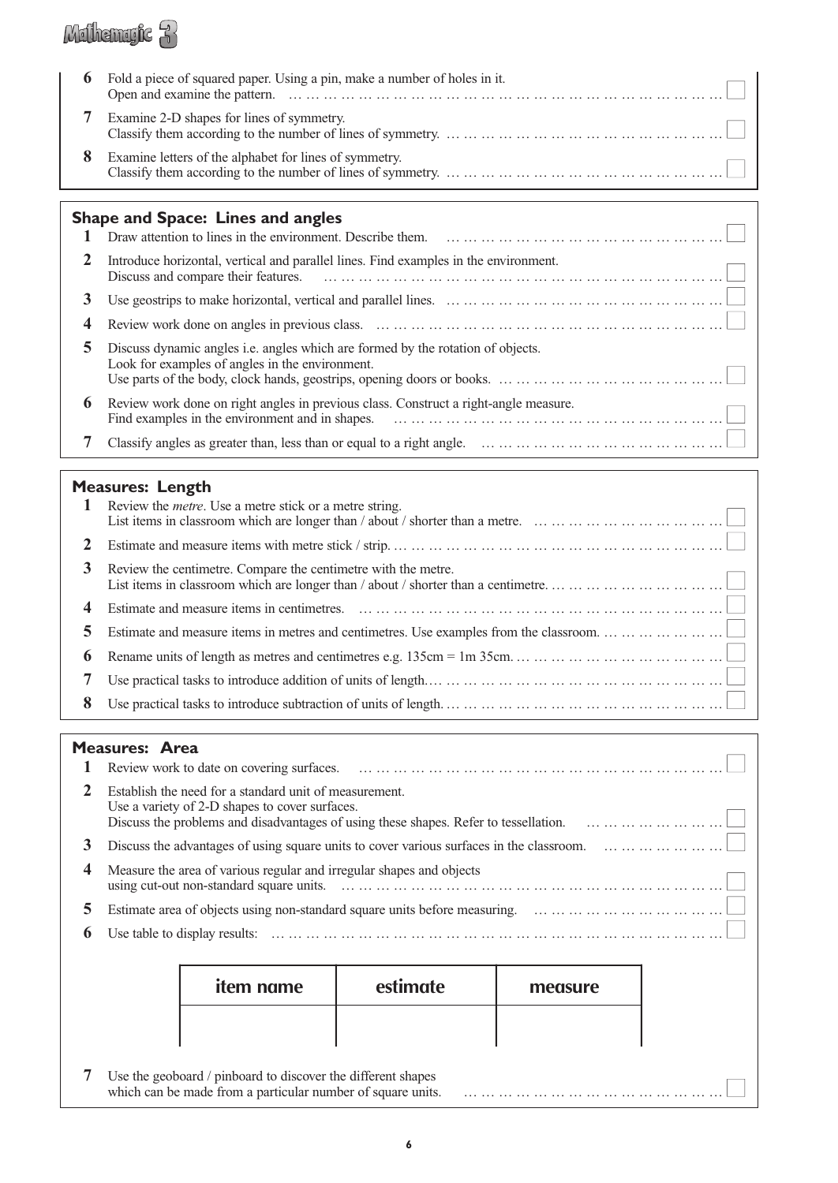6 Fold a piece of squared paper. Using a pin, make a number of holes in it. Open and examine the pattern. ☐

7 Examine 2-D shapes for lines of symmetry. Classify them according to the number of lines of symmetry. ☐

8 Examine letters of the alphabet for lines of symmetry. Classify them according to the number of lines of symmetry. ☐

## Shape and Space: Lines and angles

1 Draw attention to lines in the environment. Describe them. ☐

2 Introduce horizontal, vertical and parallel lines. Find examples in the environment. Discuss and compare their features. ☐

3 Use geostrips to make horizontal, vertical and parallel lines. ☐

4 Review work done on angles in previous class. ☐

5 Discuss dynamic angles i.e. angles which are formed by the rotation of objects. Look for examples of angles in the environment. Use parts of the body, clock hands, geostrips, opening doors or books. ☐

6 Review work done on right angles in previous class. Construct a right-angle measure. Find examples in the environment and in shapes. ☐

7 Classify angles as greater than, less than or equal to a right angle. ☐

## Measures: Length

1 Review the *metre*. Use a metre stick or a metre string. List items in classroom which are longer than / about / shorter than a metre. ☐

2 Estimate and measure items with metre stick / strip. ☐

3 Review the centimetre. Compare the centimetre with the metre. List items in classroom which are longer than / about / shorter than a centimetre. ☐

4 Estimate and measure items in centimetres. ☐

5 Estimate and measure items in metres and centimetres. Use examples from the classroom. ☐

6 Rename units of length as metres and centimetres e.g. 135cm = 1m 35cm. ☐

7 Use practical tasks to introduce addition of units of length. ☐

8 Use practical tasks to introduce subtraction of units of length. ☐

## Measures: Area

1 Review work to date on covering surfaces. ☐

2 Establish the need for a standard unit of measurement. Use a variety of 2-D shapes to cover surfaces. Discuss the problems and disadvantages of using these shapes. Refer to tessellation. ☐

3 Discuss the advantages of using square units to cover various surfaces in the classroom. ☐

4 Measure the area of various regular and irregular shapes and objects using cut-out non-standard square units. ☐

5 Estimate area of objects using non-standard square units before measuring. ☐

6 Use table to display results: ☐

| item name | estimate | measure |
|---|---|---|
| | | |

7 Use the geoboard / pinboard to discover the different shapes which can be made from a particular number of square units. ☐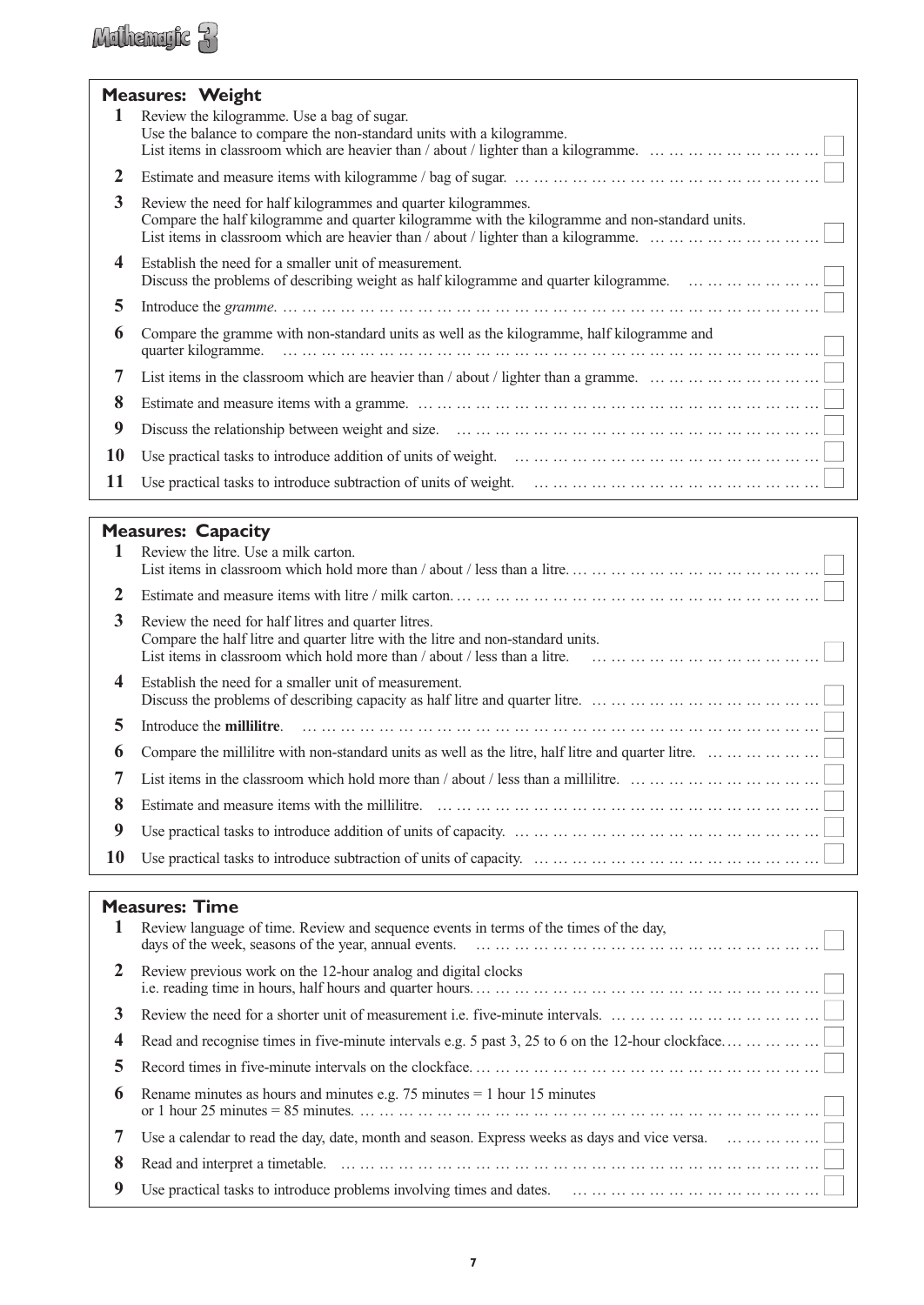## Measures: Weight

1. Review the kilogramme. Use a bag of sugar.
   Use the balance to compare the non-standard units with a kilogramme.
   List items in classroom which are heavier than / about / lighter than a kilogramme.
2. Estimate and measure items with kilogramme / bag of sugar.
3. Review the need for half kilogrammes and quarter kilogrammes.
   Compare the half kilogramme and quarter kilogramme with the kilogramme and non-standard units.
   List items in classroom which are heavier than / about / lighter than a kilogramme.
4. Establish the need for a smaller unit of measurement.
   Discuss the problems of describing weight as half kilogramme and quarter kilogramme.
5. Introduce the *gramme*.
6. Compare the gramme with non-standard units as well as the kilogramme, half kilogramme and quarter kilogramme.
7. List items in the classroom which are heavier than / about / lighter than a gramme.
8. Estimate and measure items with a gramme.
9. Discuss the relationship between weight and size.
10. Use practical tasks to introduce addition of units of weight.
11. Use practical tasks to introduce subtraction of units of weight.

## Measures: Capacity

1. Review the litre. Use a milk carton.
   List items in classroom which hold more than / about / less than a litre.
2. Estimate and measure items with litre / milk carton.
3. Review the need for half litres and quarter litres.
   Compare the half litre and quarter litre with the litre and non-standard units.
   List items in classroom which hold more than / about / less than a litre.
4. Establish the need for a smaller unit of measurement.
   Discuss the problems of describing capacity as half litre and quarter litre.
5. Introduce the **millilitre**.
6. Compare the millilitre with non-standard units as well as the litre, half litre and quarter litre.
7. List items in the classroom which hold more than / about / less than a millilitre.
8. Estimate and measure items with the millilitre.
9. Use practical tasks to introduce addition of units of capacity.
10. Use practical tasks to introduce subtraction of units of capacity.

## Measures: Time

1. Review language of time. Review and sequence events in terms of the times of the day, days of the week, seasons of the year, annual events.
2. Review previous work on the 12-hour analog and digital clocks i.e. reading time in hours, half hours and quarter hours.
3. Review the need for a shorter unit of measurement i.e. five-minute intervals.
4. Read and recognise times in five-minute intervals e.g. 5 past 3, 25 to 6 on the 12-hour clockface.
5. Record times in five-minute intervals on the clockface.
6. Rename minutes as hours and minutes e.g. 75 minutes = 1 hour 15 minutes or 1 hour 25 minutes = 85 minutes.
7. Use a calendar to read the day, date, month and season. Express weeks as days and vice versa.
8. Read and interpret a timetable.
9. Use practical tasks to introduce problems involving times and dates.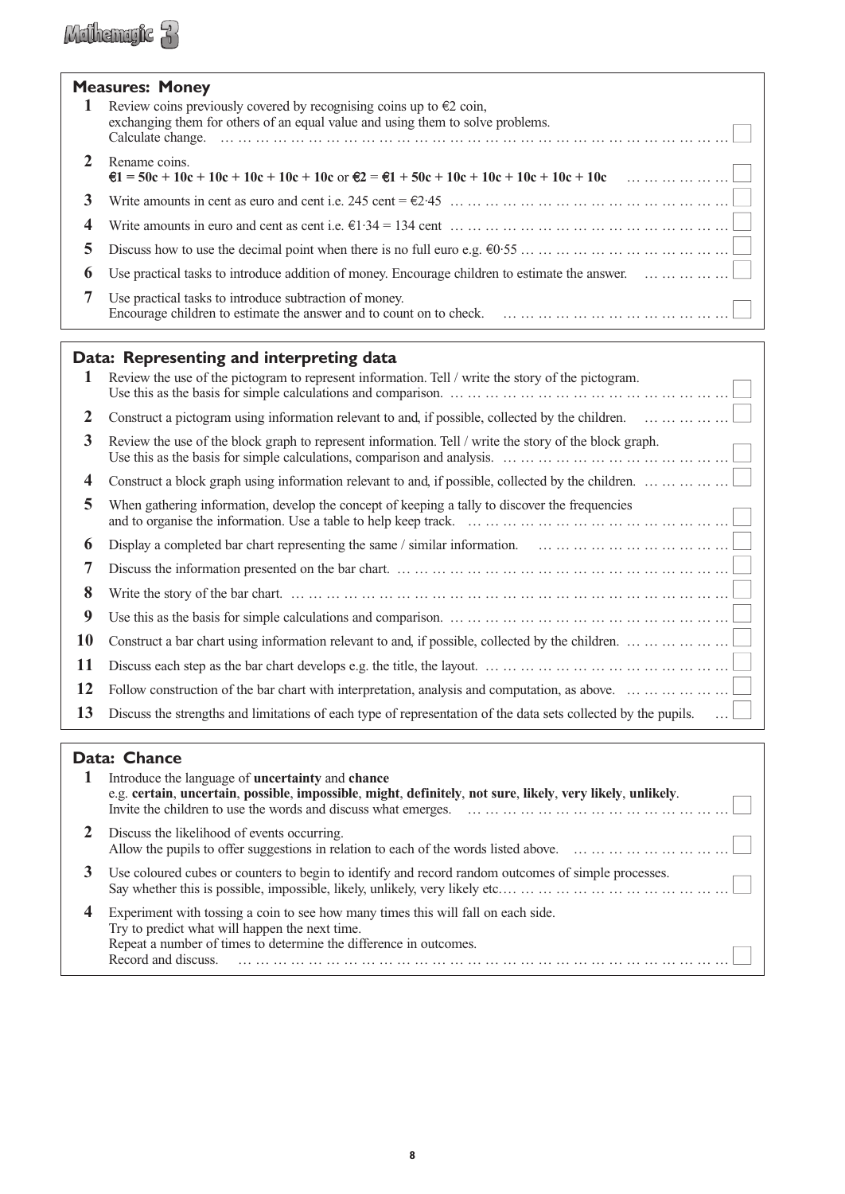## Measures: Money

1. Review coins previously covered by recognising coins up to €2 coin, exchanging them for others of an equal value and using them to solve problems. Calculate change.
2. Rename coins.
   **€1 = 50c + 10c + 10c + 10c + 10c + 10c** or **€2 = €1 + 50c + 10c + 10c + 10c + 10c + 10c**
3. Write amounts in cent as euro and cent i.e. 245 cent = €2·45
4. Write amounts in euro and cent as cent i.e. €1·34 = 134 cent
5. Discuss how to use the decimal point when there is no full euro e.g. €0·55
6. Use practical tasks to introduce addition of money. Encourage children to estimate the answer.
7. Use practical tasks to introduce subtraction of money. Encourage children to estimate the answer and to count on to check.

## Data: Representing and interpreting data

1. Review the use of the pictogram to represent information. Tell / write the story of the pictogram. Use this as the basis for simple calculations and comparison.
2. Construct a pictogram using information relevant to and, if possible, collected by the children.
3. Review the use of the block graph to represent information. Tell / write the story of the block graph. Use this as the basis for simple calculations, comparison and analysis.
4. Construct a block graph using information relevant to and, if possible, collected by the children.
5. When gathering information, develop the concept of keeping a tally to discover the frequencies and to organise the information. Use a table to help keep track.
6. Display a completed bar chart representing the same / similar information.
7. Discuss the information presented on the bar chart.
8. Write the story of the bar chart.
9. Use this as the basis for simple calculations and comparison.
10. Construct a bar chart using information relevant to and, if possible, collected by the children.
11. Discuss each step as the bar chart develops e.g. the title, the layout.
12. Follow construction of the bar chart with interpretation, analysis and computation, as above.
13. Discuss the strengths and limitations of each type of representation of the data sets collected by the pupils.

## Data: Chance

1. Introduce the language of **uncertainty** and **chance** e.g. **certain**, **uncertain**, **possible**, **impossible**, **might**, **definitely**, **not sure**, **likely**, **very likely**, **unlikely**. Invite the children to use the words and discuss what emerges.
2. Discuss the likelihood of events occurring. Allow the pupils to offer suggestions in relation to each of the words listed above.
3. Use coloured cubes or counters to begin to identify and record random outcomes of simple processes. Say whether this is possible, impossible, likely, unlikely, very likely etc.
4. Experiment with tossing a coin to see how many times this will fall on each side. Try to predict what will happen the next time. Repeat a number of times to determine the difference in outcomes. Record and discuss.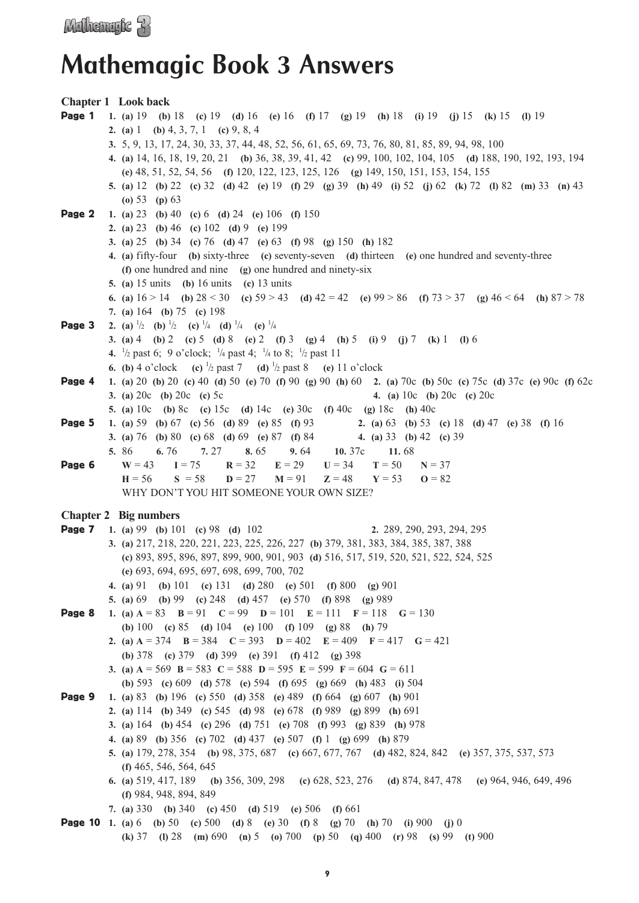# Mathemagic Book 3 Answers

## Chapter 1 Look back

**Page 1**

1. **(a)** 19 **(b)** 18 **(c)** 19 **(d)** 16 **(e)** 16 **(f)** 17 **(g)** 19 **(h)** 18 **(i)** 19 **(j)** 15 **(k)** 15 **(l)** 19
2. **(a)** 1 **(b)** 4, 3, 7, 1 **(c)** 9, 8, 4
3. 5, 9, 13, 17, 24, 30, 33, 37, 44, 48, 52, 56, 61, 65, 69, 73, 76, 80, 81, 85, 89, 94, 98, 100
4. **(a)** 14, 16, 18, 19, 20, 21 **(b)** 36, 38, 39, 41, 42 **(c)** 99, 100, 102, 104, 105 **(d)** 188, 190, 192, 193, 194 **(e)** 48, 51, 52, 54, 56 **(f)** 120, 122, 123, 125, 126 **(g)** 149, 150, 151, 153, 154, 155
5. **(a)** 12 **(b)** 22 **(c)** 32 **(d)** 42 **(e)** 19 **(f)** 29 **(g)** 39 **(h)** 49 **(i)** 52 **(j)** 62 **(k)** 72 **(l)** 82 **(m)** 33 **(n)** 43 **(o)** 53 **(p)** 63

**Page 2**

1. **(a)** 23 **(b)** 40 **(c)** 6 **(d)** 24 **(e)** 106 **(f)** 150
2. **(a)** 23 **(b)** 46 **(c)** 102 **(d)** 9 **(e)** 199
3. **(a)** 25 **(b)** 34 **(c)** 76 **(d)** 47 **(e)** 63 **(f)** 98 **(g)** 150 **(h)** 182
4. **(a)** fifty-four **(b)** sixty-three **(c)** seventy-seven **(d)** thirteen **(e)** one hundred and seventy-three **(f)** one hundred and nine **(g)** one hundred and ninety-six
5. **(a)** 15 units **(b)** 16 units **(c)** 13 units
6. **(a)** $16 > 14$ **(b)** $28 < 30$ **(c)** $59 > 43$ **(d)** $42 = 42$ **(e)** $99 > 86$ **(f)** $73 > 37$ **(g)** $46 < 64$ **(h)** $87 > 78$
7. **(a)** 164 **(b)** 75 **(c)** 198

**Page 3**

2. **(a)** $\frac{1}{2}$ **(b)** $\frac{1}{2}$ **(c)** $\frac{1}{4}$ **(d)** $\frac{1}{4}$ **(e)** $\frac{1}{4}$
3. **(a)** 4 **(b)** 2 **(c)** 5 **(d)** 8 **(e)** 2 **(f)** 3 **(g)** 4 **(h)** 5 **(i)** 9 **(j)** 7 **(k)** 1 **(l)** 6
4. $\frac{1}{2}$ past 6; 9 o'clock; $\frac{1}{4}$ past 4; $\frac{1}{4}$ to 8; $\frac{1}{2}$ past 11
6. **(b)** 4 o'clock **(c)** $\frac{1}{2}$ past 7 **(d)** $\frac{1}{2}$ past 8 **(e)** 11 o'clock

**Page 4**

1. **(a)** 20 **(b)** 20 **(c)** 40 **(d)** 50 **(e)** 70 **(f)** 90 **(g)** 90 **(h)** 60
2. **(a)** 70c **(b)** 50c **(c)** 75c **(d)** 37c **(e)** 90c **(f)** 62c
3. **(a)** 20c **(b)** 20c **(c)** 5c
4. **(a)** 10c **(b)** 20c **(c)** 20c
5. **(a)** 10c **(b)** 8c **(c)** 15c **(d)** 14c **(e)** 30c **(f)** 40c **(g)** 18c **(h)** 40c

**Page 5**

1. **(a)** 59 **(b)** 67 **(c)** 56 **(d)** 89 **(e)** 85 **(f)** 93
2. **(a)** 63 **(b)** 53 **(c)** 18 **(d)** 47 **(e)** 38 **(f)** 16
3. **(a)** 76 **(b)** 80 **(c)** 68 **(d)** 69 **(e)** 87 **(f)** 84
4. **(a)** 33 **(b)** 42 **(c)** 39
5. 86
6. 76
7. 27
8. 65
9. 64
10. 37c
11. 68

**Page 6**

**W** = 43 **I** = 75 **R** = 32 **E** = 29 **U** = 34 **T** = 50 **N** = 37
**H** = 56 **S** = 58 **D** = 27 **M** = 91 **Z** = 48 **Y** = 53 **O** = 82

WHY DON'T YOU HIT SOMEONE YOUR OWN SIZE?

## Chapter 2 Big numbers

**Page 7**

1. **(a)** 99 **(b)** 101 **(c)** 98 **(d)** 102
2. 289, 290, 293, 294, 295
3. **(a)** 217, 218, 220, 221, 223, 225, 226, 227 **(b)** 379, 381, 383, 384, 385, 387, 388 **(c)** 893, 895, 896, 897, 899, 900, 901, 903 **(d)** 516, 517, 519, 520, 521, 522, 524, 525 **(e)** 693, 694, 695, 697, 698, 699, 700, 702
4. **(a)** 91 **(b)** 101 **(c)** 131 **(d)** 280 **(e)** 501 **(f)** 800 **(g)** 901
5. **(a)** 69 **(b)** 99 **(c)** 248 **(d)** 457 **(e)** 570 **(f)** 898 **(g)** 989

**Page 8**

1. **(a) A** = 83 **B** = 91 **C** = 99 **D** = 101 **E** = 111 **F** = 118 **G** = 130 **(b)** 100 **(c)** 85 **(d)** 104 **(e)** 100 **(f)** 109 **(g)** 88 **(h)** 79
2. **(a) A** = 374 **B** = 384 **C** = 393 **D** = 402 **E** = 409 **F** = 417 **G** = 421 **(b)** 378 **(c)** 379 **(d)** 399 **(e)** 391 **(f)** 412 **(g)** 398
3. **(a) A** = 569 **B** = 583 **C** = 588 **D** = 595 **E** = 599 **F** = 604 **G** = 611 **(b)** 593 **(c)** 609 **(d)** 578 **(e)** 594 **(f)** 695 **(g)** 669 **(h)** 483 **(i)** 504

**Page 9**

1. **(a)** 83 **(b)** 196 **(c)** 550 **(d)** 358 **(e)** 489 **(f)** 664 **(g)** 607 **(h)** 901
2. **(a)** 114 **(b)** 349 **(c)** 545 **(d)** 98 **(e)** 678 **(f)** 989 **(g)** 899 **(h)** 691
3. **(a)** 164 **(b)** 454 **(c)** 296 **(d)** 751 **(e)** 708 **(f)** 993 **(g)** 839 **(h)** 978
4. **(a)** 89 **(b)** 356 **(c)** 702 **(d)** 437 **(e)** 507 **(f)** 1 **(g)** 699 **(h)** 879
5. **(a)** 179, 278, 354 **(b)** 98, 375, 687 **(c)** 667, 677, 767 **(d)** 482, 824, 842 **(e)** 357, 375, 537, 573 **(f)** 465, 546, 564, 645
6. **(a)** 519, 417, 189 **(b)** 356, 309, 298 **(c)** 628, 523, 276 **(d)** 874, 847, 478 **(e)** 964, 946, 649, 496 **(f)** 984, 948, 894, 849
7. **(a)** 330 **(b)** 340 **(c)** 450 **(d)** 519 **(e)** 506 **(f)** 661

**Page 10**

1. **(a)** 6 **(b)** 50 **(c)** 500 **(d)** 8 **(e)** 30 **(f)** 8 **(g)** 70 **(h)** 70 **(i)** 900 **(j)** 0 **(k)** 37 **(l)** 28 **(m)** 690 **(n)** 5 **(o)** 700 **(p)** 50 **(q)** 400 **(r)** 98 **(s)** 99 **(t)** 900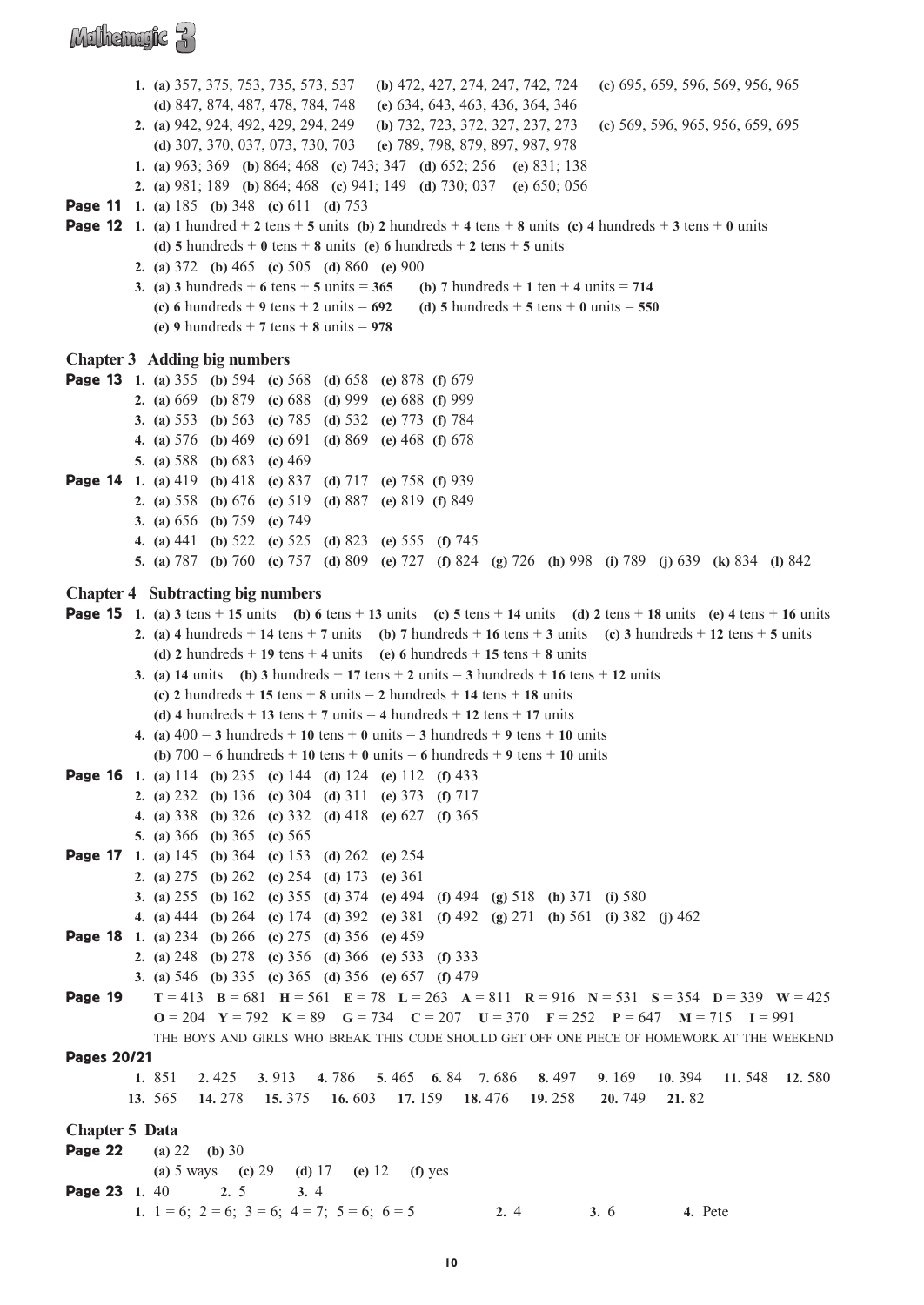**1.** **(a)** 357, 375, 753, 735, 573, 537 **(b)** 472, 427, 274, 247, 742, 724 **(c)** 695, 659, 596, 569, 956, 965
**(d)** 847, 874, 487, 478, 784, 748 **(e)** 634, 643, 463, 436, 364, 346

**2.** **(a)** 942, 924, 492, 429, 294, 249 **(b)** 732, 723, 372, 327, 237, 273 **(c)** 569, 596, 965, 956, 659, 695
**(d)** 307, 370, 037, 073, 730, 703 **(e)** 789, 798, 879, 897, 987, 978

**1.** **(a)** 963; 369 **(b)** 864; 468 **(c)** 743; 347 **(d)** 652; 256 **(e)** 831; 138

**2.** **(a)** 981; 189 **(b)** 864; 468 **(c)** 941; 149 **(d)** 730; 037 **(e)** 650; 056

**Page 11** **1.** **(a)** 185 **(b)** 348 **(c)** 611 **(d)** 753

**Page 12** **1.** **(a)** **1** hundred + **2** tens + **5** units **(b)** **2** hundreds + **4** tens + **8** units **(c)** **4** hundreds + **3** tens + **0** units
**(d)** **5** hundreds + **0** tens + **8** units **(e)** **6** hundreds + **2** tens + **5** units

**2.** **(a)** 372 **(b)** 465 **(c)** 505 **(d)** 860 **(e)** 900

**3.** **(a)** **3** hundreds + **6** tens + **5** units = **365** **(b)** **7** hundreds + **1** ten + **4** units = **714**
**(c)** **6** hundreds + **9** tens + **2** units = **692** **(d)** **5** hundreds + **5** tens + **0** units = **550**
**(e)** **9** hundreds + **7** tens + **8** units = **978**

## Chapter 3 Adding big numbers

**Page 13** **1.** **(a)** 355 **(b)** 594 **(c)** 568 **(d)** 658 **(e)** 878 **(f)** 679

**2.** **(a)** 669 **(b)** 879 **(c)** 688 **(d)** 999 **(e)** 688 **(f)** 999

**3.** **(a)** 553 **(b)** 563 **(c)** 785 **(d)** 532 **(e)** 773 **(f)** 784

**4.** **(a)** 576 **(b)** 469 **(c)** 691 **(d)** 869 **(e)** 468 **(f)** 678

**5.** **(a)** 588 **(b)** 683 **(c)** 469

**Page 14** **1.** **(a)** 419 **(b)** 418 **(c)** 837 **(d)** 717 **(e)** 758 **(f)** 939

**2.** **(a)** 558 **(b)** 676 **(c)** 519 **(d)** 887 **(e)** 819 **(f)** 849

**3.** **(a)** 656 **(b)** 759 **(c)** 749

**4.** **(a)** 441 **(b)** 522 **(c)** 525 **(d)** 823 **(e)** 555 **(f)** 745

**5.** **(a)** 787 **(b)** 760 **(c)** 757 **(d)** 809 **(e)** 727 **(f)** 824 **(g)** 726 **(h)** 998 **(i)** 789 **(j)** 639 **(k)** 834 **(l)** 842

## Chapter 4 Subtracting big numbers

**Page 15** **1.** **(a)** **3** tens + **15** units **(b)** **6** tens + **13** units **(c)** **5** tens + **14** units **(d)** **2** tens + **18** units **(e)** **4** tens + **16** units

**2.** **(a)** **4** hundreds + **14** tens + **7** units **(b)** **7** hundreds + **16** tens + **3** units **(c)** **3** hundreds + **12** tens + **5** units
**(d)** **2** hundreds + **19** tens + **4** units **(e)** **6** hundreds + **15** tens + **8** units

**3.** **(a)** **14** units **(b)** **3** hundreds + **17** tens + **2** units = **3** hundreds + **16** tens + **12** units
**(c)** **2** hundreds + **15** tens + **8** units = **2** hundreds + **14** tens + **18** units
**(d)** **4** hundreds + **13** tens + **7** units = **4** hundreds + **12** tens + **17** units

**4.** **(a)** 400 = **3** hundreds + **10** tens + **0** units = **3** hundreds + **9** tens + **10** units
**(b)** 700 = **6** hundreds + **10** tens + **0** units = **6** hundreds + **9** tens + **10** units

**Page 16** **1.** **(a)** 114 **(b)** 235 **(c)** 144 **(d)** 124 **(e)** 112 **(f)** 433

**2.** **(a)** 232 **(b)** 136 **(c)** 304 **(d)** 311 **(e)** 373 **(f)** 717

**4.** **(a)** 338 **(b)** 326 **(c)** 332 **(d)** 418 **(e)** 627 **(f)** 365

**5.** **(a)** 366 **(b)** 365 **(c)** 565

**Page 17** **1.** **(a)** 145 **(b)** 364 **(c)** 153 **(d)** 262 **(e)** 254

**2.** **(a)** 275 **(b)** 262 **(c)** 254 **(d)** 173 **(e)** 361

**3.** **(a)** 255 **(b)** 162 **(c)** 355 **(d)** 374 **(e)** 494 **(f)** 494 **(g)** 518 **(h)** 371 **(i)** 580

**4.** **(a)** 444 **(b)** 264 **(c)** 174 **(d)** 392 **(e)** 381 **(f)** 492 **(g)** 271 **(h)** 561 **(i)** 382 **(j)** 462

**Page 18** **1.** **(a)** 234 **(b)** 266 **(c)** 275 **(d)** 356 **(e)** 459

**2.** **(a)** 248 **(b)** 278 **(c)** 356 **(d)** 366 **(e)** 533 **(f)** 333

**3.** **(a)** 546 **(b)** 335 **(c)** 365 **(d)** 356 **(e)** 657 **(f)** 479

**Page 19** **T** = 413 **B** = 681 **H** = 561 **E** = 78 **L** = 263 **A** = 811 **R** = 916 **N** = 531 **S** = 354 **D** = 339 **W** = 425
**O** = 204 **Y** = 792 **K** = 89 **G** = 734 **C** = 207 **U** = 370 **F** = 252 **P** = 647 **M** = 715 **I** = 991
THE BOYS AND GIRLS WHO BREAK THIS CODE SHOULD GET OFF ONE PIECE OF HOMEWORK AT THE WEEKEND

**Pages 20/21**
**1.** 851 **2.** 425 **3.** 913 **4.** 786 **5.** 465 **6.** 84 **7.** 686 **8.** 497 **9.** 169 **10.** 394 **11.** 548 **12.** 580
**13.** 565 **14.** 278 **15.** 375 **16.** 603 **17.** 159 **18.** 476 **19.** 258 **20.** 749 **21.** 82

## Chapter 5 Data

**Page 22** **(a)** 22 **(b)** 30
**(a)** 5 ways **(c)** 29 **(d)** 17 **(e)** 12 **(f)** yes

**Page 23** **1.** 40 **2.** 5 **3.** 4

**1.** 1 = 6; 2 = 6; 3 = 6; 4 = 7; 5 = 6; 6 = 5 **2.** 4 **3.** 6 **4.** Pete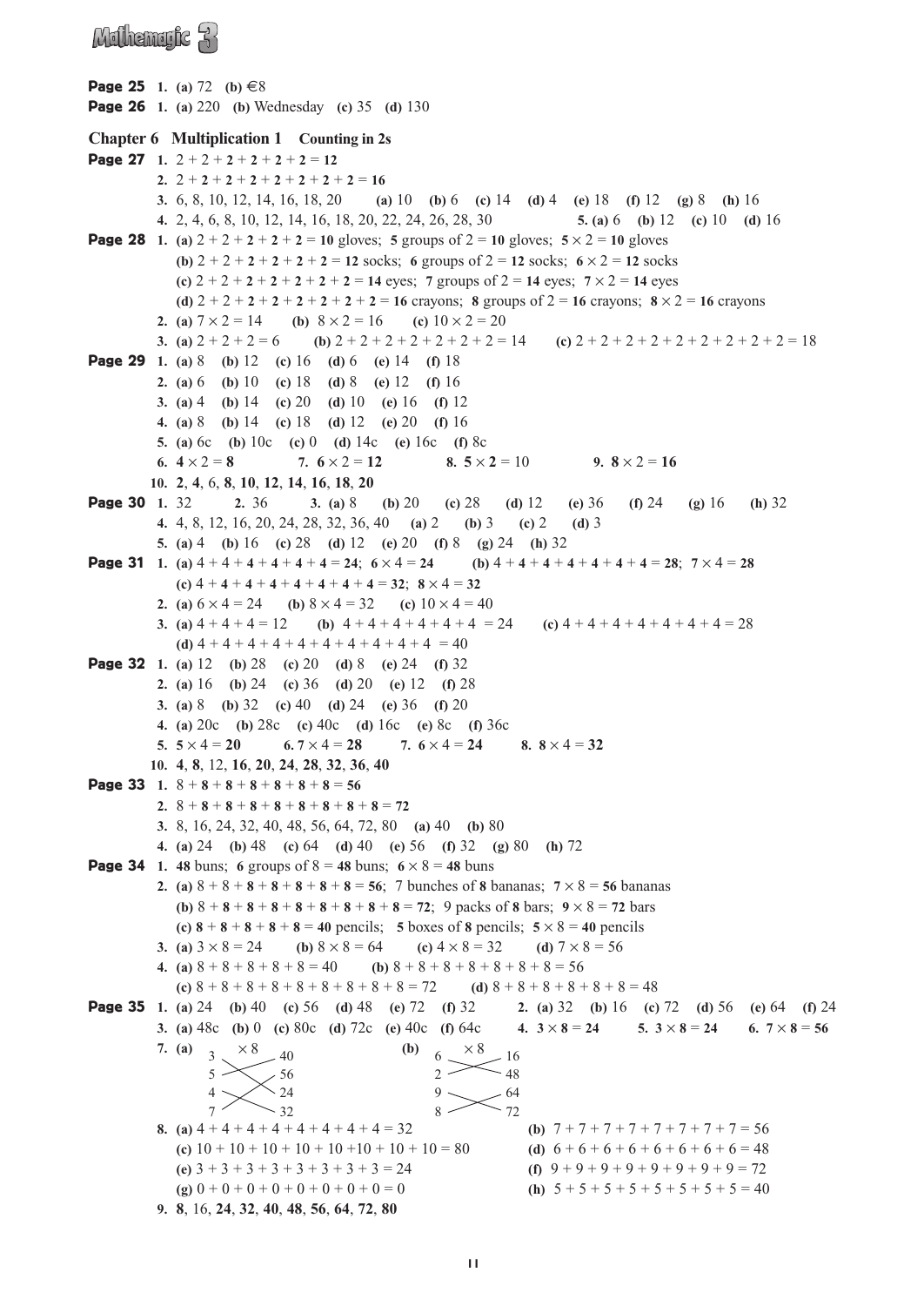**Page 25** 1. **(a)** 72 **(b)** €8

**Page 26** 1. **(a)** 220 **(b)** Wednesday **(c)** 35 **(d)** 130

## Chapter 6 Multiplication 1 Counting in 2s

**Page 27**
1. 2 + 2 + **2** + **2** + **2** + **2** = **12**
2. 2 + **2** + **2** + **2** + **2** + **2** + **2** + **2** = **16**
3. 6, 8, 10, 12, 14, 16, 18, 20 **(a)** 10 **(b)** 6 **(c)** 14 **(d)** 4 **(e)** 18 **(f)** 12 **(g)** 8 **(h)** 16
4. 2, 4, 6, 8, 10, 12, 14, 16, 18, 20, 22, 24, 26, 28, 30
5. **(a)** 6 **(b)** 12 **(c)** 10 **(d)** 16

**Page 28**
1. **(a)** 2 + 2 + **2** + **2** + **2** = **10** gloves; **5** groups of 2 = **10** gloves; **5** × 2 = **10** gloves
   **(b)** 2 + 2 + **2** + **2** + **2** + **2** = **12** socks; **6** groups of 2 = **12** socks; **6** × 2 = **12** socks
   **(c)** 2 + 2 + **2** + **2** + **2** + **2** + **2** = **14** eyes; **7** groups of 2 = **14** eyes; **7** × 2 = **14** eyes
   **(d)** 2 + 2 + **2** + **2** + **2** + **2** + **2** + **2** = **16** crayons; **8** groups of 2 = **16** crayons; **8** × 2 = **16** crayons
2. **(a)** 7 × 2 = 14 **(b)** 8 × 2 = 16 **(c)** 10 × 2 = 20
3. **(a)** 2 + 2 + 2 = 6 **(b)** 2 + 2 + 2 + 2 + 2 + 2 + 2 = 14 **(c)** 2 + 2 + 2 + 2 + 2 + 2 + 2 + 2 + 2 = 18

**Page 29**
1. **(a)** 8 **(b)** 12 **(c)** 16 **(d)** 6 **(e)** 14 **(f)** 18
2. **(a)** 6 **(b)** 10 **(c)** 18 **(d)** 8 **(e)** 12 **(f)** 16
3. **(a)** 4 **(b)** 14 **(c)** 20 **(d)** 10 **(e)** 16 **(f)** 12
4. **(a)** 8 **(b)** 14 **(c)** 18 **(d)** 12 **(e)** 20 **(f)** 16
5. **(a)** 6c **(b)** 10c **(c)** 0 **(d)** 14c **(e)** 16c **(f)** 8c
6. **4** × 2 = **8**
7. **6** × 2 = **12**
8. **5** × **2** = 10
9. **8** × 2 = **16**
10. **2**, **4**, 6, **8**, **10**, **12**, **14**, **16**, **18**, **20**

**Page 30**
1. 32
2. 36
3. **(a)** 8 **(b)** 20 **(c)** 28 **(d)** 12 **(e)** 36 **(f)** 24 **(g)** 16 **(h)** 32
4. 4, 8, 12, 16, 20, 24, 28, 32, 36, 40 **(a)** 2 **(b)** 3 **(c)** 2 **(d)** 3
5. **(a)** 4 **(b)** 16 **(c)** 28 **(d)** 12 **(e)** 20 **(f)** 8 **(g)** 24 **(h)** 32

**Page 31**
1. **(a)** 4 + 4 + **4** + **4** + **4** + **4** = **24**; **6** × 4 = **24** **(b)** 4 + **4** + **4** + **4** + **4** + **4** + **4** = **28**; **7** × 4 = **28**
   **(c)** 4 + **4** + **4** + **4** + **4** + **4** + **4** + **4** = **32**; **8** × 4 = **32**
2. **(a)** 6 × 4 = 24 **(b)** 8 × 4 = 32 **(c)** 10 × 4 = 40
3. **(a)** 4 + 4 + 4 = 12 **(b)** 4 + 4 + 4 + 4 + 4 + 4 = 24 **(c)** 4 + 4 + 4 + 4 + 4 + 4 + 4 = 28
   **(d)** 4 + 4 + 4 + 4 + 4 + 4 + 4 + 4 + 4 + 4 = 40

**Page 32**
1. **(a)** 12 **(b)** 28 **(c)** 20 **(d)** 8 **(e)** 24 **(f)** 32
2. **(a)** 16 **(b)** 24 **(c)** 36 **(d)** 20 **(e)** 12 **(f)** 28
3. **(a)** 8 **(b)** 32 **(c)** 40 **(d)** 24 **(e)** 36 **(f)** 20
4. **(a)** 20c **(b)** 28c **(c)** 40c **(d)** 16c **(e)** 8c **(f)** 36c
5. **5** × 4 = **20**
6. **7** × 4 = **28**
7. **6** × 4 = **24**
8. **8** × 4 = **32**
10. **4**, **8**, 12, **16**, **20**, **24**, **28**, **32**, **36**, **40**

**Page 33**
1. 8 + **8** + **8** + **8** + **8** + **8** + **8** = **56**
2. 8 + **8** + **8** + **8** + **8** + **8** + **8** + **8** + **8** = **72**
3. 8, 16, 24, 32, 40, 48, 56, 64, 72, 80 **(a)** 40 **(b)** 80
4. **(a)** 24 **(b)** 48 **(c)** 64 **(d)** 40 **(e)** 56 **(f)** 32 **(g)** 80 **(h)** 72

**Page 34**
1. **48** buns; **6** groups of 8 = **48** buns; **6** × 8 = **48** buns
2. **(a)** 8 + 8 + **8** + **8** + **8** + **8** + **8** = **56**; 7 bunches of **8** bananas; **7** × 8 = **56** bananas
   **(b)** 8 + **8** + **8** + **8** + **8** + **8** + **8** + **8** + **8** = **72**; 9 packs of **8** bars; **9** × 8 = **72** bars
   **(c)** **8** + **8** + **8** + **8** + **8** = **40** pencils; **5** boxes of **8** pencils; **5** × 8 = **40** pencils
3. **(a)** 3 × 8 = 24 **(b)** 8 × 8 = 64 **(c)** 4 × 8 = 32 **(d)** 7 × 8 = 56
4. **(a)** 8 + 8 + 8 + 8 + 8 = 40 **(b)** 8 + 8 + 8 + 8 + 8 + 8 + 8 = 56
   **(c)** 8 + 8 + 8 + 8 + 8 + 8 + 8 + 8 + 8 = 72 **(d)** 8 + 8 + 8 + 8 + 8 + 8 = 48

**Page 35**
1. **(a)** 24 **(b)** 40 **(c)** 56 **(d)** 48 **(e)** 72 **(f)** 32
2. **(a)** 32 **(b)** 16 **(c)** 72 **(d)** 56 **(e)** 64 **(f)** 24
3. **(a)** 48c **(b)** 0 **(c)** 80c **(d)** 72c **(e)** 40c **(f)** 64c
4. **3** × **8** = **24**
5. **3** × **8** = **24**
6. **7** × **8** = **56**
7. **(a)** × 8: 3 → 24; 5 → 40; 4 → 32; 7 → 56
   **(b)** × 8: 6 → 48; 2 → 16; 9 → 72; 8 → 64
8. **(a)** 4 + 4 + 4 + 4 + 4 + 4 + 4 + 4 = 32 **(b)** 7 + 7 + 7 + 7 + 7 + 7 + 7 + 7 = 56
   **(c)** 10 + 10 + 10 + 10 + 10 +10 + 10 + 10 = 80 **(d)** 6 + 6 + 6 + 6 + 6 + 6 + 6 + 6 = 48
   **(e)** 3 + 3 + 3 + 3 + 3 + 3 + 3 + 3 = 24 **(f)** 9 + 9 + 9 + 9 + 9 + 9 + 9 + 9 = 72
   **(g)** 0 + 0 + 0 + 0 + 0 + 0 + 0 + 0 = 0 **(h)** 5 + 5 + 5 + 5 + 5 + 5 + 5 + 5 = 40
9. **8**, 16, **24**, **32**, **40**, **48**, **56**, **64**, **72**, **80**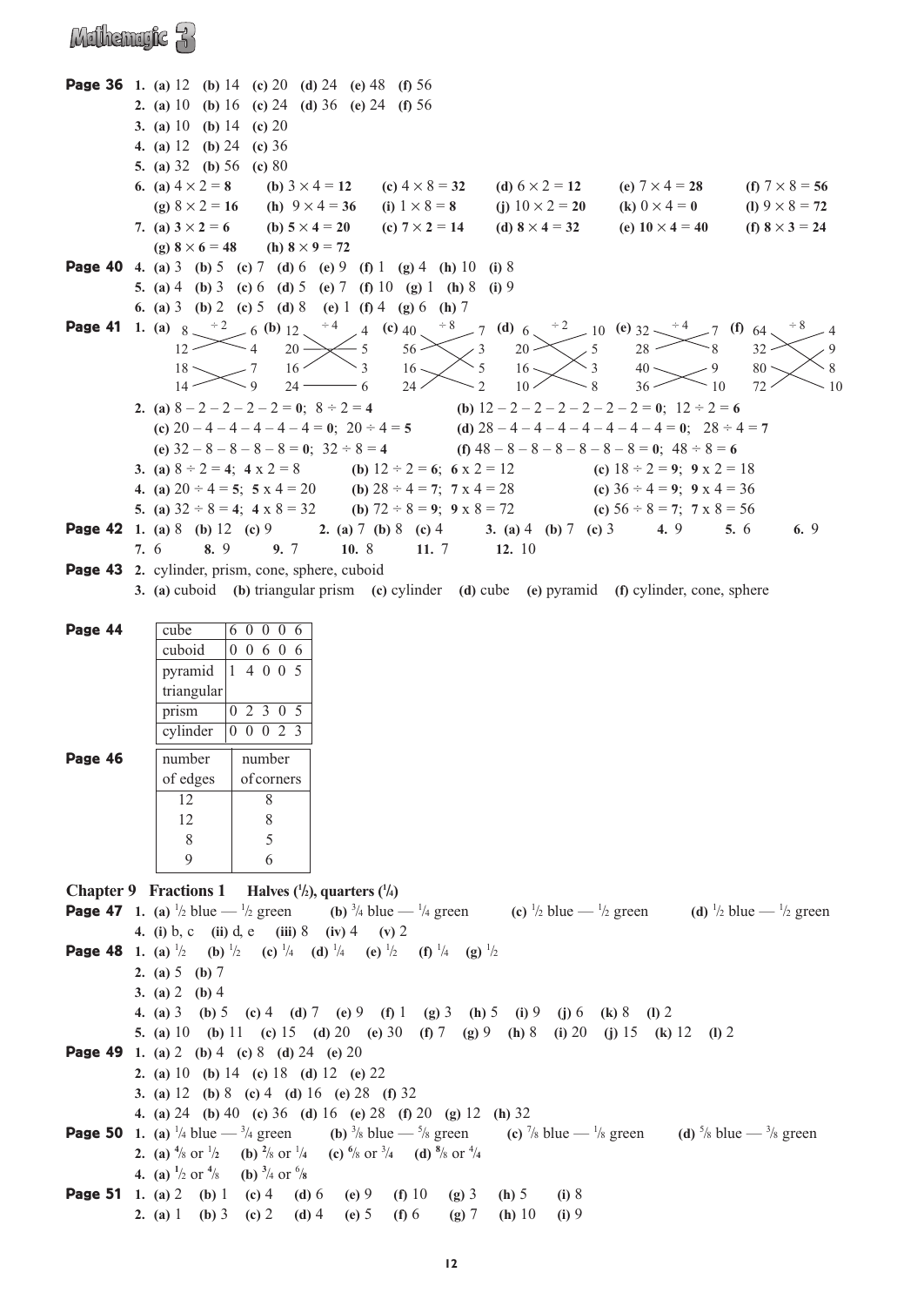**Page 36** **1.** **(a)** 12 **(b)** 14 **(c)** 20 **(d)** 24 **(e)** 48 **(f)** 56

**2.** **(a)** 10 **(b)** 16 **(c)** 24 **(d)** 36 **(e)** 24 **(f)** 56

**3.** **(a)** 10 **(b)** 14 **(c)** 20

**4.** **(a)** 12 **(b)** 24 **(c)** 36

**5.** **(a)** 32 **(b)** 56 **(c)** 80

**6.** **(a)** $4 \times 2 = \mathbf{8}$ **(b)** $3 \times 4 = \mathbf{12}$ **(c)** $4 \times 8 = \mathbf{32}$ **(d)** $6 \times 2 = \mathbf{12}$ **(e)** $7 \times 4 = \mathbf{28}$ **(f)** $7 \times 8 = \mathbf{56}$
**(g)** $8 \times 2 = \mathbf{16}$ **(h)** $9 \times 4 = \mathbf{36}$ **(i)** $1 \times 8 = \mathbf{8}$ **(j)** $10 \times 2 = \mathbf{20}$ **(k)** $0 \times 4 = \mathbf{0}$ **(l)** $9 \times 8 = \mathbf{72}$

**7.** **(a)** $\mathbf{3 \times 2 = 6}$ **(b)** $\mathbf{5 \times 4 = 20}$ **(c)** $\mathbf{7 \times 2 = 14}$ **(d)** $\mathbf{8 \times 4 = 32}$ **(e)** $\mathbf{10 \times 4 = 40}$ **(f)** $\mathbf{8 \times 3 = 24}$
**(g)** $\mathbf{8 \times 6 = 48}$ **(h)** $\mathbf{8 \times 9 = 72}$

**Page 40** **4.** **(a)** 3 **(b)** 5 **(c)** 7 **(d)** 6 **(e)** 9 **(f)** 1 **(g)** 4 **(h)** 10 **(i)** 8

**5.** **(a)** 4 **(b)** 3 **(c)** 6 **(d)** 5 **(e)** 7 **(f)** 10 **(g)** 1 **(h)** 8 **(i)** 9

**6.** **(a)** 3 **(b)** 2 **(c)** 5 **(d)** 8 **(e)** 1 **(f)** 4 **(g)** 6 **(h)** 7

**Page 41** **1.**
**(a)** ÷ 2: 8 → 4, 12 → 6, 18 → 9, 14 → 7
**(b)** ÷ 4: 12 → 3, 20 → 5, 16 → 4, 24 → 6
**(c)** ÷ 8: 40 → 5, 56 → 7, 16 → 2, 24 → 3
**(d)** ÷ 2: 6 → 3, 20 → 10, 16 → 8, 10 → 5
**(e)** ÷ 4: 32 → 8, 28 → 7, 40 → 10, 36 → 9
**(f)** ÷ 8: 64 → 8, 32 → 4, 80 → 10, 72 → 9

**2.** **(a)** $8 - 2 - 2 - 2 - 2 = \mathbf{0}$; $8 \div 2 = \mathbf{4}$ **(b)** $12 - 2 - 2 - 2 - 2 - 2 - 2 = \mathbf{0}$; $12 \div 2 = \mathbf{6}$
**(c)** $20 - 4 - 4 - 4 - 4 - 4 = \mathbf{0}$; $20 \div 4 = \mathbf{5}$ **(d)** $28 - 4 - 4 - 4 - 4 - 4 - 4 - 4 = \mathbf{0}$; $28 \div 4 = \mathbf{7}$
**(e)** $32 - 8 - 8 - 8 - 8 = \mathbf{0}$; $32 \div 8 = \mathbf{4}$ **(f)** $48 - 8 - 8 - 8 - 8 - 8 - 8 = \mathbf{0}$; $48 \div 8 = \mathbf{6}$

**3.** **(a)** $8 \div 2 = \mathbf{4}$; $\mathbf{4} \times 2 = 8$ **(b)** $12 \div 2 = \mathbf{6}$; $\mathbf{6} \times 2 = 12$ **(c)** $18 \div 2 = \mathbf{9}$; $\mathbf{9} \times 2 = 18$

**4.** **(a)** $20 \div 4 = \mathbf{5}$; $\mathbf{5} \times 4 = 20$ **(b)** $28 \div 4 = \mathbf{7}$; $\mathbf{7} \times 4 = 28$ **(c)** $36 \div 4 = \mathbf{9}$; $\mathbf{9} \times 4 = 36$

**5.** **(a)** $32 \div 8 = \mathbf{4}$; $\mathbf{4} \times 8 = 32$ **(b)** $72 \div 8 = \mathbf{9}$; $\mathbf{9} \times 8 = 72$ **(c)** $56 \div 8 = \mathbf{7}$; $\mathbf{7} \times 8 = 56$

**Page 42** **1.** **(a)** 8 **(b)** 12 **(c)** 9 **2.** **(a)** 7 **(b)** 8 **(c)** 4 **3.** **(a)** 4 **(b)** 7 **(c)** 3 **4.** 9 **5.** 6 **6.** 9
**7.** 6 **8.** 9 **9.** 7 **10.** 8 **11.** 7 **12.** 10

**Page 43** **2.** cylinder, prism, cone, sphere, cuboid

**3.** **(a)** cuboid **(b)** triangular prism **(c)** cylinder **(d)** cube **(e)** pyramid **(f)** cylinder, cone, sphere

**Page 44**

| | |
|---|---|
| cube | 6 0 0 0 6 |
| cuboid | 0 0 6 0 6 |
| pyramid | 1 4 0 0 5 |
| triangular prism | 0 2 3 0 5 |
| cylinder | 0 0 0 2 3 |

**Page 46**

| number of edges | number of corners |
|---|---|
| 12 | 8 |
| 12 | 8 |
| 8 | 5 |
| 9 | 6 |

## Chapter 9 Fractions 1 Halves ($\frac{1}{2}$), quarters ($\frac{1}{4}$)

**Page 47** **1.** **(a)** $\frac{1}{2}$ blue — $\frac{1}{2}$ green **(b)** $\frac{3}{4}$ blue — $\frac{1}{4}$ green **(c)** $\frac{1}{2}$ blue — $\frac{1}{2}$ green **(d)** $\frac{1}{2}$ blue — $\frac{1}{2}$ green

**4.** **(i)** b, c **(ii)** d, e **(iii)** 8 **(iv)** 4 **(v)** 2

**Page 48** **1.** **(a)** $\frac{1}{2}$ **(b)** $\frac{1}{2}$ **(c)** $\frac{1}{4}$ **(d)** $\frac{1}{4}$ **(e)** $\frac{1}{2}$ **(f)** $\frac{1}{4}$ **(g)** $\frac{1}{2}$

**2.** **(a)** 5 **(b)** 7

**3.** **(a)** 2 **(b)** 4

**4.** **(a)** 3 **(b)** 5 **(c)** 4 **(d)** 7 **(e)** 9 **(f)** 1 **(g)** 3 **(h)** 5 **(i)** 9 **(j)** 6 **(k)** 8 **(l)** 2

**5.** **(a)** 10 **(b)** 11 **(c)** 15 **(d)** 20 **(e)** 30 **(f)** 7 **(g)** 9 **(h)** 8 **(i)** 20 **(j)** 15 **(k)** 12 **(l)** 2

**Page 49** **1.** **(a)** 2 **(b)** 4 **(c)** 8 **(d)** 24 **(e)** 20

**2.** **(a)** 10 **(b)** 14 **(c)** 18 **(d)** 12 **(e)** 22

**3.** **(a)** 12 **(b)** 8 **(c)** 4 **(d)** 16 **(e)** 28 **(f)** 32

**4.** **(a)** 24 **(b)** 40 **(c)** 36 **(d)** 16 **(e)** 28 **(f)** 20 **(g)** 12 **(h)** 32

**Page 50** **1.** **(a)** $\frac{1}{4}$ blue — $\frac{3}{4}$ green **(b)** $\frac{3}{8}$ blue — $\frac{5}{8}$ green **(c)** $\frac{7}{8}$ blue — $\frac{1}{8}$ green **(d)** $\frac{5}{8}$ blue — $\frac{3}{8}$ green

**2.** **(a)** $\frac{4}{8}$ or $\frac{1}{2}$ **(b)** $\frac{2}{8}$ or $\frac{1}{4}$ **(c)** $\frac{6}{8}$ or $\frac{3}{4}$ **(d)** $\frac{8}{8}$ or $\frac{4}{4}$

**4.** **(a)** $\frac{1}{2}$ or $\frac{4}{8}$ **(b)** $\frac{3}{4}$ or $\frac{6}{8}$

**Page 51** **1.** **(a)** 2 **(b)** 1 **(c)** 4 **(d)** 6 **(e)** 9 **(f)** 10 **(g)** 3 **(h)** 5 **(i)** 8

**2.** **(a)** 1 **(b)** 3 **(c)** 2 **(d)** 4 **(e)** 5 **(f)** 6 **(g)** 7 **(h)** 10 **(i)** 9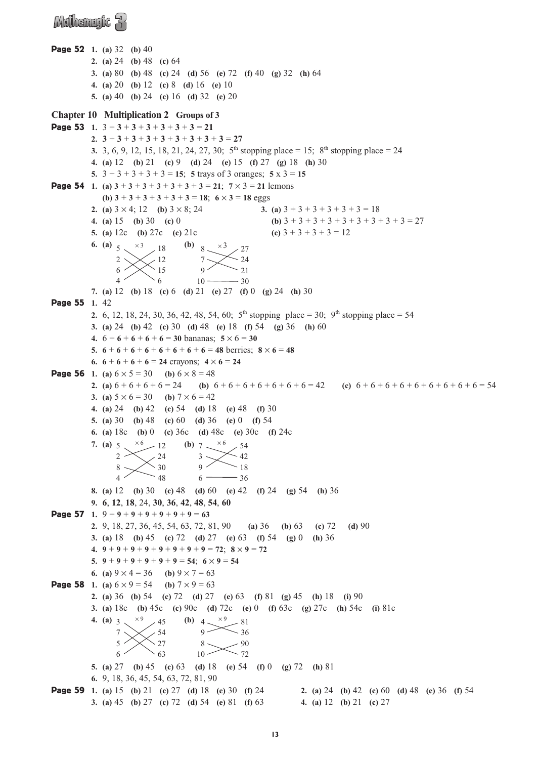**Page 52** 1. **(a)** 32 **(b)** 40

2. **(a)** 24 **(b)** 48 **(c)** 64

3. **(a)** 80 **(b)** 48 **(c)** 24 **(d)** 56 **(e)** 72 **(f)** 40 **(g)** 32 **(h)** 64

4. **(a)** 20 **(b)** 12 **(c)** 8 **(d)** 16 **(e)** 10

5. **(a)** 40 **(b)** 24 **(c)** 16 **(d)** 32 **(e)** 20

## Chapter 10 Multiplication 2 Groups of 3

**Page 53** 1. 3 + **3** + **3** + **3** + **3** + **3** + **3** = **21**

2. **3** + **3** + **3** + **3** + **3** + **3** + **3** + **3** + **3** = **27**

3. 3, 6, 9, 12, 15, 18, 21, 24, 27, 30; 5th stopping place = 15; 8th stopping place = 24

4. **(a)** 12 **(b)** 21 **(c)** 9 **(d)** 24 **(e)** 15 **(f)** 27 **(g)** 18 **(h)** 30

5. 3 + 3 + 3 + 3 + 3 = **15**; **5** trays of 3 oranges; **5** x 3 = **15**

**Page 54** 1. **(a) 3 + 3 + 3 + 3 + 3 + 3 + 3 = 21**; **7** × 3 = **21** lemons

**(b) 3 + 3 + 3 + 3 + 3 + 3 = 18**; **6 × 3 = 18** eggs

2. **(a)** 3 × 4; 12 **(b)** 3 × 8; 24

3. **(a)** 3 + 3 + 3 + 3 + 3 + 3 = 18
**(b)** 3 + 3 + 3 + 3 + 3 + 3 + 3 + 3 + 3 = 27
**(c)** 3 + 3 + 3 + 3 = 12

4. **(a)** 15 **(b)** 30 **(c)** 0

5. **(a)** 12c **(b)** 27c **(c)** 21c

6. **(a)** ×3: 5 — 15; 2 — 6; 6 — 18; 4 — 12
**(b)** ×3: 8 — 24; 7 — 21; 9 — 27; 10 — 30

7. **(a)** 12 **(b)** 18 **(c)** 6 **(d)** 21 **(e)** 27 **(f)** 0 **(g)** 24 **(h)** 30

**Page 55** 1. 42

2. 6, 12, 18, 24, 30, 36, 42, 48, 54, 60; 5th stopping place = 30; 9th stopping place = 54

3. **(a)** 24 **(b)** 42 **(c)** 30 **(d)** 48 **(e)** 18 **(f)** 54 **(g)** 36 **(h)** 60

4. 6 + **6** + **6** + **6** + **6** = **30** bananas; **5** × 6 = **30**

5. **6** + **6** + **6** + **6** + **6** + **6** + **6** + **6** = **48** berries; **8** × **6** = **48**

6. **6** + **6** + **6** + **6** = **24** crayons; **4** × **6** = **24**

**Page 56** 1. **(a)** 6 × 5 = 30 **(b)** 6 × 8 = 48

2. **(a)** 6 + 6 + 6 + 6 = 24 **(b)** 6 + 6 + 6 + 6 + 6 + 6 + 6 = 42 **(c)** 6 + 6 + 6 + 6 + 6 + 6 + 6 + 6 + 6 = 54

3. **(a)** 5 × 6 = 30 **(b)** 7 × 6 = 42

4. **(a)** 24 **(b)** 42 **(c)** 54 **(d)** 18 **(e)** 48 **(f)** 30

5. **(a)** 30 **(b)** 48 **(c)** 60 **(d)** 36 **(e)** 0 **(f)** 54

6. **(a)** 18c **(b)** 0 **(c)** 36c **(d)** 48c **(e)** 30c **(f)** 24c

7. **(a)** ×6: 5 — 30; 2 — 12; 8 — 48; 4 — 24
**(b)** ×6: 7 — 42; 3 — 18; 9 — 54; 6 — 36

8. **(a)** 12 **(b)** 30 **(c)** 48 **(d)** 60 **(e)** 42 **(f)** 24 **(g)** 54 **(h)** 36

9. **6**, **12**, **18**, 24, **30**, **36**, **42**, **48**, **54**, **60**

**Page 57** 1. 9 + **9** + **9** + **9** + **9** + **9** + **9** = **63**

2. 9, 18, 27, 36, 45, 54, 63, 72, 81, 90 **(a)** 36 **(b)** 63 **(c)** 72 **(d)** 90

3. **(a)** 18 **(b)** 45 **(c)** 72 **(d)** 27 **(e)** 63 **(f)** 54 **(g)** 0 **(h)** 36

4. **9** + **9** + **9** + **9** + **9** + **9** + **9** + **9** = **72**; **8** × **9** = **72**

5. **9** + **9** + **9** + **9** + **9** + **9** = **54**; **6** × **9** = **54**

6. **(a)** 9 × 4 = 36 **(b)** 9 × 7 = 63

**Page 58** 1. **(a)** 6 × 9 = 54 **(b)** 7 × 9 = 63

2. **(a)** 36 **(b)** 54 **(c)** 72 **(d)** 27 **(e)** 63 **(f)** 81 **(g)** 45 **(h)** 18 **(i)** 90

3. **(a)** 18c **(b)** 45c **(c)** 90c **(d)** 72c **(e)** 0 **(f)** 63c **(g)** 27c **(h)** 54c **(i)** 81c

4. **(a)** ×9: 3 — 27; 7 — 63; 5 — 45; 6 — 54
**(b)** ×9: 4 — 36; 9 — 81; 8 — 72; 10 — 90

5. **(a)** 27 **(b)** 45 **(c)** 63 **(d)** 18 **(e)** 54 **(f)** 0 **(g)** 72 **(h)** 81

6. 9, 18, 36, 45, 54, 63, 72, 81, 90

**Page 59** 1. **(a)** 15 **(b)** 21 **(c)** 27 **(d)** 18 **(e)** 30 **(f)** 24

2. **(a)** 24 **(b)** 42 **(c)** 60 **(d)** 48 **(e)** 36 **(f)** 54

3. **(a)** 45 **(b)** 27 **(c)** 72 **(d)** 54 **(e)** 81 **(f)** 63

4. **(a)** 12 **(b)** 21 **(c)** 27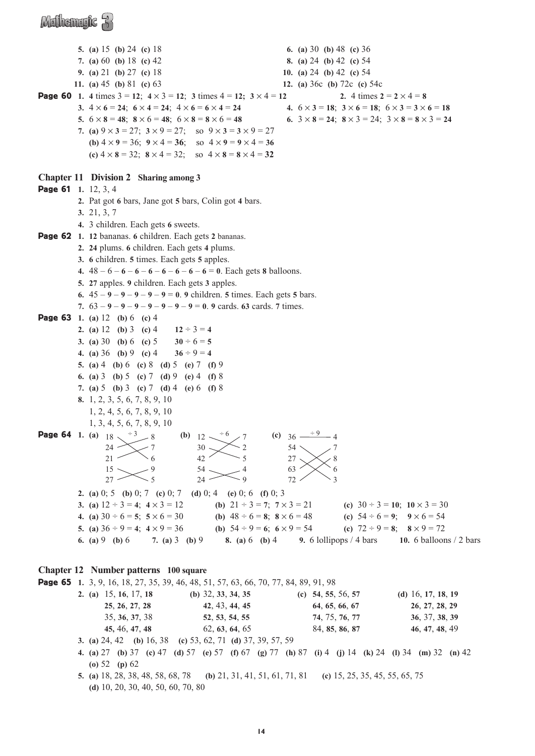**5.** **(a)** 15 **(b)** 24 **(c)** 18
**6.** **(a)** 30 **(b)** 48 **(c)** 36
**7.** **(a)** 60 **(b)** 18 **(c)** 42
**8.** **(a)** 24 **(b)** 42 **(c)** 54
**9.** **(a)** 21 **(b)** 27 **(c)** 18
**10.** **(a)** 24 **(b)** 42 **(c)** 54
**11.** **(a)** 45 **(b)** 81 **(c)** 63
**12.** **(a)** 36c **(b)** 72c **(c)** 54c

**Page 60**
**1.** **4** times 3 = **12**; $\mathbf{4} \times 3 = \mathbf{12}$; **3** times 4 = **12**; $\mathbf{3} \times 4 = \mathbf{12}$
**2.** 4 times **2** = $\mathbf{2} \times 4 = \mathbf{8}$
**3.** $4 \times \mathbf{6} = \mathbf{24}$; $\mathbf{6} \times \mathbf{4} = \mathbf{24}$; $4 \times \mathbf{6} = \mathbf{6} \times \mathbf{4} = \mathbf{24}$
**4.** $6 \times \mathbf{3} = \mathbf{18}$; $\mathbf{3} \times \mathbf{6} = \mathbf{18}$; $6 \times \mathbf{3} = \mathbf{3} \times \mathbf{6} = \mathbf{18}$
**5.** $6 \times \mathbf{8} = \mathbf{48}$; $\mathbf{8} \times \mathbf{6} = \mathbf{48}$; $6 \times \mathbf{8} = \mathbf{8} \times \mathbf{6} = \mathbf{48}$
**6.** $3 \times \mathbf{8} = \mathbf{24}$; $\mathbf{8} \times 3 = 24$; $3 \times \mathbf{8} = \mathbf{8} \times 3 = \mathbf{24}$
**7.** **(a)** $9 \times \mathbf{3} = 27$; $\mathbf{3} \times 9 = 27$; so $9 \times \mathbf{3} = \mathbf{3} \times 9 = 27$
**(b)** $4 \times \mathbf{9} = 36$; $\mathbf{9} \times 4 = \mathbf{36}$; so $4 \times \mathbf{9} = \mathbf{9} \times 4 = \mathbf{36}$
**(c)** $4 \times \mathbf{8} = 32$; $\mathbf{8} \times 4 = 32$; so $4 \times \mathbf{8} = \mathbf{8} \times 4 = \mathbf{32}$

## Chapter 11 Division 2 Sharing among 3

**Page 61**
**1.** 12, 3, 4
**2.** Pat got **6** bars, Jane got **5** bars, Colin got **4** bars.
**3.** 21, 3, 7
**4.** 3 children. Each gets **6** sweets.

**Page 62**
**1.** **12** bananas. **6** children. Each gets **2** bananas.
**2.** **24** plums. **6** children. Each gets **4** plums.
**3.** **6** children. **5** times. Each gets **5** apples.
**4.** $48 - 6 - \mathbf{6} - \mathbf{6} - \mathbf{6} - \mathbf{6} - \mathbf{6} - \mathbf{6} = \mathbf{0}$. Each gets **8** balloons.
**5.** **27** apples. **9** children. Each gets **3** apples.
**6.** $45 - \mathbf{9} - \mathbf{9} - \mathbf{9} - \mathbf{9} - \mathbf{9} = \mathbf{0}$. **9** children. **5** times. Each gets **5** bars.
**7.** $63 - \mathbf{9} - \mathbf{9} - \mathbf{9} - \mathbf{9} - \mathbf{9} - \mathbf{9} - \mathbf{9} = \mathbf{0}$. **9** cards. **63** cards. **7** times.

**Page 63**
**1.** **(a)** 12 **(b)** 6 **(c)** 4
**2.** **(a)** 12 **(b)** 3 **(c)** 4 $\mathbf{12} \div 3 = \mathbf{4}$
**3.** **(a)** 30 **(b)** 6 **(c)** 5 $\mathbf{30} \div 6 = \mathbf{5}$
**4.** **(a)** 36 **(b)** 9 **(c)** 4 $\mathbf{36} \div 9 = \mathbf{4}$
**5.** **(a)** 4 **(b)** 6 **(c)** 8 **(d)** 5 **(e)** 7 **(f)** 9
**6.** **(a)** 3 **(b)** 5 **(c)** 7 **(d)** 9 **(e)** 4 **(f)** 8
**7.** **(a)** 5 **(b)** 3 **(c)** 7 **(d)** 4 **(e)** 6 **(f)** 8
**8.** 1, 2, 3, 5, 6, 7, 8, 9, 10
1, 2, 4, 5, 6, 7, 8, 9, 10
1, 3, 4, 5, 6, 7, 8, 9, 10

**Page 64**
**1.** **(a)** $\div 3$: 18 – 6; 24 – 8; 21 – 7; 15 – 5; 27 – 9
**(b)** $\div 6$: 12 – 2; 30 – 5; 42 – 7; 54 – 9; 24 – 4
**(c)** $\div 9$: 36 – 4; 54 – 6; 27 – 3; 63 – 7; 72 – 8

**2.** **(a)** 0; 5 **(b)** 0; 7 **(c)** 0; 7 **(d)** 0; 4 **(e)** 0; 6 **(f)** 0; 3
**3.** **(a)** $12 \div 3 = \mathbf{4}$; $\mathbf{4} \times 3 = 12$ **(b)** $21 \div 3 = \mathbf{7}$; $\mathbf{7} \times 3 = 21$ **(c)** $30 \div 3 = \mathbf{10}$; $\mathbf{10} \times 3 = 30$
**4.** **(a)** $30 \div 6 = \mathbf{5}$; $\mathbf{5} \times 6 = 30$ **(b)** $48 \div 6 = \mathbf{8}$; $\mathbf{8} \times 6 = 48$ **(c)** $54 \div 6 = \mathbf{9}$; $\mathbf{9} \times 6 = 54$
**5.** **(a)** $36 \div 9 = \mathbf{4}$; $\mathbf{4} \times 9 = 36$ **(b)** $54 \div 9 = \mathbf{6}$; $\mathbf{6} \times 9 = 54$ **(c)** $72 \div 9 = \mathbf{8}$; $\mathbf{8} \times 9 = 72$
**6.** **(a)** 9 **(b)** 6 **7.** **(a)** 3 **(b)** 9 **8.** **(a)** 6 **(b)** 4 **9.** 6 lollipops / 4 bars **10.** 6 balloons / 2 bars

## Chapter 12 Number patterns 100 square

**Page 65**
**1.** 3, 9, 16, 18, 27, 35, 39, 46, 48, 51, 57, 63, 66, 70, 77, 84, 89, 91, 98
**2.**
**(a)** 15, **16**, 17, **18**; **25**, **26**, **27**, **28**; 35, **36**, **37**, 38; **45**, 46, **47**, **48**
**(b)** 32, **33**, **34**, **35**; **42**, 43, **44**, **45**; **52**, **53**, **54**, **55**; 62, **63**, **64**, 65
**(c)** **54**, **55**, 56, **57**; **64**, **65**, **66**, **67**; **74**, 75, **76**, **77**; 84, **85**, **86**, **87**
**(d)** 16, **17**, **18**, **19**; **26**, **27**, **28**, **29**; **36**, 37, **38**, **39**; **46**, **47**, **48**, 49
**3.** **(a)** 24, 42 **(b)** 16, 38 **(c)** 53, 62, 71 **(d)** 37, 39, 57, 59
**4.** **(a)** 27 **(b)** 37 **(c)** 47 **(d)** 57 **(e)** 57 **(f)** 67 **(g)** 77 **(h)** 87 **(i)** 4 **(j)** 14 **(k)** 24 **(l)** 34 **(m)** 32 **(n)** 42 **(o)** 52 **(p)** 62
**5.** **(a)** 18, 28, 38, 48, 58, 68, 78 **(b)** 21, 31, 41, 51, 61, 71, 81 **(c)** 15, 25, 35, 45, 55, 65, 75
**(d)** 10, 20, 30, 40, 50, 60, 70, 80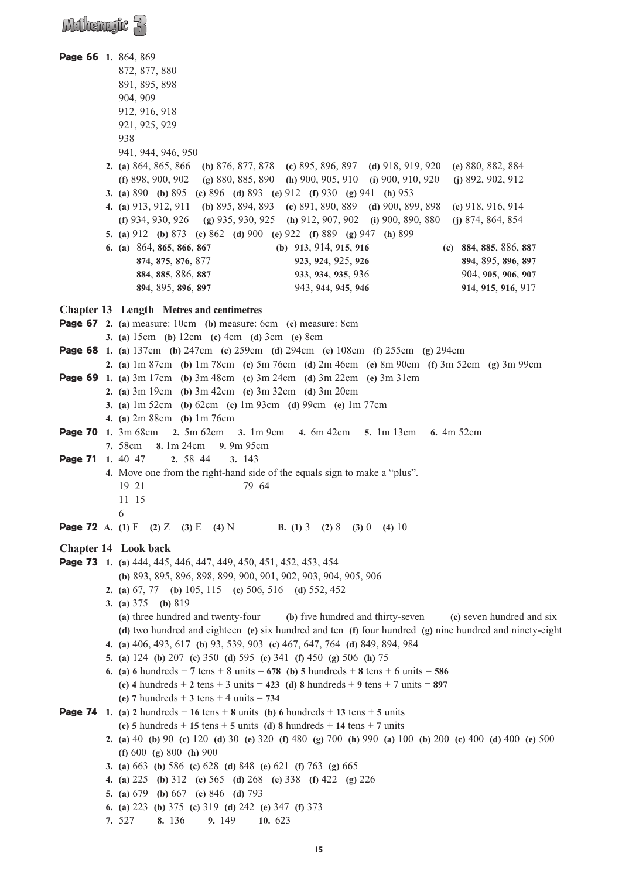**Page 66** **1.** 864, 869
872, 877, 880
891, 895, 898
904, 909
912, 916, 918
921, 925, 929
938
941, 944, 946, 950

**2.** **(a)** 864, 865, 866 **(b)** 876, 877, 878 **(c)** 895, 896, 897 **(d)** 918, 919, 920 **(e)** 880, 882, 884 **(f)** 898, 900, 902 **(g)** 880, 885, 890 **(h)** 900, 905, 910 **(i)** 900, 910, 920 **(j)** 892, 902, 912

**3.** **(a)** 890 **(b)** 895 **(c)** 896 **(d)** 893 **(e)** 912 **(f)** 930 **(g)** 941 **(h)** 953

**4.** **(a)** 913, 912, 911 **(b)** 895, 894, 893 **(c)** 891, 890, 889 **(d)** 900, 899, 898 **(e)** 918, 916, 914 **(f)** 934, 930, 926 **(g)** 935, 930, 925 **(h)** 912, 907, 902 **(i)** 900, 890, 880 **(j)** 874, 864, 854

**5.** **(a)** 912 **(b)** 873 **(c)** 862 **(d)** 900 **(e)** 922 **(f)** 889 **(g)** 947 **(h)** 899

**6.** **(a)** 864, **865**, **866**, **867**
**874**, **875**, **876**, 877
**884**, **885**, 886, **887**
**894**, 895, **896**, **897**

**(b)** **913**, 914, **915**, **916**
**923**, **924**, 925, **926**
**933**, **934**, **935**, 936
943, **944**, **945**, **946**

**(c)** **884**, **885**, 886, **887**
**894**, 895, **896**, **897**
904, **905**, **906**, **907**
**914**, **915**, **916**, 917

## Chapter 13 Length Metres and centimetres

**Page 67** **2.** **(a)** measure: 10cm **(b)** measure: 6cm **(c)** measure: 8cm
**3.** **(a)** 15cm **(b)** 12cm **(c)** 4cm **(d)** 3cm **(e)** 8cm

**Page 68** **1.** **(a)** 137cm **(b)** 247cm **(c)** 259cm **(d)** 294cm **(e)** 108cm **(f)** 255cm **(g)** 294cm
**2.** **(a)** 1m 87cm **(b)** 1m 78cm **(c)** 5m 76cm **(d)** 2m 46cm **(e)** 8m 90cm **(f)** 3m 52cm **(g)** 3m 99cm

**Page 69** **1.** **(a)** 3m 17cm **(b)** 3m 48cm **(c)** 3m 24cm **(d)** 3m 22cm **(e)** 3m 31cm
**2.** **(a)** 3m 19cm **(b)** 3m 42cm **(c)** 3m 32cm **(d)** 3m 20cm
**3.** **(a)** 1m 52cm **(b)** 62cm **(c)** 1m 93cm **(d)** 99cm **(e)** 1m 77cm
**4.** **(a)** 2m 88cm **(b)** 1m 76cm

**Page 70** **1.** 3m 68cm **2.** 5m 62cm **3.** 1m 9cm **4.** 6m 42cm **5.** 1m 13cm **6.** 4m 52cm
**7.** 58cm **8.** 1m 24cm **9.** 9m 95cm

**Page 71** **1.** 40 47 **2.** 58 44 **3.** 143
**4.** Move one from the right-hand side of the equals sign to make a "plus".
19 21 79 64
11 15
6

**Page 72** **A.** **(1)** F **(2)** Z **(3)** E **(4)** N **B.** **(1)** 3 **(2)** 8 **(3)** 0 **(4)** 10

## Chapter 14 Look back

**Page 73** **1.** **(a)** 444, 445, 446, 447, 449, 450, 451, 452, 453, 454
**(b)** 893, 895, 896, 898, 899, 900, 901, 902, 903, 904, 905, 906
**2.** **(a)** 67, 77 **(b)** 105, 115 **(c)** 506, 516 **(d)** 552, 452
**3.** **(a)** 375 **(b)** 819
**(a)** three hundred and twenty-four **(b)** five hundred and thirty-seven **(c)** seven hundred and six **(d)** two hundred and eighteen **(e)** six hundred and ten **(f)** four hundred **(g)** nine hundred and ninety-eight
**4.** **(a)** 406, 493, 617 **(b)** 93, 539, 903 **(c)** 467, 647, 764 **(d)** 849, 894, 984
**5.** **(a)** 124 **(b)** 207 **(c)** 350 **(d)** 595 **(e)** 341 **(f)** 450 **(g)** 506 **(h)** 75
**6.** **(a)** **6** hundreds + **7** tens + 8 units = **678** **(b)** 5 hundreds + **8** tens + 6 units = **586**
**(c)** **4** hundreds + **2** tens + 3 units = **423** **(d)** **8** hundreds + **9** tens + 7 units = **897**
**(e)** **7** hundreds + **3** tens + 4 units = **734**

**Page 74** **1.** **(a)** **2** hundreds + **16** tens + **8** units **(b)** **6** hundreds + **13** tens + **5** units
**(c)** **5** hundreds + **15** tens + **5** units **(d)** **8** hundreds + **14** tens + **7** units
**2.** **(a)** 40 **(b)** 90 **(c)** 120 **(d)** 30 **(e)** 320 **(f)** 480 **(g)** 700 **(h)** 990 **(a)** 100 **(b)** 200 **(c)** 400 **(d)** 400 **(e)** 500 **(f)** 600 **(g)** 800 **(h)** 900
**3.** **(a)** 663 **(b)** 586 **(c)** 628 **(d)** 848 **(e)** 621 **(f)** 763 **(g)** 665
**4.** **(a)** 225 **(b)** 312 **(c)** 565 **(d)** 268 **(e)** 338 **(f)** 422 **(g)** 226
**5.** **(a)** 679 **(b)** 667 **(c)** 846 **(d)** 793
**6.** **(a)** 223 **(b)** 375 **(c)** 319 **(d)** 242 **(e)** 347 **(f)** 373
**7.** 527 **8.** 136 **9.** 149 **10.** 623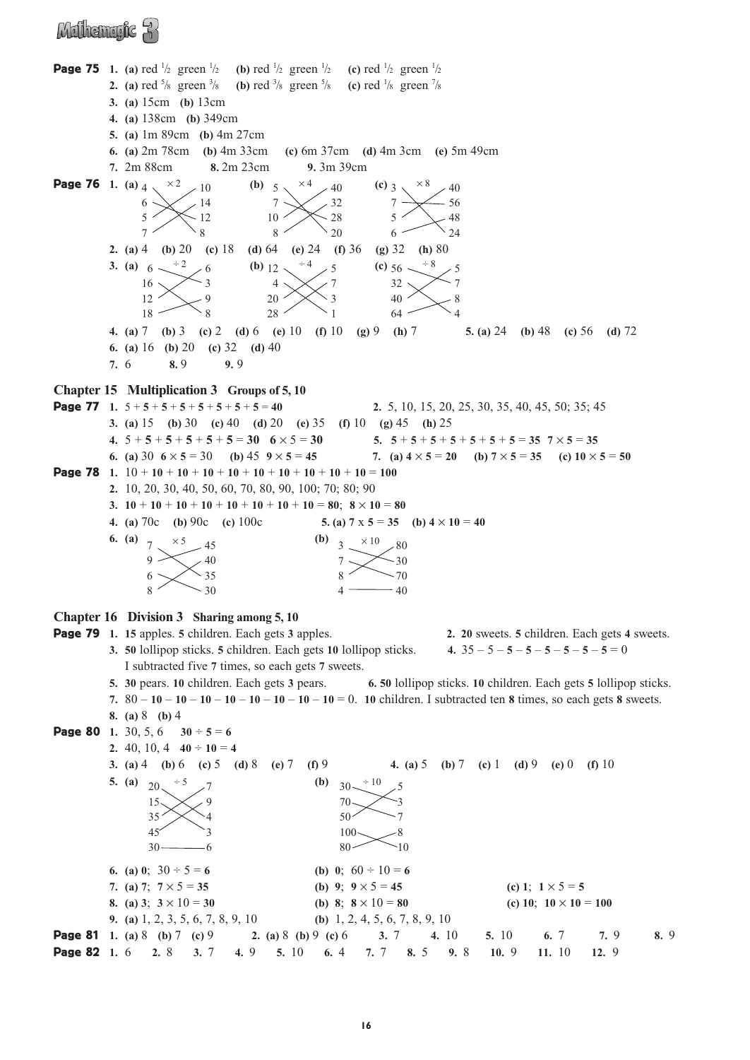**Page 75** **1.** **(a)** red $\frac{1}{2}$ green $\frac{1}{2}$ **(b)** red $\frac{1}{2}$ green $\frac{1}{2}$ **(c)** red $\frac{1}{2}$ green $\frac{1}{2}$

**2.** **(a)** red $\frac{5}{8}$ green $\frac{3}{8}$ **(b)** red $\frac{3}{8}$ green $\frac{5}{8}$ **(c)** red $\frac{1}{8}$ green $\frac{7}{8}$

**3.** **(a)** 15cm **(b)** 13cm

**4.** **(a)** 138cm **(b)** 349cm

**5.** **(a)** 1m 89cm **(b)** 4m 27cm

**6.** **(a)** 2m 78cm **(b)** 4m 33cm **(c)** 6m 37cm **(d)** 4m 3cm **(e)** 5m 49cm

**7.** 2m 88cm **8.** 2m 23cm **9.** 3m 39cm

**Page 76** **1.** **(a)** × 2: 4, 6, 5, 7 → 10, 14, 12, 8 **(b)** × 4: 5, 7, 10, 8 → 40, 32, 28, 20 **(c)** × 8: 3, 7, 5, 6 → 40, 56, 48, 24

**2.** **(a)** 4 **(b)** 20 **(c)** 18 **(d)** 64 **(e)** 24 **(f)** 36 **(g)** 32 **(h)** 80

**3.** **(a)** ÷ 2: 6, 16, 12, 18 → 6, 3, 9, 8 **(b)** ÷ 4: 12, 4, 20, 28 → 5, 7, 3, 1 **(c)** ÷ 8: 56, 32, 40, 64 → 5, 7, 8, 4

**4.** **(a)** 7 **(b)** 3 **(c)** 2 **(d)** 6 **(e)** 10 **(f)** 10 **(g)** 9 **(h)** 7 **5.** **(a)** 24 **(b)** 48 **(c)** 56 **(d)** 72

**6.** **(a)** 16 **(b)** 20 **(c)** 32 **(d)** 40

**7.** 6 **8.** 9 **9.** 9

## Chapter 15 Multiplication 3 Groups of 5, 10

**Page 77** **1.** 5 + **5** + **5** + **5** + **5** + **5** + **5** + **5** = **40** **2.** 5, 10, 15, 20, 25, 30, 35, 40, 45, 50; 35; 45

**3.** **(a)** 15 **(b)** 30 **(c)** 40 **(d)** 20 **(e)** 35 **(f)** 10 **(g)** 45 **(h)** 25

**4.** 5 + **5** + **5** + **5** + **5** + **5** = **30** 6 × 5 = **30** **5.** **5** + **5** + **5** + **5** + **5** + **5** + **5** = **35** **7** × **5** = **35**

**6.** **(a)** 30 **6** × **5** = 30 **(b)** 45 **9** × **5** = **45** **7.** **(a)** **4** × **5** = **20** **(b)** **7** × **5** = **35** **(c)** **10** × **5** = **50**

**Page 78** **1.** 10 + **10** + **10** + **10** + **10** + **10** + **10** + **10** + **10** + **10** = **100**

**2.** 10, 20, 30, 40, 50, 60, 70, 80, 90, 100; 70; 80; 90

**3.** **10** + **10** + **10** + **10** + **10** + **10** + **10** + **10** = **80**; **8** × **10** = **80**

**4.** **(a)** 70c **(b)** 90c **(c)** 100c **5.** **(a)** **7** x **5** = **35** **(b)** **4** × **10** = **40**

**6.** **(a)** × 5: 7, 9, 6, 8 → 45, 40, 35, 30 **(b)** × 10: 3, 7, 8, 4 → 80, 30, 70, 40

## Chapter 16 Division 3 Sharing among 5, 10

**Page 79** **1.** **15** apples. **5** children. Each gets **3** apples. **2.** **20** sweets. **5** children. Each gets **4** sweets.

**3.** **50** lollipop sticks. **5** children. Each gets **10** lollipop sticks. **4.** 35 – 5 – **5** – **5** – **5** – **5** – **5** – **5** = 0 I subtracted five **7** times, so each gets **7** sweets.

**5.** **30** pears. **10** children. Each gets **3** pears. **6.** **50** lollipop sticks. **10** children. Each gets **5** lollipop sticks.

**7.** 80 – **10** – **10** – **10** – **10** – **10** – **10** – **10** – **10** = 0. **10** children. I subtracted ten **8** times, so each gets **8** sweets.

**8.** **(a)** 8 **(b)** 4

**Page 80** **1.** 30, 5, 6 **30** ÷ **5** = **6**

**2.** 40, 10, 4 **40** ÷ **10** = **4**

**3.** **(a)** 4 **(b)** 6 **(c)** 5 **(d)** 8 **(e)** 7 **(f)** 9 **4.** **(a)** 5 **(b)** 7 **(c)** 1 **(d)** 9 **(e)** 0 **(f)** 10

**5.** **(a)** ÷ 5: 20, 15, 35, 45, 30 → 7, 9, 4, 3, 6 **(b)** ÷ 10: 30, 70, 50, 100, 80 → 5, 3, 7, 8, 10

**6.** **(a)** **0**; 30 ÷ 5 = **6** **(b)** **0**; 60 ÷ 10 = **6**

**7.** **(a)** **7**; **7** × 5 = **35** **(b)** **9**; **9** × **5** = **45** **(c)** **1**; **1** × **5** = **5**

**8.** **(a)** **3**; **3** × **10** = **30** **(b)** **8**; **8** × **10** = **80** **(c)** **10**; **10** × **10** = **100**

**9.** **(a)** 1, 2, 3, 5, 6, 7, 8, 9, 10 **(b)** 1, 2, 4, 5, 6, 7, 8, 9, 10

**Page 81** **1.** **(a)** 8 **(b)** 7 **(c)** 9 **2.** **(a)** 8 **(b)** 9 **(c)** 6 **3.** 7 **4.** 10 **5.** 10 **6.** 7 **7.** 9 **8.** 9

**Page 82** **1.** 6 **2.** 8 **3.** 7 **4.** 9 **5.** 10 **6.** 4 **7.** 7 **8.** 5 **9.** 8 **10.** 9 **11.** 10 **12.** 9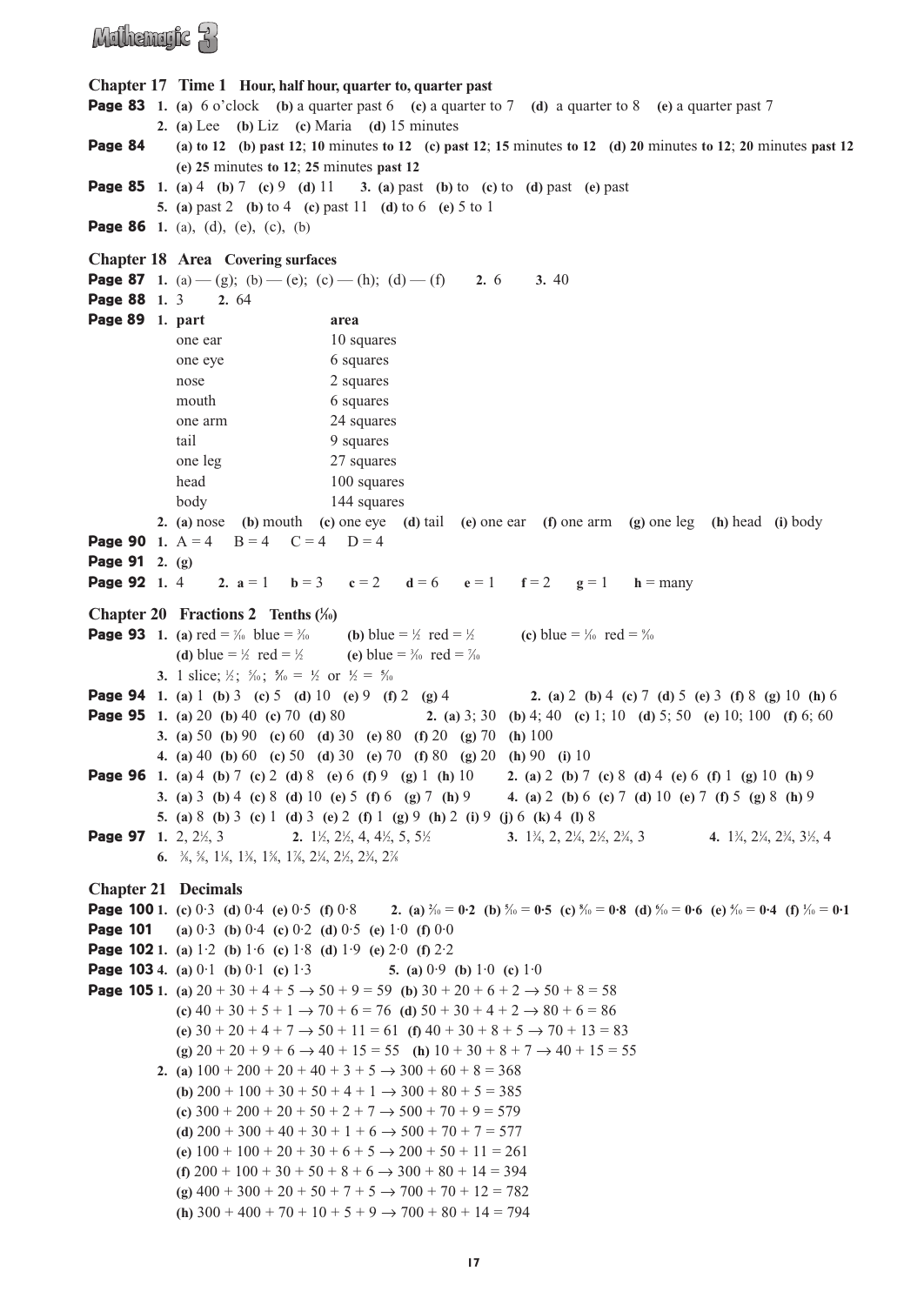## Chapter 17 Time 1 Hour, half hour, quarter to, quarter past

**Page 83** **1.** **(a)** 6 o'clock **(b)** a quarter past 6 **(c)** a quarter to 7 **(d)** a quarter to 8 **(e)** a quarter past 7
**2.** **(a)** Lee **(b)** Liz **(c)** Maria **(d)** 15 minutes

**Page 84** **(a) to 12** **(b) past 12**; **10** minutes **to 12** **(c) past 12**; **15** minutes **to 12** **(d) 20** minutes **to 12**; **20** minutes **past 12** **(e) 25** minutes **to 12**; **25** minutes **past 12**

**Page 85** **1.** **(a)** 4 **(b)** 7 **(c)** 9 **(d)** 11 **3.** **(a)** past **(b)** to **(c)** to **(d)** past **(e)** past
**5.** **(a)** past 2 **(b)** to 4 **(c)** past 11 **(d)** to 6 **(e)** 5 to 1

**Page 86** **1.** (a), (d), (e), (c), (b)

## Chapter 18 Area Covering surfaces

**Page 87** **1.** (a) — (g); (b) — (e); (c) — (h); (d) — (f) **2.** 6 **3.** 40

**Page 88** **1.** 3 **2.** 64

**Page 89** **1.**

| part | area |
|---|---|
| one ear | 10 squares |
| one eye | 6 squares |
| nose | 2 squares |
| mouth | 6 squares |
| one arm | 24 squares |
| tail | 9 squares |
| one leg | 27 squares |
| head | 100 squares |
| body | 144 squares |

**2.** **(a)** nose **(b)** mouth **(c)** one eye **(d)** tail **(e)** one ear **(f)** one arm **(g)** one leg **(h)** head **(i)** body

**Page 90** **1.** A = 4 B = 4 C = 4 D = 4

**Page 91** **2.** **(g)**

**Page 92** **1.** 4 **2.** **a** = 1 **b** = 3 **c** = 2 **d** = 6 **e** = 1 **f** = 2 **g** = 1 **h** = many

## Chapter 20 Fractions 2 Tenths ($\frac{1}{10}$)

**Page 93** **1.** **(a)** red = $\frac{7}{10}$ blue = $\frac{3}{10}$ **(b)** blue = $\frac{1}{2}$ red = $\frac{1}{2}$ **(c)** blue = $\frac{1}{10}$ red = $\frac{9}{10}$
**(d)** blue = $\frac{1}{2}$ red = $\frac{1}{2}$ **(e)** blue = $\frac{3}{10}$ red = $\frac{7}{10}$
**3.** 1 slice; $\frac{1}{2}$; $\frac{5}{10}$; $\frac{5}{10}$ = $\frac{1}{2}$ or $\frac{1}{2}$ = $\frac{5}{10}$

**Page 94** **1.** **(a)** 1 **(b)** 3 **(c)** 5 **(d)** 10 **(e)** 9 **(f)** 2 **(g)** 4 **2.** **(a)** 2 **(b)** 4 **(c)** 7 **(d)** 5 **(e)** 3 **(f)** 8 **(g)** 10 **(h)** 6

**Page 95** **1.** **(a)** 20 **(b)** 40 **(c)** 70 **(d)** 80 **2.** **(a)** 3; 30 **(b)** 4; 40 **(c)** 1; 10 **(d)** 5; 50 **(e)** 10; 100 **(f)** 6; 60
**3.** **(a)** 50 **(b)** 90 **(c)** 60 **(d)** 30 **(e)** 80 **(f)** 20 **(g)** 70 **(h)** 100
**4.** **(a)** 40 **(b)** 60 **(c)** 50 **(d)** 30 **(e)** 70 **(f)** 80 **(g)** 20 **(h)** 90 **(i)** 10

**Page 96** **1.** **(a)** 4 **(b)** 7 **(c)** 2 **(d)** 8 **(e)** 6 **(f)** 9 **(g)** 1 **(h)** 10 **2.** **(a)** 2 **(b)** 7 **(c)** 8 **(d)** 4 **(e)** 6 **(f)** 1 **(g)** 10 **(h)** 9
**3.** **(a)** 3 **(b)** 4 **(c)** 8 **(d)** 10 **(e)** 5 **(f)** 6 **(g)** 7 **(h)** 9 **4.** **(a)** 2 **(b)** 6 **(c)** 7 **(d)** 10 **(e)** 7 **(f)** 5 **(g)** 8 **(h)** 9
**5.** **(a)** 8 **(b)** 3 **(c)** 1 **(d)** 3 **(e)** 2 **(f)** 1 **(g)** 9 **(h)** 2 **(i)** 9 **(j)** 6 **(k)** 4 **(l)** 8

**Page 97** **1.** 2, $2\frac{1}{2}$, 3 **2.** $1\frac{1}{2}$, $2\frac{1}{2}$, 4, $4\frac{1}{2}$, 5, $5\frac{1}{2}$ **3.** $1\frac{3}{4}$, 2, $2\frac{1}{4}$, $2\frac{1}{2}$, $2\frac{3}{4}$, 3 **4.** $1\frac{3}{4}$, $2\frac{1}{4}$, $2\frac{3}{4}$, $3\frac{1}{2}$, 4
**6.** $\frac{3}{8}$, $\frac{5}{8}$, $1\frac{1}{8}$, $1\frac{3}{8}$, $1\frac{5}{8}$, $1\frac{7}{8}$, $2\frac{1}{4}$, $2\frac{1}{2}$, $2\frac{3}{4}$, $2\frac{7}{8}$

## Chapter 21 Decimals

**Page 100** **1.** **(c)** 0·3 **(d)** 0·4 **(e)** 0·5 **(f)** 0·8 **2.** **(a)** $\frac{2}{10}$ = **0·2** **(b)** $\frac{5}{10}$ = **0·5** **(c)** $\frac{8}{10}$ = **0·8** **(d)** $\frac{6}{10}$ = **0·6** **(e)** $\frac{4}{10}$ = **0·4** **(f)** $\frac{1}{10}$ = **0·1**

**Page 101** **(a)** 0·3 **(b)** 0·4 **(c)** 0·2 **(d)** 0·5 **(e)** 1·0 **(f)** 0·0

**Page 102** **1.** **(a)** 1·2 **(b)** 1·6 **(c)** 1·8 **(d)** 1·9 **(e)** 2·0 **(f)** 2·2

**Page 103** **4.** **(a)** 0·1 **(b)** 0·1 **(c)** 1·3 **5.** **(a)** 0·9 **(b)** 1·0 **(c)** 1·0

**Page 105** **1.** **(a)** 20 + 30 + 4 + 5 → 50 + 9 = 59 **(b)** 30 + 20 + 6 + 2 → 50 + 8 = 58
**(c)** 40 + 30 + 5 + 1 → 70 + 6 = 76 **(d)** 50 + 30 + 4 + 2 → 80 + 6 = 86
**(e)** 30 + 20 + 4 + 7 → 50 + 11 = 61 **(f)** 40 + 30 + 8 + 5 → 70 + 13 = 83
**(g)** 20 + 20 + 9 + 6 → 40 + 15 = 55 **(h)** 10 + 30 + 8 + 7 → 40 + 15 = 55
**2.** **(a)** 100 + 200 + 20 + 40 + 3 + 5 → 300 + 60 + 8 = 368
**(b)** 200 + 100 + 30 + 50 + 4 + 1 → 300 + 80 + 5 = 385
**(c)** 300 + 200 + 20 + 50 + 2 + 7 → 500 + 70 + 9 = 579
**(d)** 200 + 300 + 40 + 30 + 1 + 6 → 500 + 70 + 7 = 577
**(e)** 100 + 100 + 20 + 30 + 6 + 5 → 200 + 50 + 11 = 261
**(f)** 200 + 100 + 30 + 50 + 8 + 6 → 300 + 80 + 14 = 394
**(g)** 400 + 300 + 20 + 50 + 7 + 5 → 700 + 70 + 12 = 782
**(h)** 300 + 400 + 70 + 10 + 5 + 9 → 700 + 80 + 14 = 794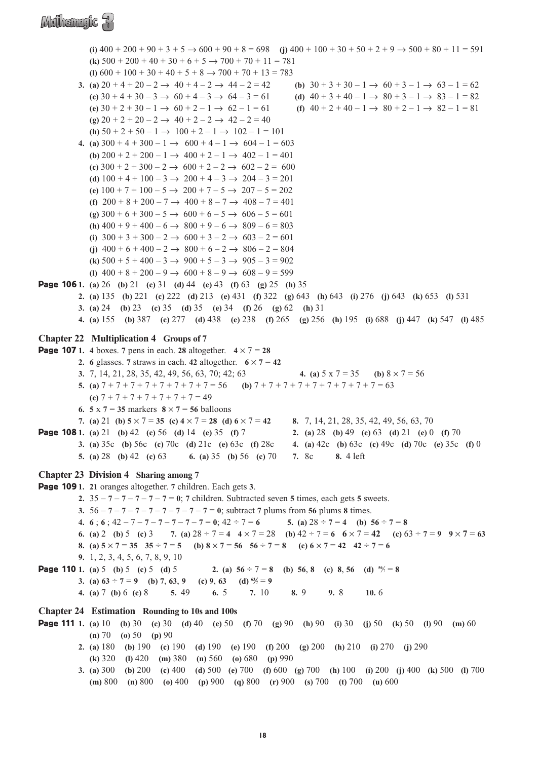(i) $400 + 200 + 90 + 3 + 5 \rightarrow 600 + 90 + 8 = 698$ (j) $400 + 100 + 30 + 50 + 2 + 9 \rightarrow 500 + 80 + 11 = 591$

(k) $500 + 200 + 40 + 30 + 6 + 5 \rightarrow 700 + 70 + 11 = 781$

(l) $600 + 100 + 30 + 40 + 5 + 8 \rightarrow 700 + 70 + 13 = 783$

3. (a) $20 + 4 + 20 - 2 \rightarrow 40 + 4 - 2 \rightarrow 44 - 2 = 42$ (b) $30 + 3 + 30 - 1 \rightarrow 60 + 3 - 1 \rightarrow 63 - 1 = 62$

(c) $30 + 4 + 30 - 3 \rightarrow 60 + 4 - 3 \rightarrow 64 - 3 = 61$ (d) $40 + 3 + 40 - 1 \rightarrow 80 + 3 - 1 \rightarrow 83 - 1 = 82$

(e) $30 + 2 + 30 - 1 \rightarrow 60 + 2 - 1 \rightarrow 62 - 1 = 61$ (f) $40 + 2 + 40 - 1 \rightarrow 80 + 2 - 1 \rightarrow 82 - 1 = 81$

(g) $20 + 2 + 20 - 2 \rightarrow 40 + 2 - 2 \rightarrow 42 - 2 = 40$

(h) $50 + 2 + 50 - 1 \rightarrow 100 + 2 - 1 \rightarrow 102 - 1 = 101$

4. (a) $300 + 4 + 300 - 1 \rightarrow 600 + 4 - 1 \rightarrow 604 - 1 = 603$

(b) $200 + 2 + 200 - 1 \rightarrow 400 + 2 - 1 \rightarrow 402 - 1 = 401$

(c) $300 + 2 + 300 - 2 \rightarrow 600 + 2 - 2 \rightarrow 602 - 2 = 600$

(d) $100 + 4 + 100 - 3 \rightarrow 200 + 4 - 3 \rightarrow 204 - 3 = 201$

(e) $100 + 7 + 100 - 5 \rightarrow 200 + 7 - 5 \rightarrow 207 - 5 = 202$

(f) $200 + 8 + 200 - 7 \rightarrow 400 + 8 - 7 \rightarrow 408 - 7 = 401$

(g) $300 + 6 + 300 - 5 \rightarrow 600 + 6 - 5 \rightarrow 606 - 5 = 601$

(h) $400 + 9 + 400 - 6 \rightarrow 800 + 9 - 6 \rightarrow 809 - 6 = 803$

(i) $300 + 3 + 300 - 2 \rightarrow 600 + 3 - 2 \rightarrow 603 - 2 = 601$

(j) $400 + 6 + 400 - 2 \rightarrow 800 + 6 - 2 \rightarrow 806 - 2 = 804$

(k) $500 + 5 + 400 - 3 \rightarrow 900 + 5 - 3 \rightarrow 905 - 3 = 902$

(l) $400 + 8 + 200 - 9 \rightarrow 600 + 8 - 9 \rightarrow 608 - 9 = 599$

**Page 106** 1. (a) 26 (b) 21 (c) 31 (d) 44 (e) 43 (f) 63 (g) 25 (h) 35

2. (a) 135 (b) 221 (c) 222 (d) 213 (e) 431 (f) 322 (g) 643 (h) 643 (i) 276 (j) 643 (k) 653 (l) 531

3. (a) 24 (b) 23 (c) 35 (d) 35 (e) 34 (f) 26 (g) 62 (h) 31

4. (a) 155 (b) 387 (c) 277 (d) 438 (e) 238 (f) 265 (g) 256 (h) 195 (i) 688 (j) 447 (k) 547 (l) 485

## Chapter 22 Multiplication 4 Groups of 7

**Page 107** 1. **4** boxes. **7** pens in each. **28** altogether. $4 \times 7 = \mathbf{28}$

2. **6** glasses. **7** straws in each. **42** altogether. $\mathbf{6 \times 7 = 42}$

3. 7, 14, 21, 28, 35, 42, 49, 56, 63, 70; 42; 63

4. (a) $5 \times 7 = 35$ (b) $8 \times 7 = 56$

5. (a) $7 + 7 + 7 + 7 + 7 + 7 + 7 + 7 = 56$ (b) $7 + 7 + 7 + 7 + 7 + 7 + 7 + 7 + 7 = 63$

(c) $7 + 7 + 7 + 7 + 7 + 7 + 7 = 49$

6. $\mathbf{5 \times 7 = 35}$ markers $\mathbf{8 \times 7 = 56}$ balloons

7. (a) 21 (b) $\mathbf{5 \times 7 = 35}$ (c) $\mathbf{4 \times 7 = 28}$ (d) $\mathbf{6 \times 7 = 42}$

8. 7, 14, 21, 28, 35, 42, 49, 56, 63, 70

**Page 108** 1. (a) 21 (b) 42 (c) 56 (d) 14 (e) 35 (f) 7

2. (a) 28 (b) 49 (c) 63 (d) 21 (e) 0 (f) 70

3. (a) 35c (b) 56c (c) 70c (d) 21c (e) 63c (f) 28c

4. (a) 42c (b) 63c (c) 49c (d) 70c (e) 35c (f) 0

5. (a) 28 (b) 42 (c) 63

6. (a) 35 (b) 56 (c) 70

7. 8c

8. 4 left

## Chapter 23 Division 4 Sharing among 7

**Page 109** 1. **21** oranges altogether. **7** children. Each gets **3**.

2. $35 - \mathbf{7 - 7 - 7 - 7 - 7 = 0}$; **7** children. Subtracted seven **5** times, each gets **5** sweets.

3. $56 - \mathbf{7 - 7 - 7 - 7 - 7 - 7 - 7 - 7 = 0}$; subtract **7** plums from **56** plums **8** times.

4. **6** ; **6** ; $42 - 7 - \mathbf{7 - 7 - 7 - 7 - 7 = 0}$; $42 \div 7 = \mathbf{6}$

5. (a) $\mathbf{28 \div 7 = 4}$ (b) $\mathbf{56 \div 7 = 8}$

6. (a) 2 (b) 5 (c) 3

7. (a) $\mathbf{28 \div 7 = 4}$ $4 \times 7 = 28$ (b) $\mathbf{42 \div 7 = 6}$ $\mathbf{6 \times 7 = 42}$ (c) $\mathbf{63 \div 7 = 9}$ $\mathbf{9 \times 7 = 63}$

8. (a) $\mathbf{5 \times 7 = 35}$ $\mathbf{35 \div 7 = 5}$ (b) $\mathbf{8 \times 7 = 56}$ $\mathbf{56 \div 7 = 8}$ (c) $\mathbf{6 \times 7 = 42}$ $\mathbf{42 \div 7 = 6}$

9. 1, 2, 3, 4, 5, 6, 7, 8, 9, 10

**Page 110** 1. (a) 5 (b) 5 (c) 5 (d) 5

2. (a) $\mathbf{56 \div 7 = 8}$ (b) **56, 8** (c) **8, 56** (d) $\mathbf{\frac{56}{7} = 8}$

3. (a) $\mathbf{63 \div 7 = 9}$ (b) **7, 63, 9** (c) **9, 63** (d) $\mathbf{\frac{63}{7} = 9}$

4. (a) 7 (b) 6 (c) 8

5. 49

6. 5

7. 10

8. 9

9. 8

10. 6

## Chapter 24 Estimation Rounding to 10s and 100s

**Page 111** 1. (a) 10 (b) 30 (c) 30 (d) 40 (e) 50 (f) 70 (g) 90 (h) 90 (i) 30 (j) 50 (k) 50 (l) 90 (m) 60 (n) 70 (o) 50 (p) 90

2. (a) 180 (b) 190 (c) 190 (d) 190 (e) 190 (f) 200 (g) 200 (h) 210 (i) 270 (j) 290 (k) 320 (l) 420 (m) 380 (n) 560 (o) 680 (p) 990

3. (a) 300 (b) 200 (c) 400 (d) 500 (e) 700 (f) 600 (g) 700 (h) 100 (i) 200 (j) 400 (k) 500 (l) 700 (m) 800 (n) 800 (o) 400 (p) 900 (q) 800 (r) 900 (s) 700 (t) 700 (u) 600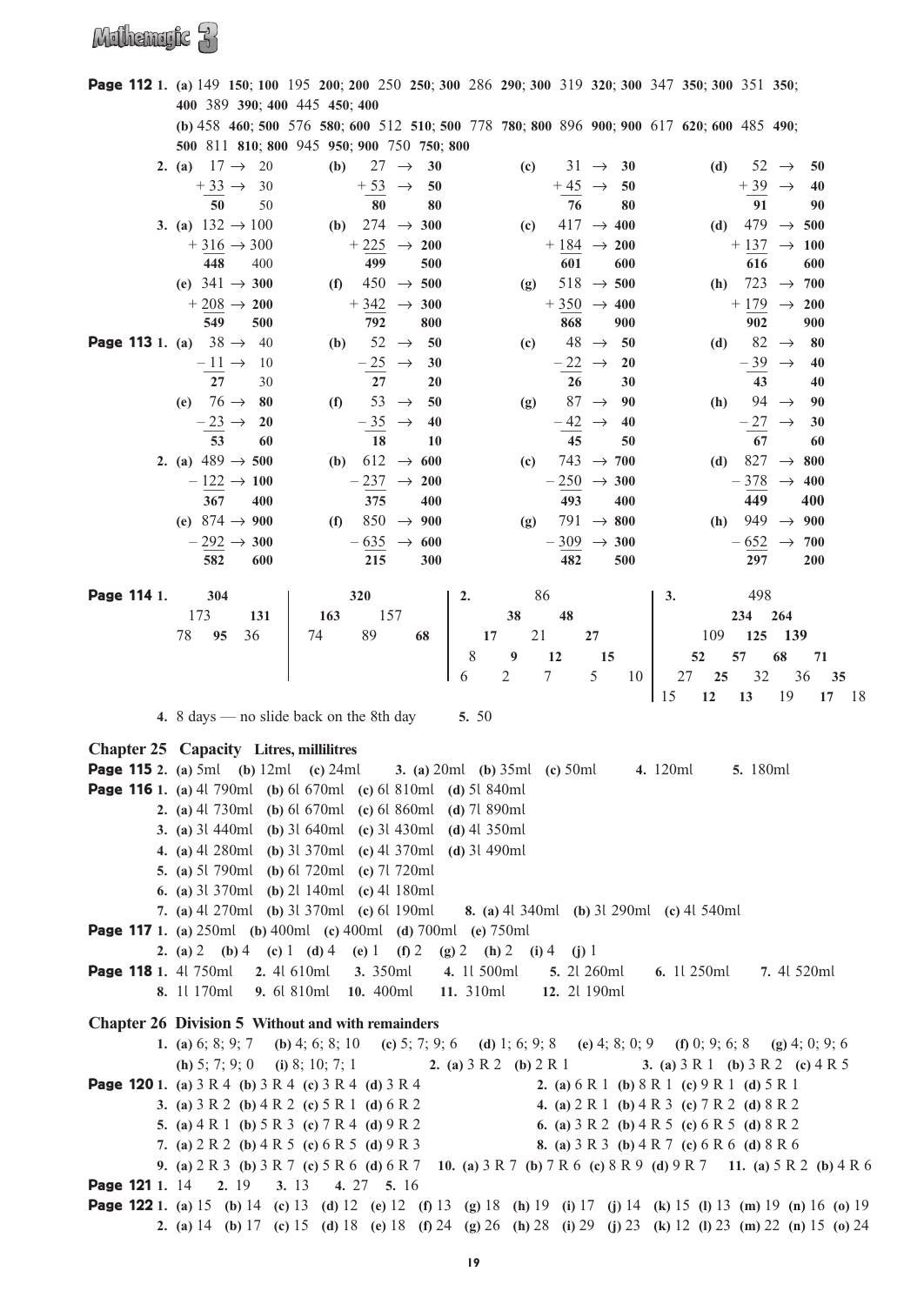**Page 112** 1. (a) 149 **150; 100** 195 **200; 200** 250 **250; 300** 286 **290; 300** 319 **320; 300** 347 **350; 300** 351 **350; 400** 389 **390; 400** 445 **450; 400**

(b) 458 **460; 500** 576 **580; 600** 512 **510; 500** 778 **780; 800** 896 **900; 900** 617 **620; 600** 485 **490; 500** 811 **810; 800** 945 **950; 900** 750 **750; 800**

2. (a) $17 \rightarrow 20$, $+33 \rightarrow 30$; **50** 50 (b) $27 \rightarrow 30$, $+53 \rightarrow 50$; **80 80** (c) $31 \rightarrow 30$, $+45 \rightarrow 50$; **76 80** (d) $52 \rightarrow 50$, $+39 \rightarrow 40$; **91 90**

3. (a) $132 \rightarrow 100$, $+316 \rightarrow 300$; **448** 400 (b) $274 \rightarrow 300$, $+225 \rightarrow 200$; **499 500** (c) $417 \rightarrow 400$, $+184 \rightarrow 200$; **601 600** (d) $479 \rightarrow 500$, $+137 \rightarrow 100$; **616 600**

(e) $341 \rightarrow 300$, $+208 \rightarrow 200$; **549 500** (f) $450 \rightarrow 500$, $+342 \rightarrow 300$; **792 800** (g) $518 \rightarrow 500$, $+350 \rightarrow 400$; **868 900** (h) $723 \rightarrow 700$, $+179 \rightarrow 200$; **902 900**

**Page 113** 1. (a) $38 \rightarrow 40$, $-11 \rightarrow 10$; **27** 30 (b) $52 \rightarrow 50$, $-25 \rightarrow 30$; **27 20** (c) $48 \rightarrow 50$, $-22 \rightarrow 20$; **26 30** (d) $82 \rightarrow 80$, $-39 \rightarrow 40$; **43 40**

(e) $76 \rightarrow 80$, $-23 \rightarrow 20$; **53 60** (f) $53 \rightarrow 50$, $-35 \rightarrow 40$; **18 10** (g) $87 \rightarrow 90$, $-42 \rightarrow 40$; **45 50** (h) $94 \rightarrow 90$, $-27 \rightarrow 30$; **67 60**

2. (a) $489 \rightarrow 500$, $-122 \rightarrow 100$; **367 400** (b) $612 \rightarrow 600$, $-237 \rightarrow 200$; **375 400** (c) $743 \rightarrow 700$, $-250 \rightarrow 300$; **493 400** (d) $827 \rightarrow 800$, $-378 \rightarrow 400$; **449 400**

(e) $874 \rightarrow 900$, $-292 \rightarrow 300$; **582 600** (f) $850 \rightarrow 900$, $-635 \rightarrow 600$; **215 300** (g) $791 \rightarrow 800$, $-309 \rightarrow 300$; **482 500** (h) $949 \rightarrow 900$, $-652 \rightarrow 700$; **297 200**

**Page 114** 1.

```
    304            320
  173  131       163  157
78  95  36     74   89   68
```

2.

```
        86
      38  48
    17  21  27
   8   9  12  15
  6  2   7   5  10
```

3.

```
            498
         234   264
       109  125  139
      52   57   68   71
    27   25   32   36   35
  15   12   13   19   17   18
```

4. 8 days — no slide back on the 8th day 5. 50

## Chapter 25 Capacity Litres, millilitres

**Page 115** 2. (a) 5ml (b) 12ml (c) 24ml 3. (a) 20ml (b) 35ml (c) 50ml 4. 120ml 5. 180ml

**Page 116** 1. (a) 4l 790ml (b) 6l 670ml (c) 6l 810ml (d) 5l 840ml

2. (a) 4l 730ml (b) 6l 670ml (c) 6l 860ml (d) 7l 890ml

3. (a) 3l 440ml (b) 3l 640ml (c) 3l 430ml (d) 4l 350ml

4. (a) 4l 280ml (b) 3l 370ml (c) 4l 370ml (d) 3l 490ml

5. (a) 5l 790ml (b) 6l 720ml (c) 7l 720ml

6. (a) 3l 370ml (b) 2l 140ml (c) 4l 180ml

7. (a) 4l 270ml (b) 3l 370ml (c) 6l 190ml 8. (a) 4l 340ml (b) 3l 290ml (c) 4l 540ml

**Page 117** 1. (a) 250ml (b) 400ml (c) 400ml (d) 700ml (e) 750ml

2. (a) 2 (b) 4 (c) 1 (d) 4 (e) 1 (f) 2 (g) 2 (h) 2 (i) 4 (j) 1

**Page 118** 1. 4l 750ml 2. 4l 610ml 3. 350ml 4. 1l 500ml 5. 2l 260ml 6. 1l 250ml 7. 4l 520ml

8. 1l 170ml 9. 6l 810ml 10. 400ml 11. 310ml 12. 2l 190ml

## Chapter 26 Division 5 Without and with remainders

1. (a) 6; 8; 9; 7 (b) 4; 6; 8; 10 (c) 5; 7; 9; 6 (d) 1; 6; 9; 8 (e) 4; 8; 0; 9 (f) 0; 9; 6; 8 (g) 4; 0; 9; 6 (h) 5; 7; 9; 0 (i) 8; 10; 7; 1 2. (a) 3 R 2 (b) 2 R 1 3. (a) 3 R 1 (b) 3 R 2 (c) 4 R 5

**Page 120** 1. (a) 3 R 4 (b) 3 R 4 (c) 3 R 4 (d) 3 R 4 2. (a) 6 R 1 (b) 8 R 1 (c) 9 R 1 (d) 5 R 1

3. (a) 3 R 2 (b) 4 R 2 (c) 5 R 1 (d) 6 R 2 4. (a) 2 R 1 (b) 4 R 3 (c) 7 R 2 (d) 8 R 2

5. (a) 4 R 1 (b) 5 R 3 (c) 7 R 4 (d) 9 R 2 6. (a) 3 R 2 (b) 4 R 5 (c) 6 R 5 (d) 8 R 2

7. (a) 2 R 2 (b) 4 R 5 (c) 6 R 5 (d) 9 R 3 8. (a) 3 R 3 (b) 4 R 7 (c) 6 R 6 (d) 8 R 6

9. (a) 2 R 3 (b) 3 R 7 (c) 5 R 6 (d) 6 R 7 10. (a) 3 R 7 (b) 7 R 6 (c) 8 R 9 (d) 9 R 7 11. (a) 5 R 2 (b) 4 R 6

**Page 121** 1. 14 2. 19 3. 13 4. 27 5. 16

**Page 122** 1. (a) 15 (b) 14 (c) 13 (d) 12 (e) 12 (f) 13 (g) 18 (h) 19 (i) 17 (j) 14 (k) 15 (l) 13 (m) 19 (n) 16 (o) 19

2. (a) 14 (b) 17 (c) 15 (d) 18 (e) 18 (f) 24 (g) 26 (h) 28 (i) 29 (j) 23 (k) 12 (l) 23 (m) 22 (n) 15 (o) 24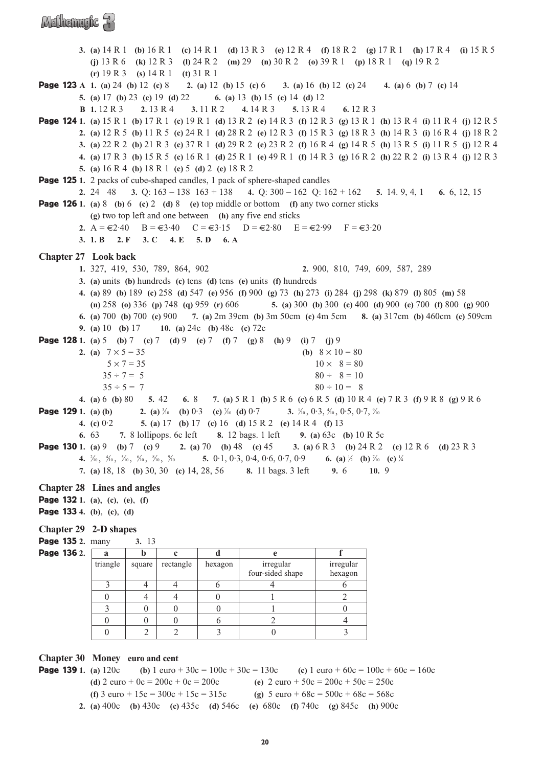**3.** **(a)** 14 R 1 **(b)** 16 R 1 **(c)** 14 R 1 **(d)** 13 R 3 **(e)** 12 R 4 **(f)** 18 R 2 **(g)** 17 R 1 **(h)** 17 R 4 **(i)** 15 R 5 **(j)** 13 R 6 **(k)** 12 R 3 **(l)** 24 R 2 **(m)** 29 **(n)** 30 R 2 **(o)** 39 R 1 **(p)** 18 R 1 **(q)** 19 R 2 **(r)** 19 R 3 **(s)** 14 R 1 **(t)** 31 R 1

**Page 123 A** **1.** **(a)** 24 **(b)** 12 **(c)** 8 **2.** **(a)** 12 **(b)** 15 **(c)** 6 **3.** **(a)** 16 **(b)** 12 **(c)** 24 **4.** **(a)** 6 **(b)** 7 **(c)** 14
**5.** **(a)** 17 **(b)** 23 **(c)** 19 **(d)** 22 **6.** **(a)** 13 **(b)** 15 **(c)** 14 **(d)** 12
**B** **1.** 12 R 3 **2.** 13 R 4 **3.** 11 R 2 **4.** 14 R 3 **5.** 13 R 4 **6.** 12 R 3

**Page 124** **1.** **(a)** 15 R 1 **(b)** 17 R 1 **(c)** 19 R 1 **(d)** 13 R 2 **(e)** 14 R 3 **(f)** 12 R 3 **(g)** 13 R 1 **(h)** 13 R 4 **(i)** 11 R 4 **(j)** 12 R 5
**2.** **(a)** 12 R 5 **(b)** 11 R 5 **(c)** 24 R 1 **(d)** 28 R 2 **(e)** 12 R 3 **(f)** 15 R 3 **(g)** 18 R 3 **(h)** 14 R 3 **(i)** 16 R 4 **(j)** 18 R 2
**3.** **(a)** 22 R 2 **(b)** 21 R 3 **(c)** 37 R 1 **(d)** 29 R 2 **(e)** 23 R 2 **(f)** 16 R 4 **(g)** 14 R 5 **(h)** 13 R 5 **(i)** 11 R 5 **(j)** 12 R 4
**4.** **(a)** 17 R 3 **(b)** 15 R 5 **(c)** 16 R 1 **(d)** 25 R 1 **(e)** 49 R 1 **(f)** 14 R 3 **(g)** 16 R 2 **(h)** 22 R 2 **(i)** 13 R 4 **(j)** 12 R 3
**5.** **(a)** 16 R 4 **(b)** 18 R 1 **(c)** 5 **(d)** 2 **(e)** 18 R 2

**Page 125** **1.** 2 packs of cube-shaped candles, 1 pack of sphere-shaped candles
**2.** 24 48 **3.** Q: 163 – 138 163 + 138 **4.** Q: 300 – 162 Q: 162 + 162 **5.** 14. 9, 4, 1 **6.** 6, 12, 15

**Page 126** **1.** **(a)** 8 **(b)** 6 **(c)** 2 **(d)** 8 **(e)** top middle or bottom **(f)** any two corner sticks **(g)** two top left and one between **(h)** any five end sticks
**2.** A = €2·40 B = €3·40 C = €3·15 D = €2·80 E = €2·99 F = €3·20
**3.** **1. B** **2. F** **3. C** **4. E** **5. D** **6. A**

## Chapter 27 Look back

**1.** 327, 419, 530, 789, 864, 902 **2.** 900, 810, 749, 609, 587, 289
**3.** **(a)** units **(b)** hundreds **(c)** tens **(d)** tens **(e)** units **(f)** hundreds
**4.** **(a)** 89 **(b)** 189 **(c)** 258 **(d)** 547 **(e)** 956 **(f)** 900 **(g)** 73 **(h)** 273 **(i)** 284 **(j)** 298 **(k)** 879 **(l)** 805 **(m)** 58 **(n)** 258 **(o)** 336 **(p)** 748 **(q)** 959 **(r)** 606 **5.** **(a)** 300 **(b)** 300 **(c)** 400 **(d)** 900 **(e)** 700 **(f)** 800 **(g)** 900
**6.** **(a)** 700 **(b)** 700 **(c)** 900 **7.** **(a)** 2m 39cm **(b)** 3m 50cm **(c)** 4m 5cm **8.** **(a)** 317cm **(b)** 460cm **(c)** 509cm
**9.** **(a)** 10 **(b)** 17 **10.** **(a)** 24c **(b)** 48c **(c)** 72c

**Page 128** **1.** **(a)** 5 **(b)** 7 **(c)** 7 **(d)** 9 **(e)** 7 **(f)** 7 **(g)** 8 **(h)** 9 **(i)** 7 **(j)** 9
**2.** **(a)** $7 \times 5 = 35$, $5 \times 7 = 35$, $35 \div 7 = 5$, $35 \div 5 = 7$ **(b)** $8 \times 10 = 80$, $10 \times 8 = 80$, $80 \div 8 = 10$, $80 \div 10 = 8$
**4.** **(a)** 6 **(b)** 80 **5.** 42 **6.** 8 **7.** **(a)** 5 R 1 **(b)** 5 R 6 **(c)** 6 R 5 **(d)** 10 R 4 **(e)** 7 R 3 **(f)** 9 R 8 **(g)** 9 R 6

**Page 129** **1.** **(a)** **(b)** **2.** **(a)** $\frac{3}{10}$ **(b)** 0·3 **(c)** $\frac{7}{10}$ **(d)** 0·7 **3.** $\frac{1}{10}$, 0·3, $\frac{4}{10}$, 0·5, 0·7, $\frac{9}{10}$
**4.** **(c)** 0·2 **5.** **(a)** 17 **(b)** 17 **(c)** 16 **(d)** 15 R 2 **(e)** 14 R 4 **(f)** 13
**6.** 63 **7.** 8 lollipops. 6c left **8.** 12 bags. 1 left **9.** **(a)** 63c **(b)** 10 R 5c

**Page 130** **1.** **(a)** 9 **(b)** 7 **(c)** 9 **2.** **(a)** 70 **(b)** 48 **(c)** 45 **3.** **(a)** 6 R 3 **(b)** 24 R 2 **(c)** 12 R 6 **(d)** 23 R 3
**4.** $\frac{2}{10}$, $\frac{4}{10}$, $\frac{5}{10}$, $\frac{6}{10}$, $\frac{8}{10}$, $\frac{9}{10}$ **5.** 0·1, 0·3, 0·4, 0·6, 0·7, 0·9 **6.** **(a)** $\frac{1}{2}$ **(b)** $\frac{7}{10}$ **(c)** $\frac{1}{4}$
**7.** **(a)** 18, 18 **(b)** 30, 30 **(c)** 14, 28, 56 **8.** 11 bags. 3 left **9.** 6 **10.** 9

## Chapter 28 Lines and angles

**Page 132** **1.** **(a)**, **(c)**, **(e)**, **(f)**
**Page 133** **4.** **(b)**, **(c)**, **(d)**

## Chapter 29 2-D shapes

**Page 135** **2.** many **3.** 13

**Page 136** **2.**

| a | b | c | d | e | f |
|---|---|---|---|---|---|
| triangle | square | rectangle | hexagon | irregular four-sided shape | irregular hexagon |
| 3 | 4 | 4 | 6 | 4 | 6 |
| 0 | 4 | 4 | 0 | 1 | 2 |
| 3 | 0 | 0 | 0 | 1 | 0 |
| 0 | 0 | 0 | 6 | 2 | 4 |
| 0 | 2 | 2 | 3 | 0 | 3 |

## Chapter 30 Money euro and cent

**Page 139** **1.** **(a)** 120c **(b)** 1 euro + 30c = 100c + 30c = 130c **(c)** 1 euro + 60c = 100c + 60c = 160c
**(d)** 2 euro + 0c = 200c + 0c = 200c **(e)** 2 euro + 50c = 200c + 50c = 250c
**(f)** 3 euro + 15c = 300c + 15c = 315c **(g)** 5 euro + 68c = 500c + 68c = 568c
**2.** **(a)** 400c **(b)** 430c **(c)** 435c **(d)** 546c **(e)** 680c **(f)** 740c **(g)** 845c **(h)** 900c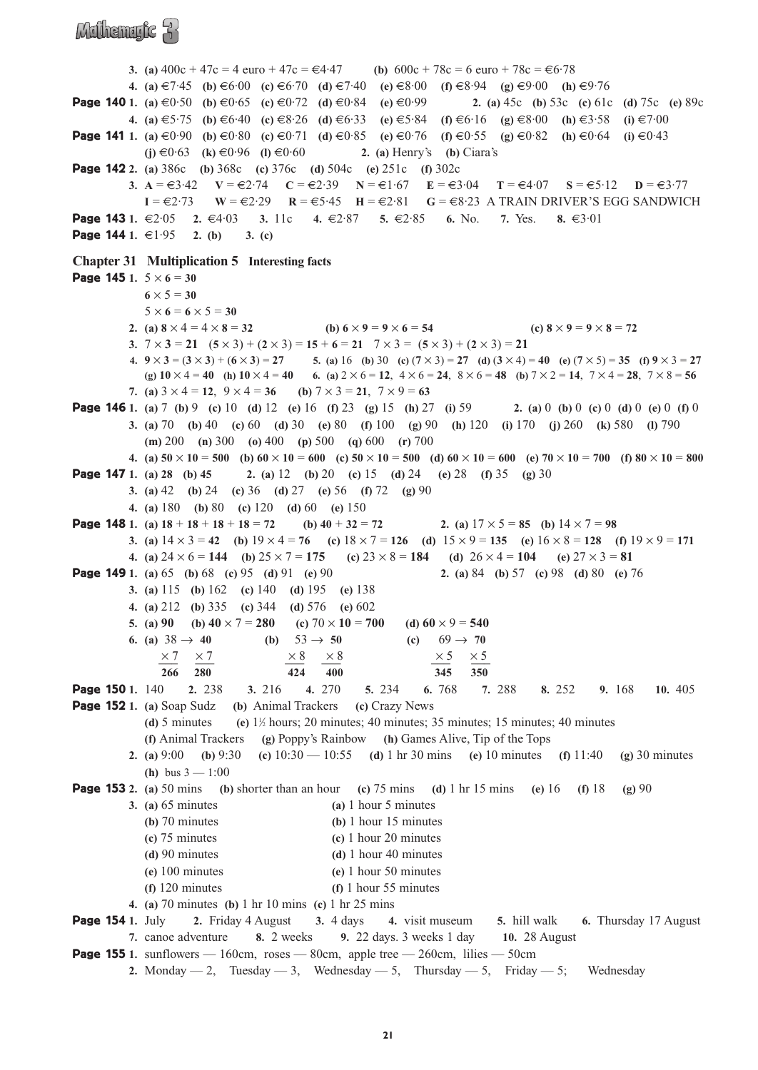**3.** **(a)** 400c + 47c = 4 euro + 47c = €4·47 **(b)** 600c + 78c = 6 euro + 78c = €6·78

**4.** **(a)** €7·45 **(b)** €6·00 **(c)** €6·70 **(d)** €7·40 **(e)** €8·00 **(f)** €8·94 **(g)** €9·00 **(h)** €9·76

**Page 140** **1.** **(a)** €0·50 **(b)** €0·65 **(c)** €0·72 **(d)** €0·84 **(e)** €0·99 **2.** **(a)** 45c **(b)** 53c **(c)** 61c **(d)** 75c **(e)** 89c

**4.** **(a)** €5·75 **(b)** €6·40 **(c)** €8·26 **(d)** €6·33 **(e)** €5·84 **(f)** €6·16 **(g)** €8·00 **(h)** €3·58 **(i)** €7·00

**Page 141** **1.** **(a)** €0·90 **(b)** €0·80 **(c)** €0·71 **(d)** €0·85 **(e)** €0·76 **(f)** €0·55 **(g)** €0·82 **(h)** €0·64 **(i)** €0·43 **(j)** €0·63 **(k)** €0·96 **(l)** €0·60 **2.** **(a)** Henry's **(b)** Ciara's

**Page 142** **2.** **(a)** 386c **(b)** 368c **(c)** 376c **(d)** 504c **(e)** 251c **(f)** 302c

**3.** **A** = €3·42 **V** = €2·74 **C** = €2·39 **N** = €1·67 **E** = €3·04 **T** = €4·07 **S** = €5·12 **D** = €3·77 **I** = €2·73 **W** = €2·29 **R** = €5·45 **H** = €2·81 **G** = €8·23 A TRAIN DRIVER'S EGG SANDWICH

**Page 143** **1.** €2·05 **2.** €4·03 **3.** 11c **4.** €2·87 **5.** €2·85 **6.** No. **7.** Yes. **8.** €3·01

**Page 144** **1.** €1·95 **2.** **(b)** **3.** **(c)**

## Chapter 31 Multiplication 5 Interesting facts

**Page 145** **1.** $5 \times \mathbf{6} = \mathbf{30}$

$\mathbf{6} \times 5 = \mathbf{30}$

$5 \times \mathbf{6} = \mathbf{6} \times 5 = \mathbf{30}$

**2.** **(a)** $\mathbf{8} \times 4 = 4 \times \mathbf{8} = \mathbf{32}$ **(b)** $\mathbf{6} \times \mathbf{9} = \mathbf{9} \times \mathbf{6} = \mathbf{54}$ **(c)** $\mathbf{8} \times \mathbf{9} = \mathbf{9} \times \mathbf{8} = \mathbf{72}$

**3.** $7 \times \mathbf{3} = \mathbf{21}$ $(\mathbf{5} \times 3) + (\mathbf{2} \times 3) = \mathbf{15} + \mathbf{6} = \mathbf{21}$ $7 \times 3 = (\mathbf{5} \times 3) + (\mathbf{2} \times 3) = \mathbf{21}$

**4.** $\mathbf{9} \times \mathbf{3} = (\mathbf{3} \times \mathbf{3}) + (\mathbf{6} \times \mathbf{3}) = \mathbf{27}$ **5.** **(a)** 16 **(b)** 30 **(c)** $(\mathbf{7} \times 3) = \mathbf{27}$ **(d)** $(\mathbf{3} \times 4) = \mathbf{40}$ **(e)** $(\mathbf{7} \times 5) = \mathbf{35}$ **(f)** $\mathbf{9} \times 3 = \mathbf{27}$ **(g)** $\mathbf{10} \times 4 = \mathbf{40}$ **(h)** $\mathbf{10} \times 4 = \mathbf{40}$ **6.** **(a)** $2 \times 6 = \mathbf{12}$, $4 \times 6 = \mathbf{24}$, $8 \times 6 = \mathbf{48}$ **(b)** $7 \times 2 = \mathbf{14}$, $7 \times 4 = \mathbf{28}$, $7 \times 8 = \mathbf{56}$

**7.** **(a)** $3 \times 4 = \mathbf{12}$, $9 \times 4 = \mathbf{36}$ **(b)** $7 \times 3 = \mathbf{21}$, $7 \times 9 = \mathbf{63}$

**Page 146** **1.** **(a)** 7 **(b)** 9 **(c)** 10 **(d)** 12 **(e)** 16 **(f)** 23 **(g)** 15 **(h)** 27 **(i)** 59 **2.** **(a)** 0 **(b)** 0 **(c)** 0 **(d)** 0 **(e)** 0 **(f)** 0

**3.** **(a)** 70 **(b)** 40 **(c)** 60 **(d)** 30 **(e)** 80 **(f)** 100 **(g)** 90 **(h)** 120 **(i)** 170 **(j)** 260 **(k)** 580 **(l)** 790 **(m)** 200 **(n)** 300 **(o)** 400 **(p)** 500 **(q)** 600 **(r)** 700

**4.** **(a)** $\mathbf{50} \times \mathbf{10} = \mathbf{500}$ **(b)** $\mathbf{60} \times \mathbf{10} = \mathbf{600}$ **(c)** $\mathbf{50} \times \mathbf{10} = \mathbf{500}$ **(d)** $\mathbf{60} \times \mathbf{10} = \mathbf{600}$ **(e)** $\mathbf{70} \times \mathbf{10} = \mathbf{700}$ **(f)** $\mathbf{80} \times \mathbf{10} = \mathbf{800}$

**Page 147** **1.** **(a)** **28** **(b)** **45** **2.** **(a)** 12 **(b)** 20 **(c)** 15 **(d)** 24 **(e)** 28 **(f)** 35 **(g)** 30

**3.** **(a)** 42 **(b)** 24 **(c)** 36 **(d)** 27 **(e)** 56 **(f)** 72 **(g)** 90

**4.** **(a)** 180 **(b)** 80 **(c)** 120 **(d)** 60 **(e)** 150

**Page 148** **1.** **(a)** $\mathbf{18} + \mathbf{18} + \mathbf{18} + \mathbf{18} = \mathbf{72}$ **(b)** $\mathbf{40} + \mathbf{32} = \mathbf{72}$ **2.** **(a)** $17 \times 5 = \mathbf{85}$ **(b)** $14 \times 7 = \mathbf{98}$

**3.** **(a)** $14 \times 3 = \mathbf{42}$ **(b)** $19 \times 4 = \mathbf{76}$ **(c)** $18 \times 7 = \mathbf{126}$ **(d)** $15 \times 9 = \mathbf{135}$ **(e)** $16 \times 8 = \mathbf{128}$ **(f)** $19 \times 9 = \mathbf{171}$

**4.** **(a)** $24 \times 6 = \mathbf{144}$ **(b)** $25 \times 7 = \mathbf{175}$ **(c)** $23 \times 8 = \mathbf{184}$ **(d)** $26 \times 4 = \mathbf{104}$ **(e)** $27 \times 3 = \mathbf{81}$

**Page 149** **1.** **(a)** 65 **(b)** 68 **(c)** 95 **(d)** 91 **(e)** 90 **2.** **(a)** 84 **(b)** 57 **(c)** 98 **(d)** 80 **(e)** 76

**3.** **(a)** 115 **(b)** 162 **(c)** 140 **(d)** 195 **(e)** 138

**4.** **(a)** 212 **(b)** 335 **(c)** 344 **(d)** 576 **(e)** 602

**5.** **(a)** **90** **(b)** $\mathbf{40} \times 7 = \mathbf{280}$ **(c)** $70 \times \mathbf{10} = \mathbf{700}$ **(d)** $\mathbf{60} \times 9 = \mathbf{540}$

**6.** **(a)** $38 \rightarrow \mathbf{40}$: $38 \times 7 = \mathbf{266}$, $40 \times 7 = \mathbf{280}$ **(b)** $53 \rightarrow \mathbf{50}$: $53 \times 8 = \mathbf{424}$, $50 \times 8 = \mathbf{400}$ **(c)** $69 \rightarrow \mathbf{70}$: $69 \times 5 = \mathbf{345}$, $70 \times 5 = \mathbf{350}$

**Page 150** **1.** 140 **2.** 238 **3.** 216 **4.** 270 **5.** 234 **6.** 768 **7.** 288 **8.** 252 **9.** 168 **10.** 405

**Page 152** **1.** **(a)** Soap Sudz **(b)** Animal Trackers **(c)** Crazy News **(d)** 5 minutes **(e)** 1½ hours; 20 minutes; 40 minutes; 35 minutes; 15 minutes; 40 minutes **(f)** Animal Trackers **(g)** Poppy's Rainbow **(h)** Games Alive, Tip of the Tops

**2.** **(a)** 9:00 **(b)** 9:30 **(c)** 10:30 — 10:55 **(d)** 1 hr 30 mins **(e)** 10 minutes **(f)** 11:40 **(g)** 30 minutes **(h)** bus 3 — 1:00

**Page 153** **2.** **(a)** 50 mins **(b)** shorter than an hour **(c)** 75 mins **(d)** 1 hr 15 mins **(e)** 16 **(f)** 18 **(g)** 90

**3.**

| | |
|---|---|
| **(a)** 65 minutes | **(a)** 1 hour 5 minutes |
| **(b)** 70 minutes | **(b)** 1 hour 15 minutes |
| **(c)** 75 minutes | **(c)** 1 hour 20 minutes |
| **(d)** 90 minutes | **(d)** 1 hour 40 minutes |
| **(e)** 100 minutes | **(e)** 1 hour 50 minutes |
| **(f)** 120 minutes | **(f)** 1 hour 55 minutes |

**4.** **(a)** 70 minutes **(b)** 1 hr 10 mins **(c)** 1 hr 25 mins

**Page 154** **1.** July **2.** Friday 4 August **3.** 4 days **4.** visit museum **5.** hill walk **6.** Thursday 17 August **7.** canoe adventure **8.** 2 weeks **9.** 22 days. 3 weeks 1 day **10.** 28 August

**Page 155** **1.** sunflowers — 160cm, roses — 80cm, apple tree — 260cm, lilies — 50cm

**2.** Monday — 2, Tuesday — 3, Wednesday — 5, Thursday — 5, Friday — 5; Wednesday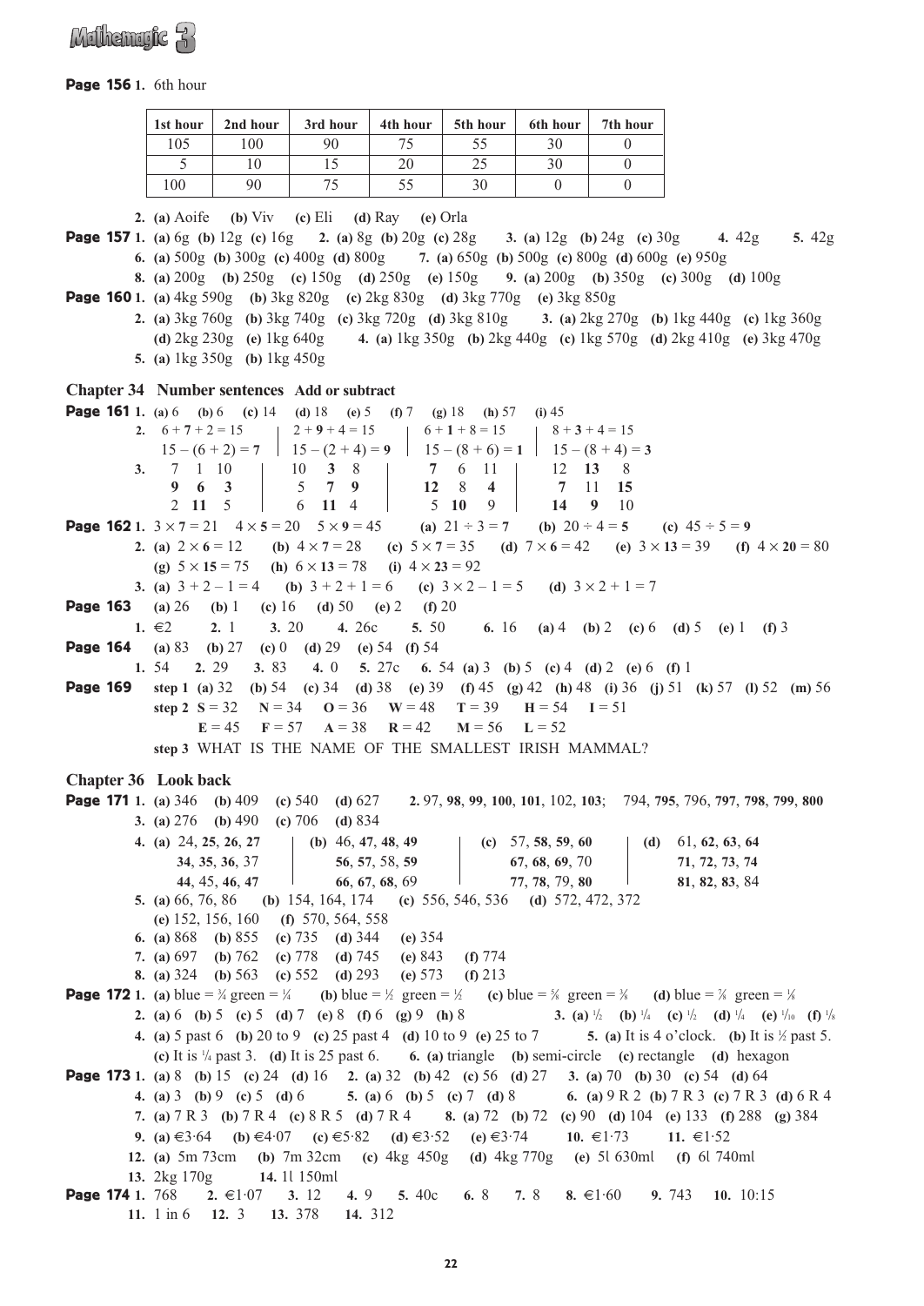**Page 156** 1. 6th hour

| 1st hour | 2nd hour | 3rd hour | 4th hour | 5th hour | 6th hour | 7th hour |
|---|---|---|---|---|---|---|
| 105 | 100 | 90 | 75 | 55 | 30 | 0 |
| 5 | 10 | 15 | 20 | 25 | 30 | 0 |
| 100 | 90 | 75 | 55 | 30 | 0 | 0 |

2. **(a)** Aoife **(b)** Viv **(c)** Eli **(d)** Ray **(e)** Orla

**Page 157** 1. **(a)** 6g **(b)** 12g **(c)** 16g **2. (a)** 8g **(b)** 20g **(c)** 28g **3. (a)** 12g **(b)** 24g **(c)** 30g **4.** 42g **5.** 42g
**6. (a)** 500g **(b)** 300g **(c)** 400g **(d)** 800g **7. (a)** 650g **(b)** 500g **(c)** 800g **(d)** 600g **(e)** 950g
**8. (a)** 200g **(b)** 250g **(c)** 150g **(d)** 250g **(e)** 150g **9. (a)** 200g **(b)** 350g **(c)** 300g **(d)** 100g

**Page 160** 1. **(a)** 4kg 590g **(b)** 3kg 820g **(c)** 2kg 830g **(d)** 3kg 770g **(e)** 3kg 850g
**2. (a)** 3kg 760g **(b)** 3kg 740g **(c)** 3kg 720g **(d)** 3kg 810g **3. (a)** 2kg 270g **(b)** 1kg 440g **(c)** 1kg 360g **(d)** 2kg 230g **(e)** 1kg 640g **4. (a)** 1kg 350g **(b)** 2kg 440g **(c)** 1kg 570g **(d)** 2kg 410g **(e)** 3kg 470g
**5. (a)** 1kg 350g **(b)** 1kg 450g

## Chapter 34 Number sentences Add or subtract

**Page 161** 1. **(a)** 6 **(b)** 6 **(c)** 14 **(d)** 18 **(e)** 5 **(f)** 7 **(g)** 18 **(h)** 57 **(i)** 45

**2.**

| | | | |
|---|---|---|---|
| 6 + **7** + 2 = 15 | 2 + **9** + 4 = 15 | 6 + **1** + 8 = 15 | 8 + **3** + 4 = 15 |
| 15 – (6 + 2) = **7** | 15 – (2 + 4) = **9** | 15 – (8 + 6) = **1** | 15 – (8 + 4) = **3** |

**3.**

| | | | | | | | | | | | |
|---|---|---|---|---|---|---|---|---|---|---|---|
| 7 | 1 | 10 | 10 | **3** | 8 | **7** | 6 | 11 | 12 | **13** | 8 |
| **9** | **6** | **3** | 5 | **7** | **9** | **12** | 8 | **4** | **7** | 11 | **15** |
| 2 | **11** | 5 | 6 | **11** | 4 | 5 | **10** | 9 | **14** | **9** | 10 |

**Page 162** 1. 3 × **7** = 21 4 × **5** = 20 5 × **9** = 45 **(a)** 21 ÷ 3 = **7** **(b)** 20 ÷ 4 = **5** **(c)** 45 ÷ 5 = **9**
**2. (a)** 2 × **6** = 12 **(b)** 4 × **7** = 28 **(c)** 5 × **7** = 35 **(d)** 7 × **6** = 42 **(e)** 3 × **13** = 39 **(f)** 4 × **20** = 80 **(g)** 5 × **15** = 75 **(h)** 6 × **13** = 78 **(i)** 4 × **23** = 92
**3. (a)** 3 + 2 – 1 = 4 **(b)** 3 + 2 + 1 = 6 **(c)** 3 × 2 – 1 = 5 **(d)** 3 × 2 + 1 = 7

**Page 163** **(a)** 26 **(b)** 1 **(c)** 16 **(d)** 50 **(e)** 2 **(f)** 20
**1.** €2 **2.** 1 **3.** 20 **4.** 26c **5.** 50 **6.** 16 **(a)** 4 **(b)** 2 **(c)** 6 **(d)** 5 **(e)** 1 **(f)** 3

**Page 164** **(a)** 83 **(b)** 27 **(c)** 0 **(d)** 29 **(e)** 54 **(f)** 54
**1.** 54 **2.** 29 **3.** 83 **4.** 0 **5.** 27c **6.** 54 **(a)** 3 **(b)** 5 **(c)** 4 **(d)** 2 **(e)** 6 **(f)** 1

**Page 169** **step 1 (a)** 32 **(b)** 54 **(c)** 34 **(d)** 38 **(e)** 39 **(f)** 45 **(g)** 42 **(h)** 48 **(i)** 36 **(j)** 51 **(k)** 57 **(l)** 52 **(m)** 56
**step 2** **S** = 32 **N** = 34 **O** = 36 **W** = 48 **T** = 39 **H** = 54 **I** = 51
**E** = 45 **F** = 57 **A** = 38 **R** = 42 **M** = 56 **L** = 52
**step 3** WHAT IS THE NAME OF THE SMALLEST IRISH MAMMAL?

## Chapter 36 Look back

**Page 171** 1. **(a)** 346 **(b)** 409 **(c)** 540 **(d)** 627 **2.** 97, **98**, **99**, **100**, **101**, 102, **103**; 794, **795**, 796, **797**, **798**, **799**, **800**
**3. (a)** 276 **(b)** 490 **(c)** 706 **(d)** 834

**4.**

| (a) | (b) | (c) | (d) |
|---|---|---|---|
| 24, **25**, **26**, **27** | 46, **47**, **48**, **49** | 57, **58**, **59**, **60** | 61, **62**, **63**, **64** |
| **34**, **35**, **36**, 37 | **56**, **57**, 58, **59** | **67**, **68**, **69**, 70 | **71**, **72**, **73**, **74** |
| **44**, 45, **46**, **47** | **66**, **67**, **68**, 69 | **77**, **78**, 79, **80** | **81**, **82**, **83**, 84 |

**5. (a)** 66, 76, 86 **(b)** 154, 164, 174 **(c)** 556, 546, 536 **(d)** 572, 472, 372 **(e)** 152, 156, 160 **(f)** 570, 564, 558
**6. (a)** 868 **(b)** 855 **(c)** 735 **(d)** 344 **(e)** 354
**7. (a)** 697 **(b)** 762 **(c)** 778 **(d)** 745 **(e)** 843 **(f)** 774
**8. (a)** 324 **(b)** 563 **(c)** 552 **(d)** 293 **(e)** 573 **(f)** 213

**Page 172** 1. **(a)** blue = $\frac{3}{4}$ green = $\frac{1}{4}$ **(b)** blue = $\frac{1}{2}$ green = $\frac{1}{2}$ **(c)** blue = $\frac{5}{8}$ green = $\frac{3}{8}$ **(d)** blue = $\frac{7}{8}$ green = $\frac{1}{8}$
**2. (a)** 6 **(b)** 5 **(c)** 5 **(d)** 7 **(e)** 8 **(f)** 6 **(g)** 9 **(h)** 8 **3. (a)** $\frac{1}{2}$ **(b)** $\frac{1}{4}$ **(c)** $\frac{1}{2}$ **(d)** $\frac{1}{4}$ **(e)** $\frac{1}{10}$ **(f)** $\frac{1}{8}$
**4. (a)** 5 past 6 **(b)** 20 to 9 **(c)** 25 past 4 **(d)** 10 to 9 **(e)** 25 to 7 **5. (a)** It is 4 o'clock. **(b)** It is $\frac{1}{2}$ past 5. **(c)** It is $\frac{1}{4}$ past 3. **(d)** It is 25 past 2. **6. (a)** triangle **(b)** semi-circle **(c)** rectangle **(d)** hexagon

**Page 173** 1. **(a)** 8 **(b)** 15 **(c)** 24 **(d)** 16 **2. (a)** 32 **(b)** 42 **(c)** 56 **(d)** 27 **3. (a)** 70 **(b)** 30 **(c)** 54 **(d)** 64
**4. (a)** 3 **(b)** 9 **(c)** 5 **(d)** 6 **5. (a)** 6 **(b)** 5 **(c)** 7 **(d)** 8 **6. (a)** 9 R 2 **(b)** 7 R 3 **(c)** 7 R 3 **(d)** 6 R 4
**7. (a)** 7 R 3 **(b)** 7 R 4 **(c)** 8 R 5 **(d)** 7 R 4 **8. (a)** 72 **(b)** 72 **(c)** 90 **(d)** 104 **(e)** 133 **(f)** 288 **(g)** 384
**9. (a)** €3·64 **(b)** €4·07 **(c)** €5·82 **(d)** €3·52 **(e)** €3·74 **10.** €1·73 **11.** €1·52
**12. (a)** 5m 73cm **(b)** 7m 32cm **(c)** 4kg 450g **(d)** 4kg 770g **(e)** 5l 630ml **(f)** 6l 740ml
**13.** 2kg 170g **14.** 1l 150ml

**Page 174** 1. 768 **2.** €1·07 **3.** 12 **4.** 9 **5.** 40c **6.** 8 **7.** 8 **8.** €1·60 **9.** 743 **10.** 10:15
**11.** 1 in 6 **12.** 3 **13.** 378 **14.** 312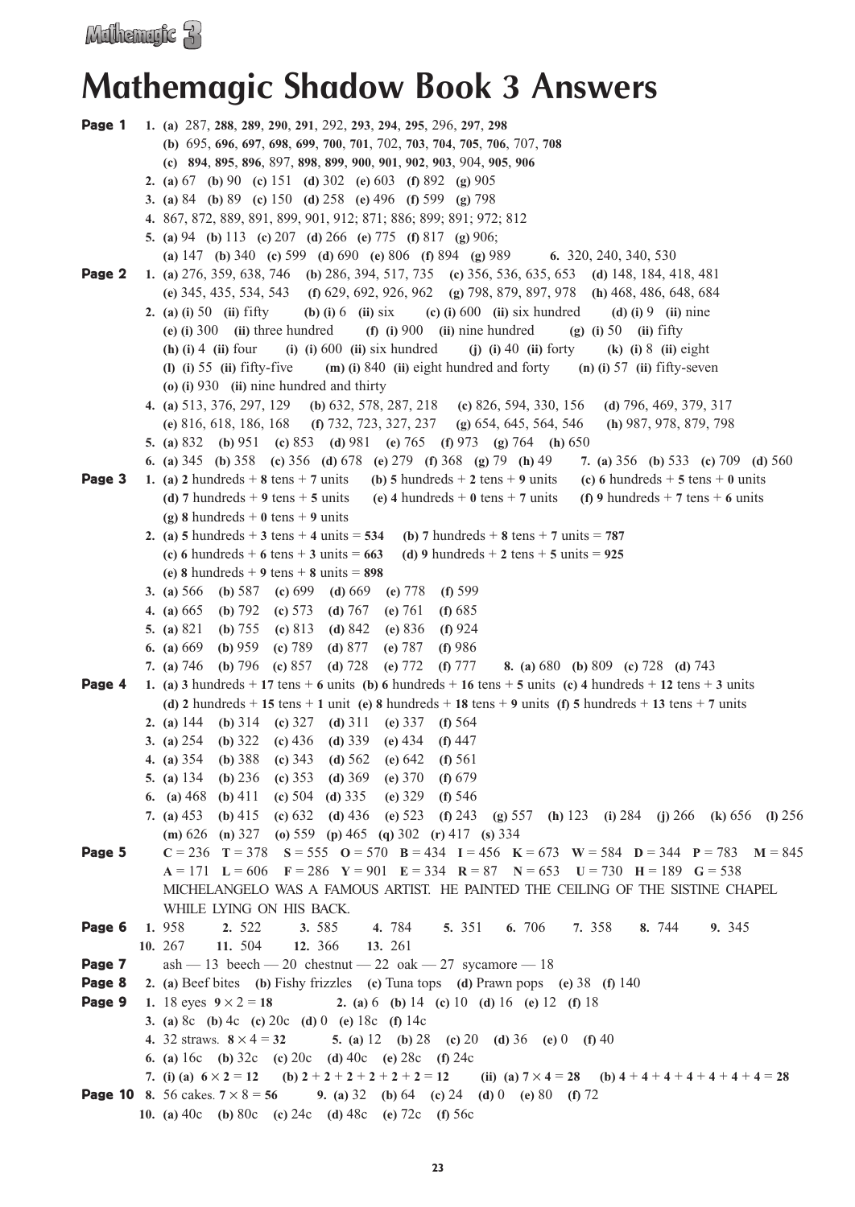# Mathemagic Shadow Book 3 Answers

**Page 1**

**1.** **(a)** 287, **288**, **289**, **290**, **291**, 292, **293**, **294**, **295**, 296, **297**, **298**
**(b)** 695, **696**, **697**, **698**, **699**, **700**, **701**, 702, **703**, **704**, **705**, **706**, 707, **708**
**(c)** **894**, **895**, **896**, 897, **898**, **899**, **900**, **901**, **902**, **903**, 904, **905**, **906**

**2.** **(a)** 67 **(b)** 90 **(c)** 151 **(d)** 302 **(e)** 603 **(f)** 892 **(g)** 905

**3.** **(a)** 84 **(b)** 89 **(c)** 150 **(d)** 258 **(e)** 496 **(f)** 599 **(g)** 798

**4.** 867, 872, 889, 891, 899, 901, 912; 871; 886; 899; 891; 972; 812

**5.** **(a)** 94 **(b)** 113 **(c)** 207 **(d)** 266 **(e)** 775 **(f)** 817 **(g)** 906;
**(a)** 147 **(b)** 340 **(c)** 599 **(d)** 690 **(e)** 806 **(f)** 894 **(g)** 989

**6.** 320, 240, 340, 530

**Page 2**

**1.** **(a)** 276, 359, 638, 746 **(b)** 286, 394, 517, 735 **(c)** 356, 536, 635, 653 **(d)** 148, 184, 418, 481
**(e)** 345, 435, 534, 543 **(f)** 629, 692, 926, 962 **(g)** 798, 879, 897, 978 **(h)** 468, 486, 648, 684

**2.** **(a) (i)** 50 **(ii)** fifty **(b) (i)** 6 **(ii)** six **(c) (i)** 600 **(ii)** six hundred **(d) (i)** 9 **(ii)** nine
**(e) (i)** 300 **(ii)** three hundred **(f) (i)** 900 **(ii)** nine hundred **(g) (i)** 50 **(ii)** fifty
**(h) (i)** 4 **(ii)** four **(i) (i)** 600 **(ii)** six hundred **(j) (i)** 40 **(ii)** forty **(k) (i)** 8 **(ii)** eight
**(l) (i)** 55 **(ii)** fifty-five **(m) (i)** 840 **(ii)** eight hundred and forty **(n) (i)** 57 **(ii)** fifty-seven
**(o) (i)** 930 **(ii)** nine hundred and thirty

**4.** **(a)** 513, 376, 297, 129 **(b)** 632, 578, 287, 218 **(c)** 826, 594, 330, 156 **(d)** 796, 469, 379, 317
**(e)** 816, 618, 186, 168 **(f)** 732, 723, 327, 237 **(g)** 654, 645, 564, 546 **(h)** 987, 978, 879, 798

**5.** **(a)** 832 **(b)** 951 **(c)** 853 **(d)** 981 **(e)** 765 **(f)** 973 **(g)** 764 **(h)** 650

**6.** **(a)** 345 **(b)** 358 **(c)** 356 **(d)** 678 **(e)** 279 **(f)** 368 **(g)** 79 **(h)** 49

**7.** **(a)** 356 **(b)** 533 **(c)** 709 **(d)** 560

**Page 3**

**1.** **(a)** **2** hundreds + **8** tens + **7** units **(b)** **5** hundreds + **2** tens + **9** units **(c)** **6** hundreds + **5** tens + **0** units
**(d)** **7** hundreds + **9** tens + **5** units **(e)** **4** hundreds + **0** tens + **7** units **(f)** **9** hundreds + **7** tens + **6** units
**(g)** **8** hundreds + **0** tens + **9** units

**2.** **(a)** **5** hundreds + **3** tens + **4** units = **534** **(b)** **7** hundreds + **8** tens + **7** units = **787**
**(c)** **6** hundreds + **6** tens + **3** units = **663** **(d)** **9** hundreds + **2** tens + **5** units = **925**
**(e)** **8** hundreds + **9** tens + **8** units = **898**

**3.** **(a)** 566 **(b)** 587 **(c)** 699 **(d)** 669 **(e)** 778 **(f)** 599

**4.** **(a)** 665 **(b)** 792 **(c)** 573 **(d)** 767 **(e)** 761 **(f)** 685

**5.** **(a)** 821 **(b)** 755 **(c)** 813 **(d)** 842 **(e)** 836 **(f)** 924

**6.** **(a)** 669 **(b)** 959 **(c)** 789 **(d)** 877 **(e)** 787 **(f)** 986

**7.** **(a)** 746 **(b)** 796 **(c)** 857 **(d)** 728 **(e)** 772 **(f)** 777

**8.** **(a)** 680 **(b)** 809 **(c)** 728 **(d)** 743

**Page 4**

**1.** **(a)** **3** hundreds + **17** tens + **6** units **(b)** **6** hundreds + **16** tens + **5** units **(c)** **4** hundreds + **12** tens + **3** units
**(d)** **2** hundreds + **15** tens + **1** unit **(e)** **8** hundreds + **18** tens + **9** units **(f)** **5** hundreds + **13** tens + **7** units

**2.** **(a)** 144 **(b)** 314 **(c)** 327 **(d)** 311 **(e)** 337 **(f)** 564

**3.** **(a)** 254 **(b)** 322 **(c)** 436 **(d)** 339 **(e)** 434 **(f)** 447

**4.** **(a)** 354 **(b)** 388 **(c)** 343 **(d)** 562 **(e)** 642 **(f)** 561

**5.** **(a)** 134 **(b)** 236 **(c)** 353 **(d)** 369 **(e)** 370 **(f)** 679

**6.** **(a)** 468 **(b)** 411 **(c)** 504 **(d)** 335 **(e)** 329 **(f)** 546

**7.** **(a)** 453 **(b)** 415 **(c)** 632 **(d)** 436 **(e)** 523 **(f)** 243 **(g)** 557 **(h)** 123 **(i)** 284 **(j)** 266 **(k)** 656 **(l)** 256
**(m)** 626 **(n)** 327 **(o)** 559 **(p)** 465 **(q)** 302 **(r)** 417 **(s)** 334

**Page 5**

**C** = 236 **T** = 378 **S** = 555 **O** = 570 **B** = 434 **I** = 456 **K** = 673 **W** = 584 **D** = 344 **P** = 783 **M** = 845
**A** = 171 **L** = 606 **F** = 286 **Y** = 901 **E** = 334 **R** = 87 **N** = 653 **U** = 730 **H** = 189 **G** = 538

MICHELANGELO WAS A FAMOUS ARTIST. HE PAINTED THE CEILING OF THE SISTINE CHAPEL WHILE LYING ON HIS BACK.

**Page 6**

**1.** 958 **2.** 522 **3.** 585 **4.** 784 **5.** 351 **6.** 706 **7.** 358 **8.** 744 **9.** 345
**10.** 267 **11.** 504 **12.** 366 **13.** 261

**Page 7**

ash — 13 beech — 20 chestnut — 22 oak — 27 sycamore — 18

**Page 8**

**2.** **(a)** Beef bites **(b)** Fishy frizzles **(c)** Tuna tops **(d)** Prawn pops **(e)** 38 **(f)** 140

**Page 9**

**1.** 18 eyes $\mathbf{9 \times 2 = 18}$

**2.** **(a)** 6 **(b)** 14 **(c)** 10 **(d)** 16 **(e)** 12 **(f)** 18

**3.** **(a)** 8c **(b)** 4c **(c)** 20c **(d)** 0 **(e)** 18c **(f)** 14c

**4.** 32 straws. $\mathbf{8 \times 4 = 32}$

**5.** **(a)** 12 **(b)** 28 **(c)** 20 **(d)** 36 **(e)** 0 **(f)** 40

**6.** **(a)** 16c **(b)** 32c **(c)** 20c **(d)** 40c **(e)** 28c **(f)** 24c

**7.** **(i) (a)** $\mathbf{6 \times 2 = 12}$ **(b)** $\mathbf{2 + 2 + 2 + 2 + 2 + 2 = 12}$ **(ii) (a)** $\mathbf{7 \times 4 = 28}$ **(b)** $\mathbf{4 + 4 + 4 + 4 + 4 + 4 + 4 = 28}$

**Page 10**

**8.** 56 cakes. $\mathbf{7 \times 8 = 56}$

**9.** **(a)** 32 **(b)** 64 **(c)** 24 **(d)** 0 **(e)** 80 **(f)** 72

**10.** **(a)** 40c **(b)** 80c **(c)** 24c **(d)** 48c **(e)** 72c **(f)** 56c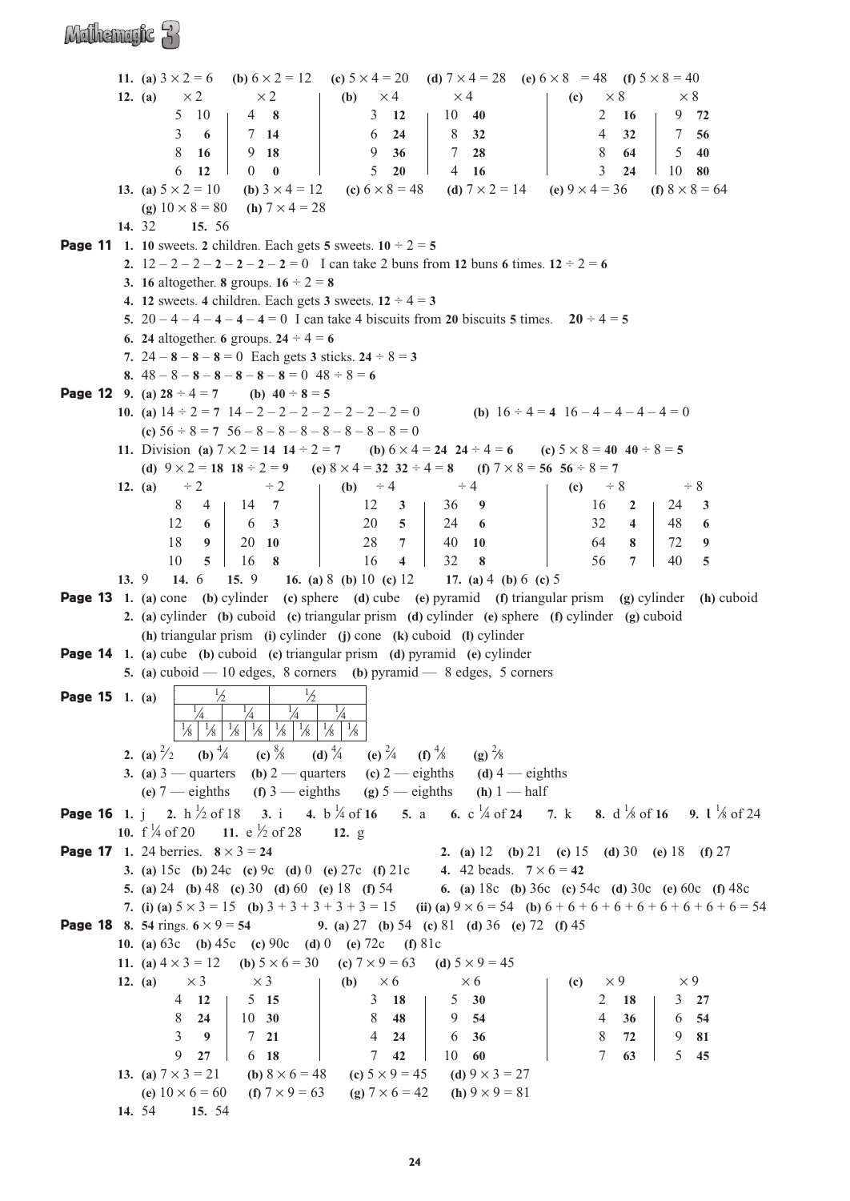**11.** **(a)** $3 \times 2 = 6$ **(b)** $6 \times 2 = 12$ **(c)** $5 \times 4 = 20$ **(d)** $7 \times 4 = 28$ **(e)** $6 \times 8 = 48$ **(f)** $5 \times 8 = 40$

**12.** **(a)**

| ×2 | | ×2 | |
|---|---|---|---|
| 5 | **10** | 4 | **8** |
| 3 | **6** | 7 | **14** |
| 8 | **16** | 9 | **18** |
| 6 | **12** | 0 | **0** |

**(b)**

| ×4 | | ×4 | |
|---|---|---|---|
| 3 | **12** | 10 | **40** |
| 6 | **24** | 8 | **32** |
| 9 | **36** | 7 | **28** |
| 5 | **20** | 4 | **16** |

**(c)**

| ×8 | | ×8 | |
|---|---|---|---|
| 2 | **16** | 9 | **72** |
| 4 | **32** | 7 | **56** |
| 8 | **64** | 5 | **40** |
| 3 | **24** | 10 | **80** |

**13.** **(a)** $5 \times 2 = 10$ **(b)** $3 \times 4 = 12$ **(c)** $6 \times 8 = 48$ **(d)** $7 \times 2 = 14$ **(e)** $9 \times 4 = 36$ **(f)** $8 \times 8 = 64$ **(g)** $10 \times 8 = 80$ **(h)** $7 \times 4 = 28$

**14.** 32 **15.** 56

**Page 11**

**1.** **10** sweets. **2** children. Each gets **5** sweets. $\mathbf{10 \div 2 = 5}$

**2.** $12 - 2 - 2 - \mathbf{2} - \mathbf{2} - \mathbf{2} - \mathbf{2} = 0$ I can take 2 buns from **12** buns **6** times. $\mathbf{12 \div 2 = 6}$

**3.** **16** altogether. **8** groups. $\mathbf{16 \div 2 = 8}$

**4.** **12** sweets. **4** children. Each gets **3** sweets. $\mathbf{12 \div 4 = 3}$

**5.** $20 - 4 - 4 - \mathbf{4} - \mathbf{4} - \mathbf{4} = 0$ I can take 4 biscuits from **20** biscuits **5** times. $\mathbf{20 \div 4 = 5}$

**6.** **24** altogether. **6** groups. $\mathbf{24 \div 4 = 6}$

**7.** $24 - \mathbf{8} - \mathbf{8} - \mathbf{8} = 0$ Each gets **3** sticks. $\mathbf{24 \div 8 = 3}$

**8.** $48 - 8 - \mathbf{8} - \mathbf{8} - \mathbf{8} - \mathbf{8} - \mathbf{8} = 0$ $\mathbf{48 \div 8 = 6}$

**Page 12**

**9.** **(a)** $\mathbf{28} \div 4 = \mathbf{7}$ **(b)** $\mathbf{40 \div 8 = 5}$

**10.** **(a)** $14 \div 2 = \mathbf{7}$ $14 - 2 - 2 - 2 - 2 - 2 - 2 - 2 = 0$ **(b)** $16 \div 4 = \mathbf{4}$ $16 - 4 - 4 - 4 - 4 = 0$ **(c)** $56 \div 8 = \mathbf{7}$ $56 - 8 - 8 - 8 - 8 - 8 - 8 - 8 = 0$

**11.** Division **(a)** $7 \times 2 = \mathbf{14}$ $\mathbf{14 \div 2 = 7}$ **(b)** $6 \times 4 = \mathbf{24}$ $\mathbf{24 \div 4 = 6}$ **(c)** $5 \times 8 = \mathbf{40}$ $\mathbf{40 \div 8 = 5}$ **(d)** $9 \times 2 = \mathbf{18}$ $\mathbf{18 \div 2 = 9}$ **(e)** $8 \times 4 = \mathbf{32}$ $\mathbf{32 \div 4 = 8}$ **(f)** $7 \times 8 = \mathbf{56}$ $\mathbf{56 \div 8 = 7}$

**12.** **(a)**

| ÷2 | | ÷2 | |
|---|---|---|---|
| 8 | 4 | 14 | **7** |
| 12 | **6** | 6 | **3** |
| 18 | **9** | 20 | **10** |
| 10 | **5** | 16 | **8** |

**(b)**

| ÷4 | | ÷4 | |
|---|---|---|---|
| 12 | **3** | 36 | **9** |
| 20 | **5** | 24 | **6** |
| 28 | **7** | 40 | **10** |
| 16 | **4** | 32 | **8** |

**(c)**

| ÷8 | | ÷8 | |
|---|---|---|---|
| 16 | **2** | 24 | **3** |
| 32 | **4** | 48 | **6** |
| 64 | **8** | 72 | **9** |
| 56 | **7** | 40 | **5** |

**13.** 9 **14.** 6 **15.** 9 **16.** **(a)** 8 **(b)** 10 **(c)** 12 **17.** **(a)** 4 **(b)** 6 **(c)** 5

**Page 13**

**1.** **(a)** cone **(b)** cylinder **(c)** sphere **(d)** cube **(e)** pyramid **(f)** triangular prism **(g)** cylinder **(h)** cuboid

**2.** **(a)** cylinder **(b)** cuboid **(c)** triangular prism **(d)** cylinder **(e)** sphere **(f)** cylinder **(g)** cuboid **(h)** triangular prism **(i)** cylinder **(j)** cone **(k)** cuboid **(l)** cylinder

**Page 14**

**1.** **(a)** cube **(b)** cuboid **(c)** triangular prism **(d)** pyramid **(e)** cylinder

**5.** **(a)** cuboid — 10 edges, 8 corners **(b)** pyramid — 8 edges, 5 corners

**Page 15**

**1.** **(a)**

| $\frac{1}{2}$ | | | | $\frac{1}{2}$ | | | |
|---|---|---|---|---|---|---|---|
| $\frac{1}{4}$ | | $\frac{1}{4}$ | | $\frac{1}{4}$ | | $\frac{1}{4}$ | |
| $\frac{1}{8}$ | $\frac{1}{8}$ | $\frac{1}{8}$ | $\frac{1}{8}$ | $\frac{1}{8}$ | $\frac{1}{8}$ | $\frac{1}{8}$ | $\frac{1}{8}$ |

**2.** **(a)** $\frac{2}{2}$ **(b)** $\frac{4}{4}$ **(c)** $\frac{8}{8}$ **(d)** $\frac{4}{4}$ **(e)** $\frac{2}{4}$ **(f)** $\frac{4}{8}$ **(g)** $\frac{2}{8}$

**3.** **(a)** 3 — quarters **(b)** 2 — quarters **(c)** 2 — eighths **(d)** 4 — eighths **(e)** 7 — eighths **(f)** 3 — eighths **(g)** 5 — eighths **(h)** 1 — half

**Page 16**

**1.** j **2.** h $\frac{1}{2}$ of 18 **3.** i **4.** b $\frac{1}{4}$ of **16** **5.** a **6.** c $\frac{1}{4}$ of **24** **7.** k **8.** d $\frac{1}{8}$ of **16** **9.** **l** $\frac{1}{8}$ of 24 **10.** f $\frac{1}{4}$ of 20 **11.** e $\frac{1}{2}$ of 28 **12.** g

**Page 17**

**1.** 24 berries. $\mathbf{8 \times 3 = 24}$

**2.** **(a)** 12 **(b)** 21 **(c)** 15 **(d)** 30 **(e)** 18 **(f)** 27

**3.** **(a)** 15c **(b)** 24c **(c)** 9c **(d)** 0 **(e)** 27c **(f)** 21c

**4.** 42 beads. $\mathbf{7 \times 6 = 42}$

**5.** **(a)** 24 **(b)** 48 **(c)** 30 **(d)** 60 **(e)** 18 **(f)** 54

**6.** **(a)** 18c **(b)** 36c **(c)** 54c **(d)** 30c **(e)** 60c **(f)** 48c

**7.** **(i)** **(a)** $5 \times 3 = 15$ **(b)** $3 + 3 + 3 + 3 + 3 = 15$ **(ii)** **(a)** $9 \times 6 = 54$ **(b)** $6 + 6 + 6 + 6 + 6 + 6 + 6 + 6 + 6 = 54$

**Page 18**

**8.** **54** rings. $\mathbf{6 \times 9 = 54}$

**9.** **(a)** 27 **(b)** 54 **(c)** 81 **(d)** 36 **(e)** 72 **(f)** 45

**10.** **(a)** 63c **(b)** 45c **(c)** 90c **(d)** 0 **(e)** 72c **(f)** 81c

**11.** **(a)** $4 \times 3 = 12$ **(b)** $5 \times 6 = 30$ **(c)** $7 \times 9 = 63$ **(d)** $5 \times 9 = 45$

**12.** **(a)**

| ×3 | | ×3 | |
|---|---|---|---|
| 4 | **12** | 5 | **15** |
| 8 | **24** | 10 | **30** |
| 3 | **9** | 7 | **21** |
| 9 | **27** | 6 | **18** |

**(b)**

| ×6 | | ×6 | |
|---|---|---|---|
| 3 | **18** | 5 | **30** |
| 8 | **48** | 9 | **54** |
| 4 | **24** | 6 | **36** |
| 7 | **42** | 10 | **60** |

**(c)**

| ×9 | | ×9 | |
|---|---|---|---|
| 2 | **18** | 3 | **27** |
| 4 | **36** | 6 | **54** |
| 8 | **72** | 9 | **81** |
| 7 | **63** | 5 | **45** |

**13.** **(a)** $7 \times 3 = 21$ **(b)** $8 \times 6 = 48$ **(c)** $5 \times 9 = 45$ **(d)** $9 \times 3 = 27$ **(e)** $10 \times 6 = 60$ **(f)** $7 \times 9 = 63$ **(g)** $7 \times 6 = 42$ **(h)** $9 \times 9 = 81$

**14.** 54 **15.** 54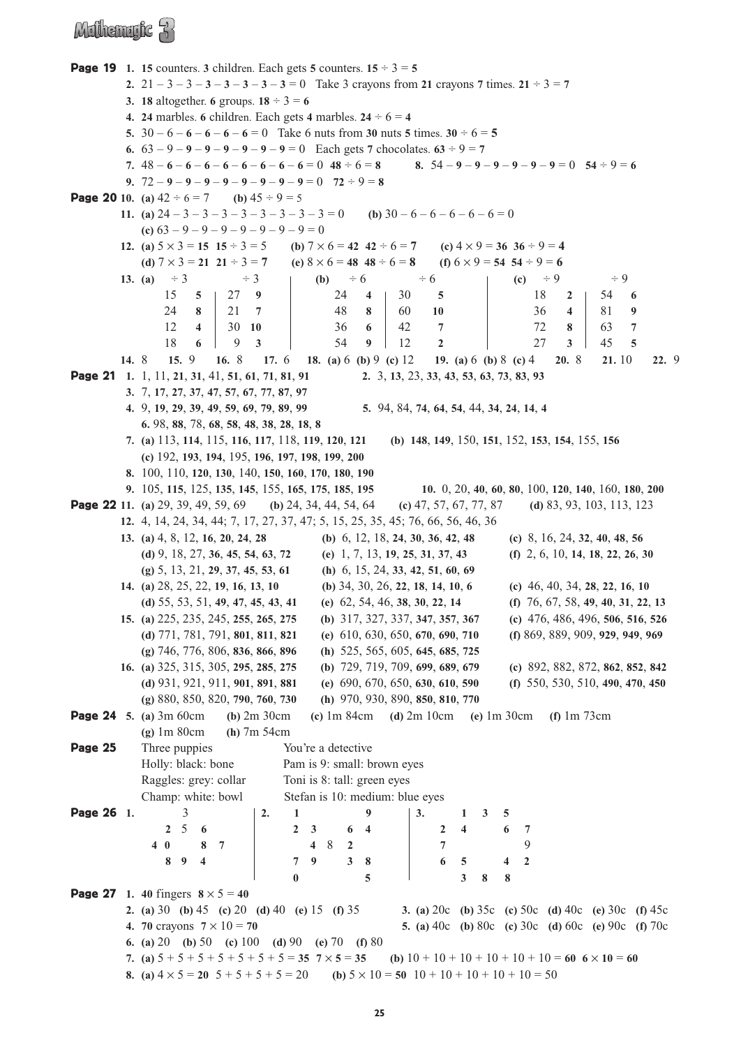**Page 19**

**1.** **15** counters. **3** children. Each gets **5** counters. $\mathbf{15} \div 3 = \mathbf{5}$

**2.** $21 - 3 - 3 - \mathbf{3} - \mathbf{3} - \mathbf{3} - \mathbf{3} = 0$ Take 3 crayons from **21** crayons **7** times. $\mathbf{21} \div 3 = \mathbf{7}$

**3.** **18** altogether. **6** groups. $\mathbf{18} \div 3 = \mathbf{6}$

**4.** **24** marbles. **6** children. Each gets **4** marbles. $\mathbf{24} \div 6 = \mathbf{4}$

**5.** $30 - 6 - \mathbf{6} - \mathbf{6} - \mathbf{6} - \mathbf{6} = 0$ Take 6 nuts from **30** nuts **5** times. $\mathbf{30} \div 6 = \mathbf{5}$

**6.** $63 - 9 - \mathbf{9} - \mathbf{9} - \mathbf{9} - \mathbf{9} - \mathbf{9} - \mathbf{9} = 0$ Each gets **7** chocolates. $\mathbf{63} \div 9 = \mathbf{7}$

**7.** $48 - \mathbf{6} - \mathbf{6} - \mathbf{6} - \mathbf{6} - \mathbf{6} - \mathbf{6} - \mathbf{6} - \mathbf{6} = 0$ $\mathbf{48} \div \mathbf{6} = \mathbf{8}$

**8.** $54 - \mathbf{9} - \mathbf{9} - \mathbf{9} - \mathbf{9} - \mathbf{9} - \mathbf{9} = 0$ $\mathbf{54} \div \mathbf{9} = \mathbf{6}$

**9.** $72 - \mathbf{9} - \mathbf{9} - \mathbf{9} - \mathbf{9} - \mathbf{9} - \mathbf{9} - \mathbf{9} - \mathbf{9} = 0$ $\mathbf{72} \div \mathbf{9} = \mathbf{8}$

**Page 20**

**10.** **(a)** $42 \div 6 = 7$ **(b)** $45 \div 9 = 5$

**11.** **(a)** $24 - 3 - 3 - 3 - 3 - 3 - 3 - 3 - 3 = 0$ **(b)** $30 - 6 - 6 - 6 - 6 - 6 = 0$
**(c)** $63 - 9 - 9 - 9 - 9 - 9 - 9 - 9 = 0$

**12.** **(a)** $5 \times 3 = \mathbf{15}$ $\mathbf{15} \div 3 = 5$ **(b)** $7 \times 6 = \mathbf{42}$ $\mathbf{42} \div 6 = \mathbf{7}$ **(c)** $4 \times 9 = \mathbf{36}$ $\mathbf{36} \div 9 = \mathbf{4}$
**(d)** $7 \times 3 = \mathbf{21}$ $\mathbf{21} \div 3 = \mathbf{7}$ **(e)** $8 \times 6 = \mathbf{48}$ $\mathbf{48} \div 6 = \mathbf{8}$ **(f)** $6 \times 9 = \mathbf{54}$ $\mathbf{54} \div 9 = \mathbf{6}$

**13.**

**(a)**

| $\div 3$ | | $\div 3$ | |
|---|---|---|---|
| 15 | **5** | 27 | **9** |
| 24 | **8** | 21 | **7** |
| 12 | **4** | 30 | **10** |
| 18 | **6** | 9 | **3** |

**(b)**

| $\div 6$ | | $\div 6$ | |
|---|---|---|---|
| 24 | **4** | 30 | **5** |
| 48 | **8** | 60 | **10** |
| 36 | **6** | 42 | **7** |
| 54 | **9** | 12 | **2** |

**(c)**

| $\div 9$ | | $\div 9$ | |
|---|---|---|---|
| 18 | **2** | 54 | **6** |
| 36 | **4** | 81 | **9** |
| 72 | **8** | 63 | **7** |
| 27 | **3** | 45 | **5** |

**14.** 8 **15.** 9 **16.** 8 **17.** 6 **18.** **(a)** 6 **(b)** 9 **(c)** 12 **19.** **(a)** 6 **(b)** 8 **(c)** 4 **20.** 8 **21.** 10 **22.** 9

**Page 21**

**1.** 1, 11, **21**, **31**, 41, **51**, **61**, **71**, **81**, **91**

**2.** 3, **13**, 23, **33**, **43**, **53**, **63**, **73**, **83**, **93**

**3.** 7, **17**, **27**, **37**, **47**, **57**, **67**, **77**, **87**, **97**

**4.** 9, **19**, **29**, **39**, **49**, **59**, **69**, **79**, **89**, **99**

**5.** 94, 84, **74**, **64**, **54**, 44, **34**, **24**, **14**, **4**

**6.** 98, **88**, 78, **68**, **58**, **48**, **38**, **28**, **18**, **8**

**7.** **(a)** 113, **114**, 115, **116**, **117**, 118, **119**, **120**, **121** **(b)** **148**, **149**, 150, **151**, 152, **153**, **154**, 155, **156**
**(c)** 192, **193**, **194**, 195, **196**, **197**, **198**, **199**, **200**

**8.** 100, 110, **120**, **130**, 140, **150**, **160**, **170**, **180**, **190**

**9.** 105, **115**, 125, **135**, **145**, 155, **165**, **175**, **185**, **195**

**10.** 0, 20, **40**, **60**, **80**, 100, **120**, **140**, 160, **180**, **200**

**Page 22**

**11.** **(a)** 29, 39, 49, 59, 69 **(b)** 24, 34, 44, 54, 64 **(c)** 47, 57, 67, 77, 87 **(d)** 83, 93, 103, 113, 123

**12.** 4, 14, 24, 34, 44; 7, 17, 27, 37, 47; 5, 15, 25, 35, 45; 76, 66, 56, 46, 36

**13.** **(a)** 4, 8, 12, **16**, **20**, **24**, **28** **(b)** 6, 12, 18, **24**, **30**, **36**, **42**, **48** **(c)** 8, 16, 24, **32**, **40**, **48**, **56**
**(d)** 9, 18, 27, **36**, **45**, **54**, **63**, **72** **(e)** 1, 7, 13, **19**, **25**, **31**, **37**, **43** **(f)** 2, 6, 10, **14**, **18**, **22**, **26**, **30**
**(g)** 5, 13, 21, **29**, **37**, **45**, **53**, **61** **(h)** 6, 15, 24, **33**, **42**, **51**, **60**, **69**

**14.** **(a)** 28, 25, 22, **19**, **16**, **13**, **10** **(b)** 34, 30, 26, **22**, **18**, **14**, **10**, **6** **(c)** 46, 40, 34, **28**, **22**, **16**, **10**
**(d)** 55, 53, 51, **49**, **47**, **45**, **43**, **41** **(e)** 62, 54, 46, **38**, **30**, **22**, **14** **(f)** 76, 67, 58, **49**, **40**, **31**, **22**, **13**

**15.** **(a)** 225, 235, 245, **255**, **265**, **275** **(b)** 317, 327, 337, **347**, **357**, **367** **(c)** 476, 486, 496, **506**, **516**, **526**
**(d)** 771, 781, 791, **801**, **811**, **821** **(e)** 610, 630, 650, **670**, **690**, **710** **(f)** 869, 889, 909, **929**, **949**, **969**
**(g)** 746, 776, 806, **836**, **866**, **896** **(h)** 525, 565, 605, **645**, **685**, **725**

**16.** **(a)** 325, 315, 305, **295**, **285**, **275** **(b)** 729, 719, 709, **699**, **689**, **679** **(c)** 892, 882, 872, **862**, **852**, **842**
**(d)** 931, 921, 911, **901**, **891**, **881** **(e)** 690, 670, 650, **630**, **610**, **590** **(f)** 550, 530, 510, **490**, **470**, **450**
**(g)** 880, 850, 820, **790**, **760**, **730** **(h)** 970, 930, 890, **850**, **810**, **770**

**Page 24**

**5.** **(a)** 3m 60cm **(b)** 2m 30cm **(c)** 1m 84cm **(d)** 2m 10cm **(e)** 1m 30cm **(f)** 1m 73cm
**(g)** 1m 80cm **(h)** 7m 54cm

**Page 25**

Three puppies
Holly: black: bone
Raggles: grey: collar
Champ: white: bowl

You're a detective
Pam is 9: small: brown eyes
Toni is 8: tall: green eyes
Stefan is 10: medium: blue eyes

**Page 26**

**1.**

| | | | |
|---|---|---|---|
| | | 3 | |
| | **2** | 5 | **6** |
| **4** | **0** | | **8** | **7** |
| | **8** | **9** | **4** |

**2.**

| | | | |
|---|---|---|---|
| **1** | | | **9** |
| **2** | **3** | **6** | **4** |
| | **4** | 8 | **2** |
| **7** | **9** | **3** | **8** |
| **0** | | | **5** |

**3.**

| | | | | |
|---|---|---|---|---|
| | **1** | **3** | **5** | |
| **2** | **4** | | **6** | **7** |
| **7** | | | | 9 |
| **6** | **5** | | **4** | **2** |
| | **3** | **8** | **8** | |

**Page 27**

**1.** **40** fingers $\mathbf{8} \times \mathbf{5} = \mathbf{40}$

**2.** **(a)** 30 **(b)** 45 **(c)** 20 **(d)** 40 **(e)** 15 **(f)** 35

**3.** **(a)** 20c **(b)** 35c **(c)** 50c **(d)** 40c **(e)** 30c **(f)** 45c

**4.** **70** crayons $\mathbf{7} \times \mathbf{10} = \mathbf{70}$

**5.** **(a)** 40c **(b)** 80c **(c)** 30c **(d)** 60c **(e)** 90c **(f)** 70c

**6.** **(a)** 20 **(b)** 50 **(c)** 100 **(d)** 90 **(e)** 70 **(f)** 80

**7.** **(a)** $5 + 5 + 5 + 5 + 5 + 5 + 5 = \mathbf{35}$ $\mathbf{7} \times \mathbf{5} = \mathbf{35}$ **(b)** $10 + 10 + 10 + 10 + 10 + 10 = \mathbf{60}$ $\mathbf{6} \times \mathbf{10} = \mathbf{60}$

**8.** **(a)** $4 \times 5 = \mathbf{20}$ $5 + 5 + 5 + 5 = 20$ **(b)** $5 \times 10 = \mathbf{50}$ $10 + 10 + 10 + 10 + 10 = 50$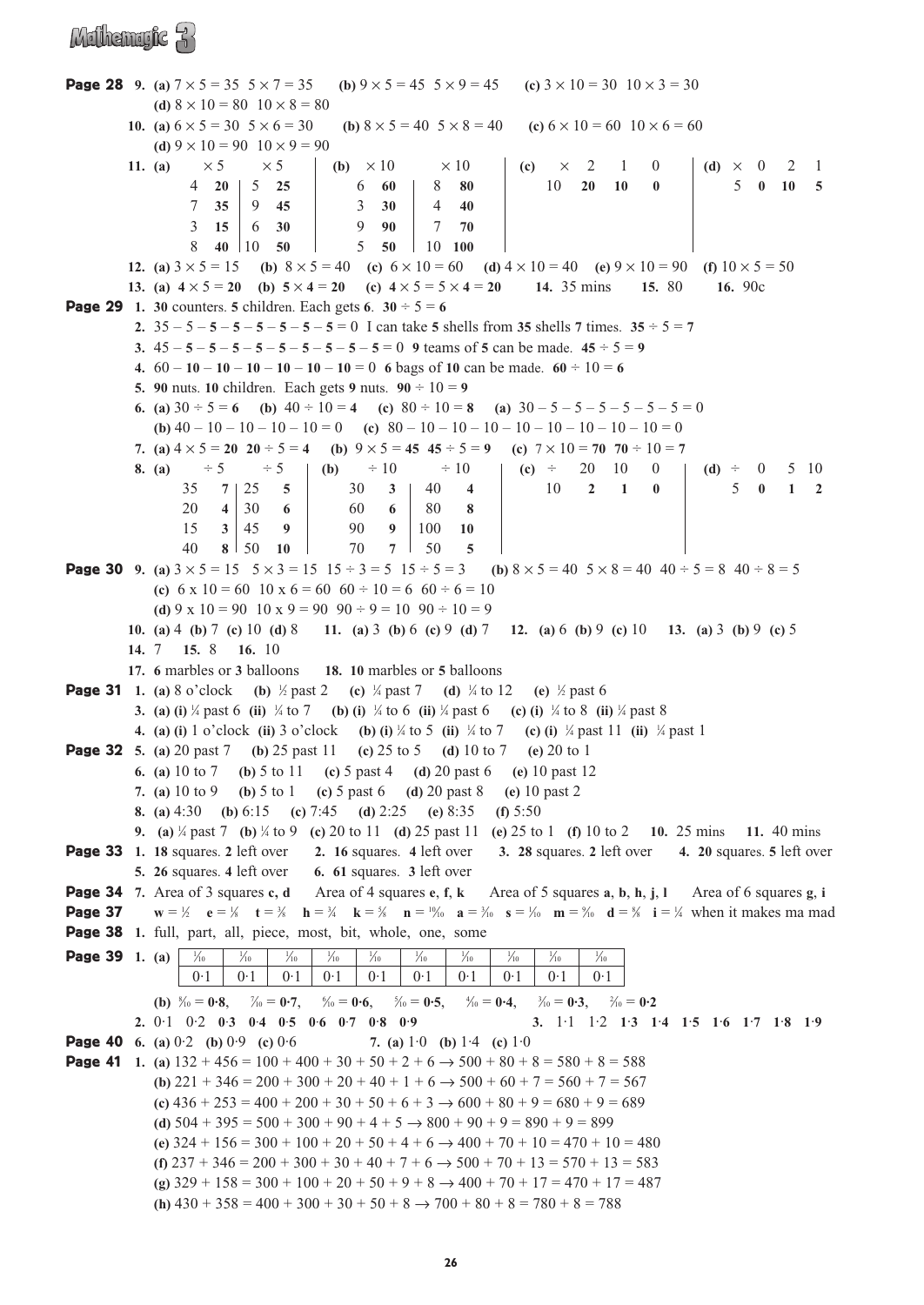**Page 28** **9.** **(a)** $7 \times 5 = 35$ $5 \times 7 = 35$ **(b)** $9 \times 5 = 45$ $5 \times 9 = 45$ **(c)** $3 \times 10 = 30$ $10 \times 3 = 30$ **(d)** $8 \times 10 = 80$ $10 \times 8 = 80$

**10.** **(a)** $6 \times 5 = 30$ $5 \times 6 = 30$ **(b)** $8 \times 5 = 40$ $5 \times 8 = 40$ **(c)** $6 \times 10 = 60$ $10 \times 6 = 60$ **(d)** $9 \times 10 = 90$ $10 \times 9 = 90$

**11.** **(a)**

| × 5 | | × 5 | |
|---|---|---|---|
| 4 | **20** | 5 | **25** |
| 7 | **35** | 9 | **45** |
| 3 | **15** | 6 | **30** |
| 8 | **40** | 10 | **50** |

**(b)**

| × 10 | | × 10 | |
|---|---|---|---|
| 6 | **60** | 8 | **80** |
| 3 | **30** | 4 | **40** |
| 9 | **90** | 7 | **70** |
| 5 | **50** | 10 | **100** |

**(c)**

| × | 2 | 1 | 0 |
|---|---|---|---|
| 10 | **20** | **10** | **0** |

**(d)**

| × | 0 | 2 | 1 |
|---|---|---|---|
| 5 | **0** | **10** | **5** |

**12.** **(a)** $3 \times 5 = 15$ **(b)** $8 \times 5 = 40$ **(c)** $6 \times 10 = 60$ **(d)** $4 \times 10 = 40$ **(e)** $9 \times 10 = 90$ **(f)** $10 \times 5 = 50$

**13.** **(a)** $\mathbf{4 \times 5 = 20}$ **(b)** $\mathbf{5 \times 4 = 20}$ **(c)** $\mathbf{4 \times 5 = 5 \times 4 = 20}$ **14.** 35 mins **15.** 80 **16.** 90c

**Page 29** **1.** **30** counters. **5** children. Each gets **6**. $\mathbf{30 \div 5 = 6}$

**2.** $35 - \mathbf{5} - \mathbf{5} - \mathbf{5} - \mathbf{5} - \mathbf{5} - \mathbf{5} - \mathbf{5} = 0$ I can take **5** shells from **35** shells **7** times. $\mathbf{35 \div 5 = 7}$

**3.** $45 - \mathbf{5} - \mathbf{5} - \mathbf{5} - \mathbf{5} - \mathbf{5} - \mathbf{5} - \mathbf{5} - \mathbf{5} - \mathbf{5} = 0$ **9** teams of **5** can be made. $\mathbf{45 \div 5 = 9}$

**4.** $60 - \mathbf{10} - \mathbf{10} - \mathbf{10} - \mathbf{10} - \mathbf{10} - \mathbf{10} = 0$ **6** bags of **10** can be made. $\mathbf{60 \div 10 = 6}$

**5.** **90** nuts. **10** children. Each gets **9** nuts. $\mathbf{90 \div 10 = 9}$

**6.** **(a)** $30 \div 5 = \mathbf{6}$ **(b)** $40 \div 10 = \mathbf{4}$ **(c)** $80 \div 10 = \mathbf{8}$ **(a)** $30 - 5 - 5 - 5 - 5 - 5 - 5 = 0$ **(b)** $40 - 10 - 10 - 10 - 10 = 0$ **(c)** $80 - 10 - 10 - 10 - 10 - 10 - 10 - 10 - 10 = 0$

**7.** **(a)** $4 \times 5 = \mathbf{20}$ $\mathbf{20} \div 5 = \mathbf{4}$ **(b)** $9 \times 5 = \mathbf{45}$ $\mathbf{45} \div 5 = \mathbf{9}$ **(c)** $7 \times 10 = \mathbf{70}$ $\mathbf{70} \div 10 = \mathbf{7}$

**8.** **(a)**

| ÷ 5 | | ÷ 5 | |
|---|---|---|---|
| 35 | **7** | 25 | **5** |
| 20 | **4** | 30 | **6** |
| 15 | **3** | 45 | **9** |
| 40 | **8** | 50 | **10** |

**(b)**

| ÷ 10 | | ÷ 10 | |
|---|---|---|---|
| 30 | **3** | 40 | **4** |
| 60 | **6** | 80 | **8** |
| 90 | **9** | 100 | **10** |
| 70 | **7** | 50 | **5** |

**(c)**

| ÷ | 20 | 10 | 0 |
|---|---|---|---|
| 10 | **2** | **1** | **0** |

**(d)**

| ÷ | 0 | 5 | 10 |
|---|---|---|---|
| 5 | **0** | **1** | **2** |

**Page 30** **9.** **(a)** $3 \times 5 = 15$ $5 \times 3 = 15$ $15 \div 3 = 5$ $15 \div 5 = 3$ **(b)** $8 \times 5 = 40$ $5 \times 8 = 40$ $40 \div 5 = 8$ $40 \div 8 = 5$ **(c)** $6 \times 10 = 60$ $10 \times 6 = 60$ $60 \div 10 = 6$ $60 \div 6 = 10$ **(d)** $9 \times 10 = 90$ $10 \times 9 = 90$ $90 \div 9 = 10$ $90 \div 10 = 9$

**10.** **(a)** 4 **(b)** 7 **(c)** 10 **(d)** 8 **11.** **(a)** 3 **(b)** 6 **(c)** 9 **(d)** 7 **12.** **(a)** 6 **(b)** 9 **(c)** 10 **13.** **(a)** 3 **(b)** 9 **(c)** 5

**14.** 7 **15.** 8 **16.** 10

**17.** **6** marbles or **3** balloons **18.** **10** marbles or **5** balloons

**Page 31** **1.** **(a)** 8 o'clock **(b)** ½ past 2 **(c)** ¼ past 7 **(d)** ¼ to 12 **(e)** ½ past 6

**3.** **(a) (i)** ¼ past 6 **(ii)** ¼ to 7 **(b) (i)** ¼ to 6 **(ii)** ¼ past 6 **(c) (i)** ¼ to 8 **(ii)** ¼ past 8

**4.** **(a) (i)** 1 o'clock **(ii)** 3 o'clock **(b) (i)** ¼ to 5 **(ii)** ¼ to 7 **(c) (i)** ¼ past 11 **(ii)** ¼ past 1

**Page 32** **5.** **(a)** 20 past 7 **(b)** 25 past 11 **(c)** 25 to 5 **(d)** 10 to 7 **(e)** 20 to 1

**6.** **(a)** 10 to 7 **(b)** 5 to 11 **(c)** 5 past 4 **(d)** 20 past 6 **(e)** 10 past 12

**7.** **(a)** 10 to 9 **(b)** 5 to 1 **(c)** 5 past 6 **(d)** 20 past 8 **(e)** 10 past 2

**8.** **(a)** 4:30 **(b)** 6:15 **(c)** 7:45 **(d)** 2:25 **(e)** 8:35 **(f)** 5:50

**9.** **(a)** ¼ past 7 **(b)** ¼ to 9 **(c)** 20 to 11 **(d)** 25 past 11 **(e)** 25 to 1 **(f)** 10 to 2 **10.** 25 mins **11.** 40 mins

**Page 33** **1.** **18** squares. **2** left over **2.** **16** squares. **4** left over **3.** **28** squares. **2** left over **4.** **20** squares. **5** left over **5.** **26** squares. **4** left over **6.** **61** squares. **3** left over

**Page 34** **7.** Area of 3 squares **c**, **d** Area of 4 squares **e**, **f**, **k** Area of 5 squares **a**, **b**, **h**, **j**, **l** Area of 6 squares **g**, **i**

**Page 37** **w** = ½ **e** = ⅛ **t** = ⅜ **h** = ¾ **k** = ⅝ **n** = ¹⁰⁄₁₀ **a** = ³⁄₁₀ **s** = ¹⁄₁₀ **m** = ⁹⁄₁₀ **d** = ⅝ **i** = ¼ when it makes ma mad

**Page 38** **1.** full, part, all, piece, most, bit, whole, one, some

**Page 39** **1.** **(a)**

| ¹⁄₁₀ | ¹⁄₁₀ | ¹⁄₁₀ | ¹⁄₁₀ | ¹⁄₁₀ | ¹⁄₁₀ | ¹⁄₁₀ | ¹⁄₁₀ | ¹⁄₁₀ | ¹⁄₁₀ |
|---|---|---|---|---|---|---|---|---|---|
| 0·1 | 0·1 | 0·1 | 0·1 | 0·1 | 0·1 | 0·1 | 0·1 | 0·1 | 0·1 |

**(b)** ⁸⁄₁₀ = **0·8**, ⁷⁄₁₀ = **0·7**, ⁶⁄₁₀ = **0·6**, ⁵⁄₁₀ = **0·5**, ⁴⁄₁₀ = **0·4**, ³⁄₁₀ = **0·3**, ²⁄₁₀ = **0·2**

**2.** 0·1 0·2 **0·3** **0·4** **0·5** **0·6** **0·7** **0·8** **0·9** **3.** 1·1 1·2 **1·3** **1·4** **1·5** **1·6** **1·7** **1·8** **1·9**

**Page 40** **6.** **(a)** 0·2 **(b)** 0·9 **(c)** 0·6 **7.** **(a)** 1·0 **(b)** 1·4 **(c)** 1·0

**Page 41** **1.** **(a)** $132 + 456 = 100 + 400 + 30 + 50 + 2 + 6 \rightarrow 500 + 80 + 8 = 580 + 8 = 588$

**(b)** $221 + 346 = 200 + 300 + 20 + 40 + 1 + 6 \rightarrow 500 + 60 + 7 = 560 + 7 = 567$

**(c)** $436 + 253 = 400 + 200 + 30 + 50 + 6 + 3 \rightarrow 600 + 80 + 9 = 680 + 9 = 689$

**(d)** $504 + 395 = 500 + 300 + 90 + 4 + 5 \rightarrow 800 + 90 + 9 = 890 + 9 = 899$

**(e)** $324 + 156 = 300 + 100 + 20 + 50 + 4 + 6 \rightarrow 400 + 70 + 10 = 470 + 10 = 480$

**(f)** $237 + 346 = 200 + 300 + 30 + 40 + 7 + 6 \rightarrow 500 + 70 + 13 = 570 + 13 = 583$

**(g)** $329 + 158 = 300 + 100 + 20 + 50 + 9 + 8 \rightarrow 400 + 70 + 17 = 470 + 17 = 487$

**(h)** $430 + 358 = 400 + 300 + 30 + 50 + 8 \rightarrow 700 + 80 + 8 = 780 + 8 = 788$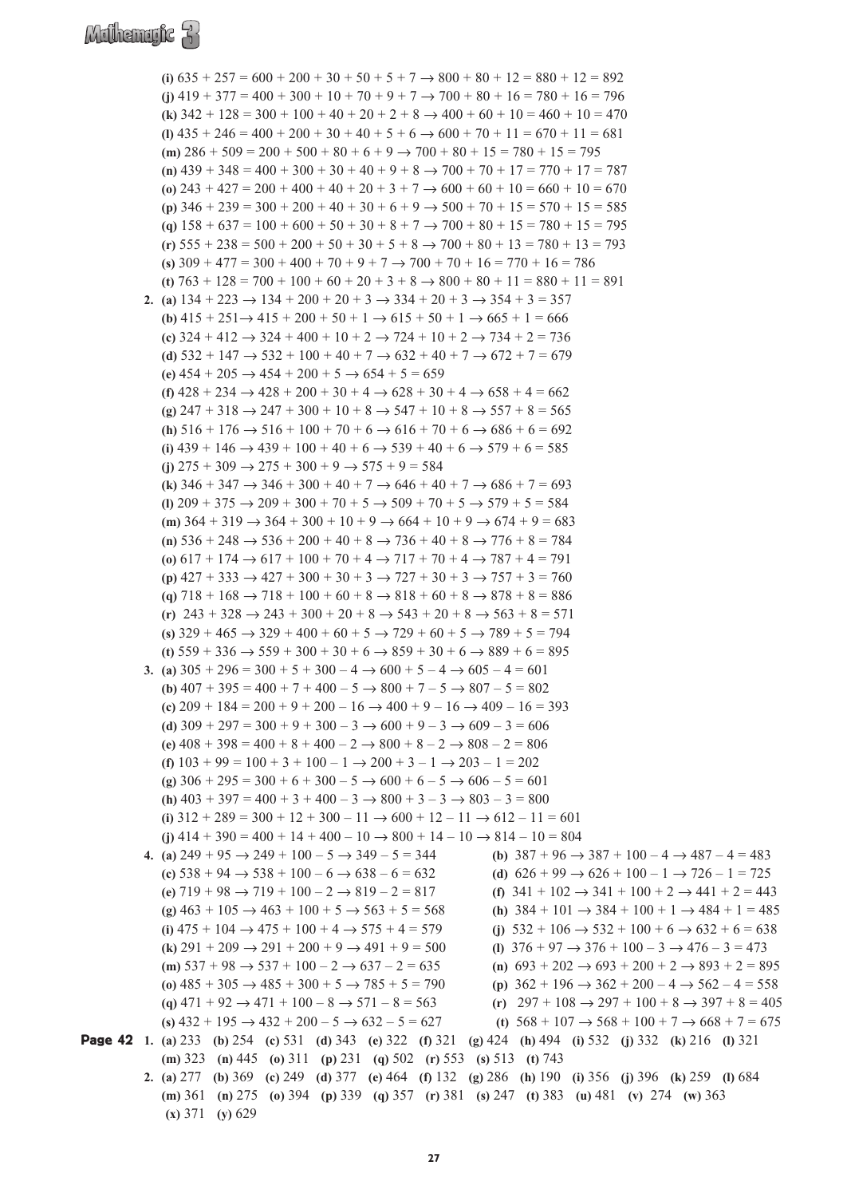**(i)** $635 + 257 = 600 + 200 + 30 + 50 + 5 + 7 \rightarrow 800 + 80 + 12 = 880 + 12 = 892$
**(j)** $419 + 377 = 400 + 300 + 10 + 70 + 9 + 7 \rightarrow 700 + 80 + 16 = 780 + 16 = 796$
**(k)** $342 + 128 = 300 + 100 + 40 + 20 + 2 + 8 \rightarrow 400 + 60 + 10 = 460 + 10 = 470$
**(l)** $435 + 246 = 400 + 200 + 30 + 40 + 5 + 6 \rightarrow 600 + 70 + 11 = 670 + 11 = 681$
**(m)** $286 + 509 = 200 + 500 + 80 + 6 + 9 \rightarrow 700 + 80 + 15 = 780 + 15 = 795$
**(n)** $439 + 348 = 400 + 300 + 30 + 40 + 9 + 8 \rightarrow 700 + 70 + 17 = 770 + 17 = 787$
**(o)** $243 + 427 = 200 + 400 + 40 + 20 + 3 + 7 \rightarrow 600 + 60 + 10 = 660 + 10 = 670$
**(p)** $346 + 239 = 300 + 200 + 40 + 30 + 6 + 9 \rightarrow 500 + 70 + 15 = 570 + 15 = 585$
**(q)** $158 + 637 = 100 + 600 + 50 + 30 + 8 + 7 \rightarrow 700 + 80 + 15 = 780 + 15 = 795$
**(r)** $555 + 238 = 500 + 200 + 50 + 30 + 5 + 8 \rightarrow 700 + 80 + 13 = 780 + 13 = 793$
**(s)** $309 + 477 = 300 + 400 + 70 + 9 + 7 \rightarrow 700 + 70 + 16 = 770 + 16 = 786$
**(t)** $763 + 128 = 700 + 100 + 60 + 20 + 3 + 8 \rightarrow 800 + 80 + 11 = 880 + 11 = 891$

**2.** **(a)** $134 + 223 \rightarrow 134 + 200 + 20 + 3 \rightarrow 334 + 20 + 3 \rightarrow 354 + 3 = 357$
**(b)** $415 + 251 \rightarrow 415 + 200 + 50 + 1 \rightarrow 615 + 50 + 1 \rightarrow 665 + 1 = 666$
**(c)** $324 + 412 \rightarrow 324 + 400 + 10 + 2 \rightarrow 724 + 10 + 2 \rightarrow 734 + 2 = 736$
**(d)** $532 + 147 \rightarrow 532 + 100 + 40 + 7 \rightarrow 632 + 40 + 7 \rightarrow 672 + 7 = 679$
**(e)** $454 + 205 \rightarrow 454 + 200 + 5 \rightarrow 654 + 5 = 659$
**(f)** $428 + 234 \rightarrow 428 + 200 + 30 + 4 \rightarrow 628 + 30 + 4 \rightarrow 658 + 4 = 662$
**(g)** $247 + 318 \rightarrow 247 + 300 + 10 + 8 \rightarrow 547 + 10 + 8 \rightarrow 557 + 8 = 565$
**(h)** $516 + 176 \rightarrow 516 + 100 + 70 + 6 \rightarrow 616 + 70 + 6 \rightarrow 686 + 6 = 692$
**(i)** $439 + 146 \rightarrow 439 + 100 + 40 + 6 \rightarrow 539 + 40 + 6 \rightarrow 579 + 6 = 585$
**(j)** $275 + 309 \rightarrow 275 + 300 + 9 \rightarrow 575 + 9 = 584$
**(k)** $346 + 347 \rightarrow 346 + 300 + 40 + 7 \rightarrow 646 + 40 + 7 \rightarrow 686 + 7 = 693$
**(l)** $209 + 375 \rightarrow 209 + 300 + 70 + 5 \rightarrow 509 + 70 + 5 \rightarrow 579 + 5 = 584$
**(m)** $364 + 319 \rightarrow 364 + 300 + 10 + 9 \rightarrow 664 + 10 + 9 \rightarrow 674 + 9 = 683$
**(n)** $536 + 248 \rightarrow 536 + 200 + 40 + 8 \rightarrow 736 + 40 + 8 \rightarrow 776 + 8 = 784$
**(o)** $617 + 174 \rightarrow 617 + 100 + 70 + 4 \rightarrow 717 + 70 + 4 \rightarrow 787 + 4 = 791$
**(p)** $427 + 333 \rightarrow 427 + 300 + 30 + 3 \rightarrow 727 + 30 + 3 \rightarrow 757 + 3 = 760$
**(q)** $718 + 168 \rightarrow 718 + 100 + 60 + 8 \rightarrow 818 + 60 + 8 \rightarrow 878 + 8 = 886$
**(r)** $243 + 328 \rightarrow 243 + 300 + 20 + 8 \rightarrow 543 + 20 + 8 \rightarrow 563 + 8 = 571$
**(s)** $329 + 465 \rightarrow 329 + 400 + 60 + 5 \rightarrow 729 + 60 + 5 \rightarrow 789 + 5 = 794$
**(t)** $559 + 336 \rightarrow 559 + 300 + 30 + 6 \rightarrow 859 + 30 + 6 \rightarrow 889 + 6 = 895$

**3.** **(a)** $305 + 296 = 300 + 5 + 300 - 4 \rightarrow 600 + 5 - 4 \rightarrow 605 - 4 = 601$
**(b)** $407 + 395 = 400 + 7 + 400 - 5 \rightarrow 800 + 7 - 5 \rightarrow 807 - 5 = 802$
**(c)** $209 + 184 = 200 + 9 + 200 - 16 \rightarrow 400 + 9 - 16 \rightarrow 409 - 16 = 393$
**(d)** $309 + 297 = 300 + 9 + 300 - 3 \rightarrow 600 + 9 - 3 \rightarrow 609 - 3 = 606$
**(e)** $408 + 398 = 400 + 8 + 400 - 2 \rightarrow 800 + 8 - 2 \rightarrow 808 - 2 = 806$
**(f)** $103 + 99 = 100 + 3 + 100 - 1 \rightarrow 200 + 3 - 1 \rightarrow 203 - 1 = 202$
**(g)** $306 + 295 = 300 + 6 + 300 - 5 \rightarrow 600 + 6 - 5 \rightarrow 606 - 5 = 601$
**(h)** $403 + 397 = 400 + 3 + 400 - 3 \rightarrow 800 + 3 - 3 \rightarrow 803 - 3 = 800$
**(i)** $312 + 289 = 300 + 12 + 300 - 11 \rightarrow 600 + 12 - 11 \rightarrow 612 - 11 = 601$
**(j)** $414 + 390 = 400 + 14 + 400 - 10 \rightarrow 800 + 14 - 10 \rightarrow 814 - 10 = 804$

**4.** **(a)** $249 + 95 \rightarrow 249 + 100 - 5 \rightarrow 349 - 5 = 344$
**(b)** $387 + 96 \rightarrow 387 + 100 - 4 \rightarrow 487 - 4 = 483$
**(c)** $538 + 94 \rightarrow 538 + 100 - 6 \rightarrow 638 - 6 = 632$
**(d)** $626 + 99 \rightarrow 626 + 100 - 1 \rightarrow 726 - 1 = 725$
**(e)** $719 + 98 \rightarrow 719 + 100 - 2 \rightarrow 819 - 2 = 817$
**(f)** $341 + 102 \rightarrow 341 + 100 + 2 \rightarrow 441 + 2 = 443$
**(g)** $463 + 105 \rightarrow 463 + 100 + 5 \rightarrow 563 + 5 = 568$
**(h)** $384 + 101 \rightarrow 384 + 100 + 1 \rightarrow 484 + 1 = 485$
**(i)** $475 + 104 \rightarrow 475 + 100 + 4 \rightarrow 575 + 4 = 579$
**(j)** $532 + 106 \rightarrow 532 + 100 + 6 \rightarrow 632 + 6 = 638$
**(k)** $291 + 209 \rightarrow 291 + 200 + 9 \rightarrow 491 + 9 = 500$
**(l)** $376 + 97 \rightarrow 376 + 100 - 3 \rightarrow 476 - 3 = 473$
**(m)** $537 + 98 \rightarrow 537 + 100 - 2 \rightarrow 637 - 2 = 635$
**(n)** $693 + 202 \rightarrow 693 + 200 + 2 \rightarrow 893 + 2 = 895$
**(o)** $485 + 305 \rightarrow 485 + 300 + 5 \rightarrow 785 + 5 = 790$
**(p)** $362 + 196 \rightarrow 362 + 200 - 4 \rightarrow 562 - 4 = 558$
**(q)** $471 + 92 \rightarrow 471 + 100 - 8 \rightarrow 571 - 8 = 563$
**(r)** $297 + 108 \rightarrow 297 + 100 + 8 \rightarrow 397 + 8 = 405$
**(s)** $432 + 195 \rightarrow 432 + 200 - 5 \rightarrow 632 - 5 = 627$
**(t)** $568 + 107 \rightarrow 568 + 100 + 7 \rightarrow 668 + 7 = 675$

**Page 42** **1.** **(a)** 233 **(b)** 254 **(c)** 531 **(d)** 343 **(e)** 322 **(f)** 321 **(g)** 424 **(h)** 494 **(i)** 532 **(j)** 332 **(k)** 216 **(l)** 321 **(m)** 323 **(n)** 445 **(o)** 311 **(p)** 231 **(q)** 502 **(r)** 553 **(s)** 513 **(t)** 743

**2.** **(a)** 277 **(b)** 369 **(c)** 249 **(d)** 377 **(e)** 464 **(f)** 132 **(g)** 286 **(h)** 190 **(i)** 356 **(j)** 396 **(k)** 259 **(l)** 684 **(m)** 361 **(n)** 275 **(o)** 394 **(p)** 339 **(q)** 357 **(r)** 381 **(s)** 247 **(t)** 383 **(u)** 481 **(v)** 274 **(w)** 363 **(x)** 371 **(y)** 629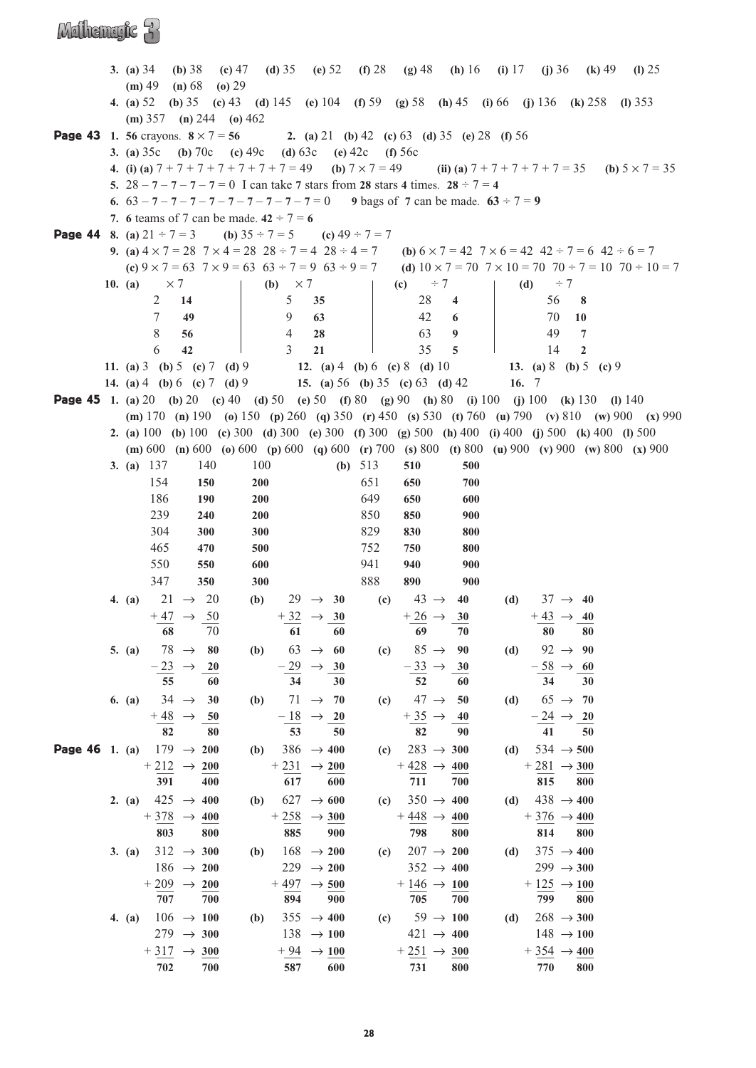3. **(a)** 34 **(b)** 38 **(c)** 47 **(d)** 35 **(e)** 52 **(f)** 28 **(g)** 48 **(h)** 16 **(i)** 17 **(j)** 36 **(k)** 49 **(l)** 25 **(m)** 49 **(n)** 68 **(o)** 29

4. **(a)** 52 **(b)** 35 **(c)** 43 **(d)** 145 **(e)** 104 **(f)** 59 **(g)** 58 **(h)** 45 **(i)** 66 **(j)** 136 **(k)** 258 **(l)** 353 **(m)** 357 **(n)** 244 **(o)** 462

**Page 43**

1. **56** crayons. $8 \times 7 = \mathbf{56}$

2. **(a)** 21 **(b)** 42 **(c)** 63 **(d)** 35 **(e)** 28 **(f)** 56

3. **(a)** 35c **(b)** 70c **(c)** 49c **(d)** 63c **(e)** 42c **(f)** 56c

4. **(i) (a)** $7 + 7 + 7 + 7 + 7 + 7 + 7 = 49$ **(b)** $7 \times 7 = 49$ **(ii) (a)** $7 + 7 + 7 + 7 + 7 = 35$ **(b)** $5 \times 7 = 35$

5. $28 - \mathbf{7} - \mathbf{7} - \mathbf{7} - \mathbf{7} = 0$ I can take **7** stars from **28** stars **4** times. $\mathbf{28} \div 7 = \mathbf{4}$

6. $63 - \mathbf{7} - \mathbf{7} - \mathbf{7} - \mathbf{7} - \mathbf{7} - \mathbf{7} - \mathbf{7} - \mathbf{7} - \mathbf{7} = 0$ **9** bags of **7** can be made. $\mathbf{63} \div 7 = \mathbf{9}$

7. **6** teams of 7 can be made. $\mathbf{42} \div 7 = \mathbf{6}$

**Page 44**

8. **(a)** $21 \div 7 = 3$ **(b)** $35 \div 7 = 5$ **(c)** $49 \div 7 = 7$

9. **(a)** $4 \times 7 = 28$ $7 \times 4 = 28$ $28 \div 7 = 4$ $28 \div 4 = 7$ **(b)** $6 \times 7 = 42$ $7 \times 6 = 42$ $42 \div 7 = 6$ $42 \div 6 = 7$
**(c)** $9 \times 7 = 63$ $7 \times 9 = 63$ $63 \div 7 = 9$ $63 \div 9 = 7$ **(d)** $10 \times 7 = 70$ $7 \times 10 = 70$ $70 \div 7 = 10$ $70 \div 10 = 7$

10.

**(a)**

| × 7 | |
|---|---|
| 2 | **14** |
| 7 | **49** |
| 8 | **56** |
| 6 | **42** |

**(b)**

| × 7 | |
|---|---|
| 5 | **35** |
| 9 | **63** |
| 4 | **28** |
| 3 | **21** |

**(c)**

| ÷ 7 | |
|---|---|
| 28 | **4** |
| 42 | **6** |
| 63 | **9** |
| 35 | **5** |

**(d)**

| ÷ 7 | |
|---|---|
| 56 | **8** |
| 70 | **10** |
| 49 | **7** |
| 14 | **2** |

11. **(a)** 3 **(b)** 5 **(c)** 7 **(d)** 9

12. **(a)** 4 **(b)** 6 **(c)** 8 **(d)** 10

13. **(a)** 8 **(b)** 5 **(c)** 9

14. **(a)** 4 **(b)** 6 **(c)** 7 **(d)** 9

15. **(a)** 56 **(b)** 35 **(c)** 63 **(d)** 42

16. 7

**Page 45**

1. **(a)** 20 **(b)** 20 **(c)** 40 **(d)** 50 **(e)** 50 **(f)** 80 **(g)** 90 **(h)** 80 **(i)** 100 **(j)** 100 **(k)** 130 **(l)** 140 **(m)** 170 **(n)** 190 **(o)** 150 **(p)** 260 **(q)** 350 **(r)** 450 **(s)** 530 **(t)** 760 **(u)** 790 **(v)** 810 **(w)** 900 **(x)** 990

2. **(a)** 100 **(b)** 100 **(c)** 300 **(d)** 300 **(e)** 300 **(f)** 300 **(g)** 500 **(h)** 400 **(i)** 400 **(j)** 500 **(k)** 400 **(l)** 500 **(m)** 600 **(n)** 600 **(o)** 600 **(p)** 600 **(q)** 600 **(r)** 700 **(s)** 800 **(t)** 800 **(u)** 900 **(v)** 900 **(w)** 800 **(x)** 900

3.

**(a)**

| | | |
|---|---|---|
| 137 | 140 | 100 |
| 154 | **150** | **200** |
| 186 | **190** | **200** |
| 239 | **240** | **200** |
| 304 | **300** | **300** |
| 465 | **470** | **500** |
| 550 | **550** | **600** |
| 347 | **350** | **300** |

**(b)**

| | | |
|---|---|---|
| 513 | **510** | **500** |
| 651 | **650** | **700** |
| 649 | **650** | **600** |
| 850 | **850** | **900** |
| 829 | **830** | **800** |
| 752 | **750** | **800** |
| 941 | **940** | **900** |
| 888 | **890** | **900** |

4.
**(a)** $21 \rightarrow 20$; $+47 \rightarrow 50$; **68**, 70
**(b)** $29 \rightarrow \mathbf{30}$; $+32 \rightarrow \mathbf{30}$; **61**, **60**
**(c)** $43 \rightarrow \mathbf{40}$; $+26 \rightarrow \mathbf{30}$; **69**, **70**
**(d)** $37 \rightarrow \mathbf{40}$; $+43 \rightarrow \mathbf{40}$; **80**, **80**

5.
**(a)** $78 \rightarrow \mathbf{80}$; $-23 \rightarrow \mathbf{20}$; **55**, **60**
**(b)** $63 \rightarrow \mathbf{60}$; $-29 \rightarrow \mathbf{30}$; **34**, **30**
**(c)** $85 \rightarrow \mathbf{90}$; $-33 \rightarrow \mathbf{30}$; **52**, **60**
**(d)** $92 \rightarrow \mathbf{90}$; $-58 \rightarrow \mathbf{60}$; **34**, **30**

6.
**(a)** $34 \rightarrow \mathbf{30}$; $+48 \rightarrow \mathbf{50}$; **82**, **80**
**(b)** $71 \rightarrow \mathbf{70}$; $-18 \rightarrow \mathbf{20}$; **53**, **50**
**(c)** $47 \rightarrow \mathbf{50}$; $+35 \rightarrow \mathbf{40}$; **82**, **90**
**(d)** $65 \rightarrow \mathbf{70}$; $-24 \rightarrow \mathbf{20}$; **41**, **50**

**Page 46**

1.
**(a)** $179 \rightarrow \mathbf{200}$; $+212 \rightarrow \mathbf{200}$; **391**, **400**
**(b)** $386 \rightarrow \mathbf{400}$; $+231 \rightarrow \mathbf{200}$; **617**, **600**
**(c)** $283 \rightarrow \mathbf{300}$; $+428 \rightarrow \mathbf{400}$; **711**, **700**
**(d)** $534 \rightarrow \mathbf{500}$; $+281 \rightarrow \mathbf{300}$; **815**, **800**

2.
**(a)** $425 \rightarrow \mathbf{400}$; $+378 \rightarrow \mathbf{400}$; **803**, **800**
**(b)** $627 \rightarrow \mathbf{600}$; $+258 \rightarrow \mathbf{300}$; **885**, **900**
**(c)** $350 \rightarrow \mathbf{400}$; $+448 \rightarrow \mathbf{400}$; **798**, **800**
**(d)** $438 \rightarrow \mathbf{400}$; $+376 \rightarrow \mathbf{400}$; **814**, **800**

3.
**(a)** $312 \rightarrow \mathbf{300}$; $186 \rightarrow \mathbf{200}$; $+209 \rightarrow \mathbf{200}$; **707**, **700**
**(b)** $168 \rightarrow \mathbf{200}$; $229 \rightarrow \mathbf{200}$; $+497 \rightarrow \mathbf{500}$; **894**, **900**
**(c)** $207 \rightarrow \mathbf{200}$; $352 \rightarrow \mathbf{400}$; $+146 \rightarrow \mathbf{100}$; **705**, **700**
**(d)** $375 \rightarrow \mathbf{400}$; $299 \rightarrow \mathbf{300}$; $+125 \rightarrow \mathbf{100}$; **799**, **800**

4.
**(a)** $106 \rightarrow \mathbf{100}$; $279 \rightarrow \mathbf{300}$; $+317 \rightarrow \mathbf{300}$; **702**, **700**
**(b)** $355 \rightarrow \mathbf{400}$; $138 \rightarrow \mathbf{100}$; $+94 \rightarrow \mathbf{100}$; **587**, **600**
**(c)** $59 \rightarrow \mathbf{100}$; $421 \rightarrow \mathbf{400}$; $+251 \rightarrow \mathbf{300}$; **731**, **800**
**(d)** $268 \rightarrow \mathbf{300}$; $148 \rightarrow \mathbf{100}$; $+354 \rightarrow \mathbf{400}$; **770**, **800**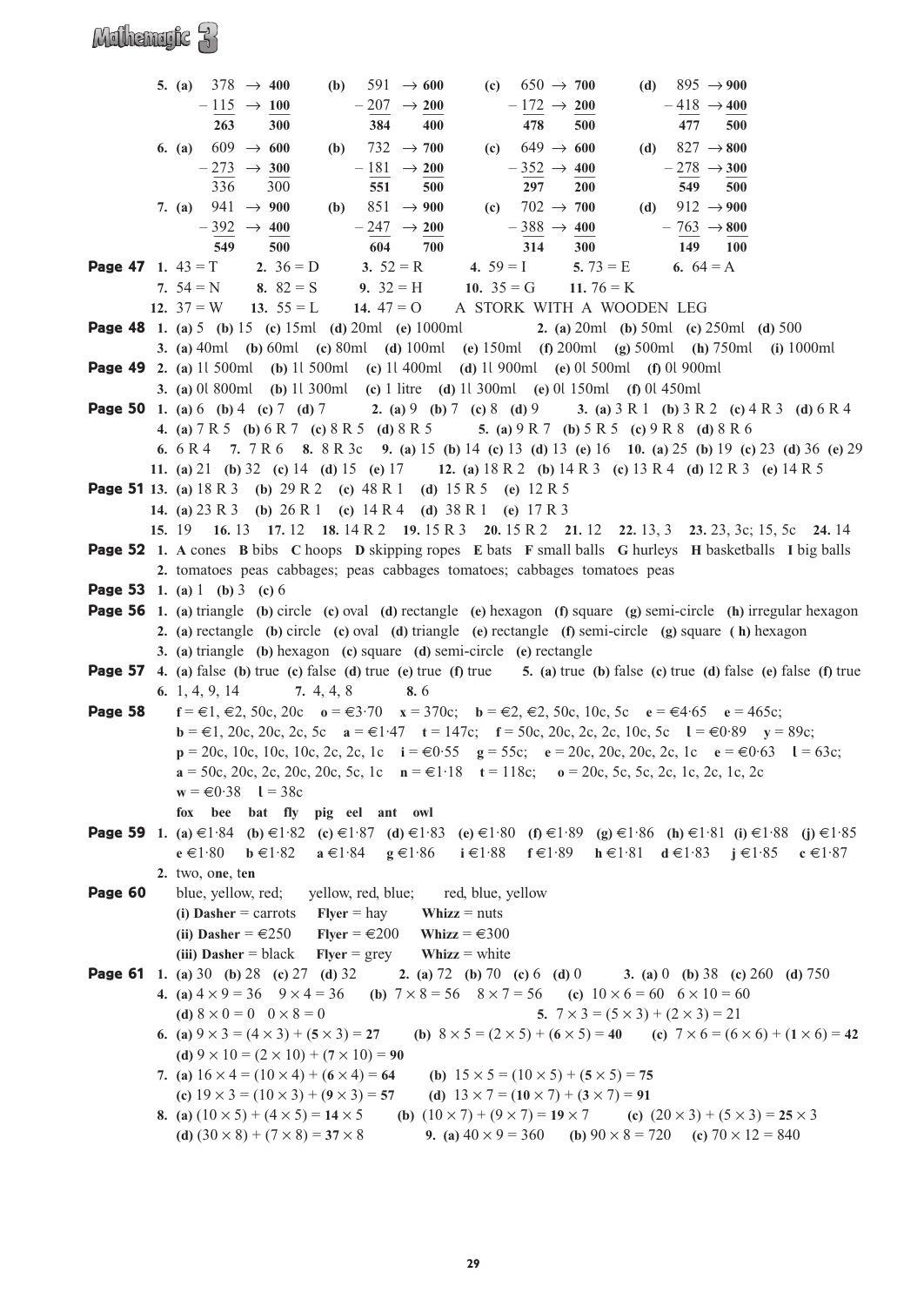**5.** **(a)** 378 → **400** − 115 → **100** = **263**, **300** **(b)** 591 → **600** − 207 → **200** = **384**, **400** **(c)** 650 → **700** − 172 → **200** = **478**, **500** **(d)** 895 → **900** − 418 → **400** = **477**, **500**

**6.** **(a)** 609 → **600** − 273 → **300** = 336, 300 **(b)** 732 → **700** − 181 → **200** = **551**, **500** **(c)** 649 → **600** − 352 → **400** = **297**, **200** **(d)** 827 → **800** − 278 → **300** = **549**, **500**

**7.** **(a)** 941 → **900** − 392 → **400** = **549**, **500** **(b)** 851 → **900** − 247 → **200** = **604**, **700** **(c)** 702 → **700** − 388 → **400** = **314**, **300** **(d)** 912 → **900** − 763 → **800** = **149**, **100**

**Page 47** **1.** 43 = T **2.** 36 = D **3.** 52 = R **4.** 59 = I **5.** 73 = E **6.** 64 = A **7.** 54 = N **8.** 82 = S **9.** 32 = H **10.** 35 = G **11.** 76 = K **12.** 37 = W **13.** 55 = L **14.** 47 = O A STORK WITH A WOODEN LEG

**Page 48** **1.** **(a)** 5 **(b)** 15 **(c)** 15ml **(d)** 20ml **(e)** 1000ml **2.** **(a)** 20ml **(b)** 50ml **(c)** 250ml **(d)** 500 **3.** **(a)** 40ml **(b)** 60ml **(c)** 80ml **(d)** 100ml **(e)** 150ml **(f)** 200ml **(g)** 500ml **(h)** 750ml **(i)** 1000ml

**Page 49** **2.** **(a)** 1l 500ml **(b)** 1l 500ml **(c)** 1l 400ml **(d)** 1l 900ml **(e)** 0l 500ml **(f)** 0l 900ml **3.** **(a)** 0l 800ml **(b)** 1l 300ml **(c)** 1 litre **(d)** 1l 300ml **(e)** 0l 150ml **(f)** 0l 450ml

**Page 50** **1.** **(a)** 6 **(b)** 4 **(c)** 7 **(d)** 7 **2.** **(a)** 9 **(b)** 7 **(c)** 8 **(d)** 9 **3.** **(a)** 3 R 1 **(b)** 3 R 2 **(c)** 4 R 3 **(d)** 6 R 4 **4.** **(a)** 7 R 5 **(b)** 6 R 7 **(c)** 8 R 5 **(d)** 8 R 5 **5.** **(a)** 9 R 7 **(b)** 5 R 5 **(c)** 9 R 8 **(d)** 8 R 6 **6.** 6 R 4 **7.** 7 R 6 **8.** 8 R 3c **9.** **(a)** 15 **(b)** 14 **(c)** 13 **(d)** 13 **(e)** 16 **10.** **(a)** 25 **(b)** 19 **(c)** 23 **(d)** 36 **(e)** 29 **11.** **(a)** 21 **(b)** 32 **(c)** 14 **(d)** 15 **(e)** 17 **12.** **(a)** 18 R 2 **(b)** 14 R 3 **(c)** 13 R 4 **(d)** 12 R 3 **(e)** 14 R 5

**Page 51** **13.** **(a)** 18 R 3 **(b)** 29 R 2 **(c)** 48 R 1 **(d)** 15 R 5 **(e)** 12 R 5 **14.** **(a)** 23 R 3 **(b)** 26 R 1 **(c)** 14 R 4 **(d)** 38 R 1 **(e)** 17 R 3 **15.** 19 **16.** 13 **17.** 12 **18.** 14 R 2 **19.** 15 R 3 **20.** 15 R 2 **21.** 12 **22.** 13, 3 **23.** 23, 3c; 15, 5c **24.** 14

**Page 52** **1.** **A** cones **B** bibs **C** hoops **D** skipping ropes **E** bats **F** small balls **G** hurleys **H** basketballs **I** big balls **2.** tomatoes peas cabbages; peas cabbages tomatoes; cabbages tomatoes peas

**Page 53** **1.** **(a)** 1 **(b)** 3 **(c)** 6

**Page 56** **1.** **(a)** triangle **(b)** circle **(c)** oval **(d)** rectangle **(e)** hexagon **(f)** square **(g)** semi-circle **(h)** irregular hexagon **2.** **(a)** rectangle **(b)** circle **(c)** oval **(d)** triangle **(e)** rectangle **(f)** semi-circle **(g)** square **(h)** hexagon **3.** **(a)** triangle **(b)** hexagon **(c)** square **(d)** semi-circle **(e)** rectangle

**Page 57** **4.** **(a)** false **(b)** true **(c)** false **(d)** true **(e)** true **(f)** true **5.** **(a)** true **(b)** false **(c)** true **(d)** false **(e)** false **(f)** true **6.** 1, 4, 9, 14 **7.** 4, 4, 8 **8.** 6

**Page 58** **f** = €1, €2, 50c, 20c **o** = €3·70 **x** = 370c; **b** = €2, €2, 50c, 10c, 5c **e** = €4·65 **e** = 465c; **b** = €1, 20c, 20c, 2c, 5c **a** = €1·47 **t** = 147c; **f** = 50c, 20c, 2c, 2c, 10c, 5c **l** = €0·89 **y** = 89c; **p** = 20c, 10c, 10c, 10c, 2c, 2c, 1c **i** = €0·55 **g** = 55c; **e** = 20c, 20c, 20c, 2c, 1c **e** = €0·63 **l** = 63c; **a** = 50c, 20c, 2c, 20c, 20c, 5c, 1c **n** = €1·18 **t** = 118c; **o** = 20c, 5c, 5c, 2c, 1c, 2c, 1c, 2c **w** = €0·38 **l** = 38c

**fox bee bat fly pig eel ant owl**

**Page 59** **1.** **(a)** €1·84 **(b)** €1·82 **(c)** €1·87 **(d)** €1·83 **(e)** €1·80 **(f)** €1·89 **(g)** €1·86 **(h)** €1·81 **(i)** €1·88 **(j)** €1·85 **e** €1·80 **b** €1·82 **a** €1·84 **g** €1·86 **i** €1·88 **f** €1·89 **h** €1·81 **d** €1·83 **j** €1·85 **c** €1·87 **2.** two, o**ne**, t**en**

**Page 60** blue, yellow, red; yellow, red, blue; red, blue, yellow
**(i) Dasher** = carrots **Flyer** = hay **Whizz** = nuts
**(ii) Dasher** = €250 **Flyer** = €200 **Whizz** = €300
**(iii) Dasher** = black **Flyer** = grey **Whizz** = white

**Page 61** **1.** **(a)** 30 **(b)** 28 **(c)** 27 **(d)** 32 **2.** **(a)** 72 **(b)** 70 **(c)** 6 **(d)** 0 **3.** **(a)** 0 **(b)** 38 **(c)** 260 **(d)** 750
**4.** **(a)** $4 \times 9 = 36$ $9 \times 4 = 36$ **(b)** $7 \times 8 = 56$ $8 \times 7 = 56$ **(c)** $10 \times 6 = 60$ $6 \times 10 = 60$ **(d)** $8 \times 0 = 0$ $0 \times 8 = 0$ **5.** $7 \times 3 = (5 \times 3) + (2 \times 3) = 21$
**6.** **(a)** $9 \times 3 = (4 \times 3) + (\mathbf{5} \times 3) = \mathbf{27}$ **(b)** $8 \times 5 = (2 \times 5) + (\mathbf{6} \times 5) = \mathbf{40}$ **(c)** $7 \times 6 = (6 \times 6) + (\mathbf{1} \times 6) = \mathbf{42}$ **(d)** $9 \times 10 = (2 \times 10) + (\mathbf{7} \times 10) = \mathbf{90}$
**7.** **(a)** $16 \times 4 = (10 \times 4) + (\mathbf{6} \times 4) = \mathbf{64}$ **(b)** $15 \times 5 = (10 \times 5) + (\mathbf{5} \times 5) = \mathbf{75}$ **(c)** $19 \times 3 = (10 \times 3) + (\mathbf{9} \times 3) = \mathbf{57}$ **(d)** $13 \times 7 = (\mathbf{10} \times 7) + (\mathbf{3} \times 7) = \mathbf{91}$
**8.** **(a)** $(10 \times 5) + (4 \times 5) = \mathbf{14} \times 5$ **(b)** $(10 \times 7) + (9 \times 7) = \mathbf{19} \times 7$ **(c)** $(20 \times 3) + (5 \times 3) = \mathbf{25} \times 3$ **(d)** $(30 \times 8) + (7 \times 8) = \mathbf{37} \times 8$ **9.** **(a)** $40 \times 9 = 360$ **(b)** $90 \times 8 = 720$ **(c)** $70 \times 12 = 840$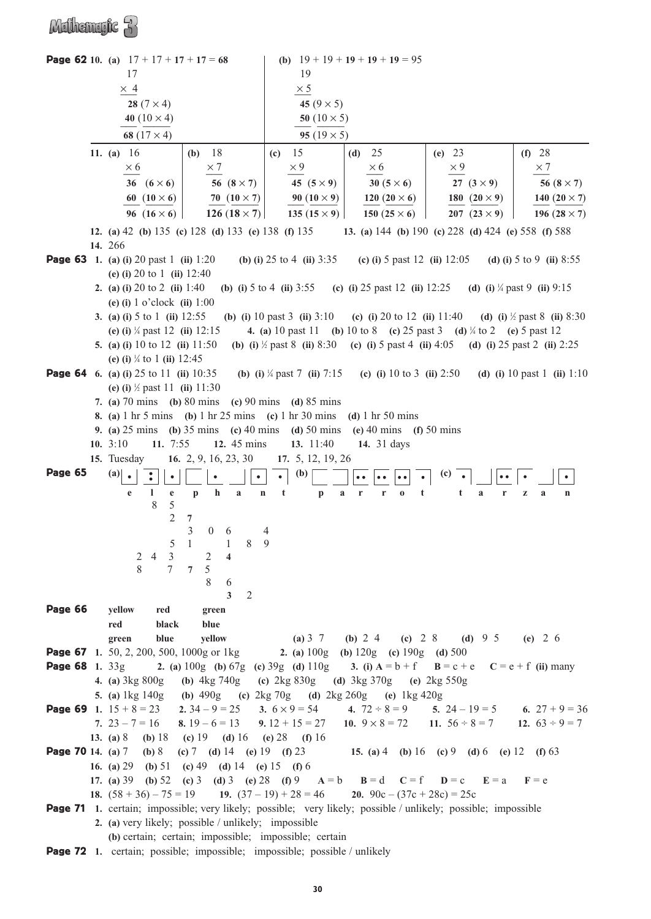**Page 62** **10. (a)** $17 + 17 + 17 + 17 = 68$

```
 17
×  4
 28 (7 × 4)
 40 (10 × 4)
 68 (17 × 4)
```

**(b)** $19 + 19 + 19 + 19 + 19 = 95$

```
 19
×  5
 45 (9 × 5)
 50 (10 × 5)
 95 (19 × 5)
```

**11.**

| (a) | (b) | (c) | (d) | (e) | (f) |
|---|---|---|---|---|---|
| 16 × 6 | 18 × 7 | 15 × 9 | 25 × 6 | 23 × 9 | 28 × 7 |
| 36 (6 × 6) | 56 (8 × 7) | 45 (5 × 9) | 30 (5 × 6) | 27 (3 × 9) | 56 (8 × 7) |
| 60 (10 × 6) | 70 (10 × 7) | 90 (10 × 9) | 120 (20 × 6) | 180 (20 × 9) | 140 (20 × 7) |
| 96 (16 × 6) | 126 (18 × 7) | 135 (15 × 9) | 150 (25 × 6) | 207 (23 × 9) | 196 (28 × 7) |

**12. (a)** 42 **(b)** 135 **(c)** 128 **(d)** 133 **(e)** 138 **(f)** 135 **13. (a)** 144 **(b)** 190 **(c)** 228 **(d)** 424 **(e)** 558 **(f)** 588

**14.** 266

**Page 63** **1. (a) (i)** 20 past 1 **(ii)** 1:20 **(b) (i)** 25 to 4 **(ii)** 3:35 **(c) (i)** 5 past 12 **(ii)** 12:05 **(d) (i)** 5 to 9 **(ii)** 8:55 **(e) (i)** 20 to 1 **(ii)** 12:40

**2. (a) (i)** 20 to 2 **(ii)** 1:40 **(b) (i)** 5 to 4 **(ii)** 3:55 **(c) (i)** 25 past 12 **(ii)** 12:25 **(d) (i)** ¼ past 9 **(ii)** 9:15 **(e) (i)** 1 o'clock **(ii)** 1:00

**3. (a) (i)** 5 to 1 **(ii)** 12:55 **(b) (i)** 10 past 3 **(ii)** 3:10 **(c) (i)** 20 to 12 **(ii)** 11:40 **(d) (i)** ½ past 8 **(ii)** 8:30 **(e) (i)** ¼ past 12 **(ii)** 12:15 **4. (a)** 10 past 11 **(b)** 10 to 8 **(c)** 25 past 3 **(d)** ¼ to 2 **(e)** 5 past 12

**5. (a) (i)** 10 to 12 **(ii)** 11:50 **(b) (i)** ½ past 8 **(ii)** 8:30 **(c) (i)** 5 past 4 **(ii)** 4:05 **(d) (i)** 25 past 2 **(ii)** 2:25 **(e) (i)** ¼ to 1 **(ii)** 12:45

**Page 64** **6. (a) (i)** 25 to 11 **(ii)** 10:35 **(b) (i)** ¼ past 7 **(ii)** 7:15 **(c) (i)** 10 to 3 **(ii)** 2:50 **(d) (i)** 10 past 1 **(ii)** 1:10 **(e) (i)** ½ past 11 **(ii)** 11:30

**7. (a)** 70 mins **(b)** 80 mins **(c)** 90 mins **(d)** 85 mins

**8. (a)** 1 hr 5 mins **(b)** 1 hr 25 mins **(c)** 1 hr 30 mins **(d)** 1 hr 50 mins

**9. (a)** 25 mins **(b)** 35 mins **(c)** 40 mins **(d)** 50 mins **(e)** 40 mins **(f)** 50 mins

**10.** 3:10 **11.** 7:55 **12.** 45 mins **13.** 11:40 **14.** 31 days

**15.** Tuesday **16.** 2, 9, 16, 23, 30 **17.** 5, 12, 19, 26

**Page 65** **(a)** e l e p h a n t **(b)** p a r r o t **(c)** t a r z a n

```
      8  5
         2  7
            3  0  6     4
         5  1     1  8  9
   2  4  3     2  4
   8     7  7  5
               8  6
                  3  2
```

**Page 66**

| | | |
|---|---|---|
| yellow | red | green |
| red | black | blue |
| green | blue | yellow |

**(a)** 3 7 **(b)** 2 4 **(c)** 2 8 **(d)** 9 5 **(e)** 2 6

**Page 67** **1.** 50, 2, 200, 500, 1000g or 1kg **2. (a)** 100g **(b)** 120g **(c)** 190g **(d)** 500

**Page 68** **1.** 33g **2. (a)** 100g **(b)** 67g **(c)** 39g **(d)** 110g **3. (i) A** = b + f **B** = c + e **C** = e + f **(ii)** many

**4. (a)** 3kg 800g **(b)** 4kg 740g **(c)** 2kg 830g **(d)** 3kg 370g **(e)** 2kg 550g

**5. (a)** 1kg 140g **(b)** 490g **(c)** 2kg 70g **(d)** 2kg 260g **(e)** 1kg 420g

**Page 69** **1.** $15 + 8 = 23$ **2.** $34 - 9 = 25$ **3.** $6 \times 9 = 54$ **4.** $72 \div 8 = 9$ **5.** $24 - 19 = 5$ **6.** $27 + 9 = 36$

**7.** $23 - 7 = 16$ **8.** $19 - 6 = 13$ **9.** $12 + 15 = 27$ **10.** $9 \times 8 = 72$ **11.** $56 \div 8 = 7$ **12.** $63 \div 9 = 7$

**13. (a)** 8 **(b)** 18 **(c)** 19 **(d)** 16 **(e)** 28 **(f)** 16

**Page 70** **14. (a)** 7 **(b)** 8 **(c)** 7 **(d)** 14 **(e)** 19 **(f)** 23 **15. (a)** 4 **(b)** 16 **(c)** 9 **(d)** 6 **(e)** 12 **(f)** 63

**16. (a)** 29 **(b)** 51 **(c)** 49 **(d)** 14 **(e)** 15 **(f)** 6

**17. (a)** 39 **(b)** 52 **(c)** 3 **(d)** 3 **(e)** 28 **(f)** 9 **A** = b **B** = d **C** = f **D** = c **E** = a **F** = e

**18.** $(58 + 36) - 75 = 19$ **19.** $(37 - 19) + 28 = 46$ **20.** $90c - (37c + 28c) = 25c$

**Page 71** **1.** certain; impossible; very likely; possible; very likely; possible / unlikely; possible; impossible

**2. (a)** very likely; possible / unlikely; impossible

**(b)** certain; certain; impossible; impossible; certain

**Page 72** **1.** certain; possible; impossible; impossible; possible / unlikely